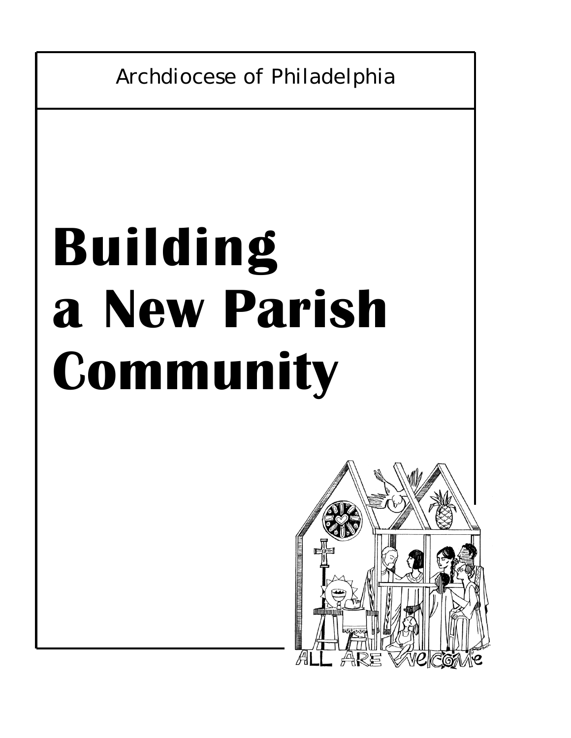Archdiocese of Philadelphia

# Building a New Parish Community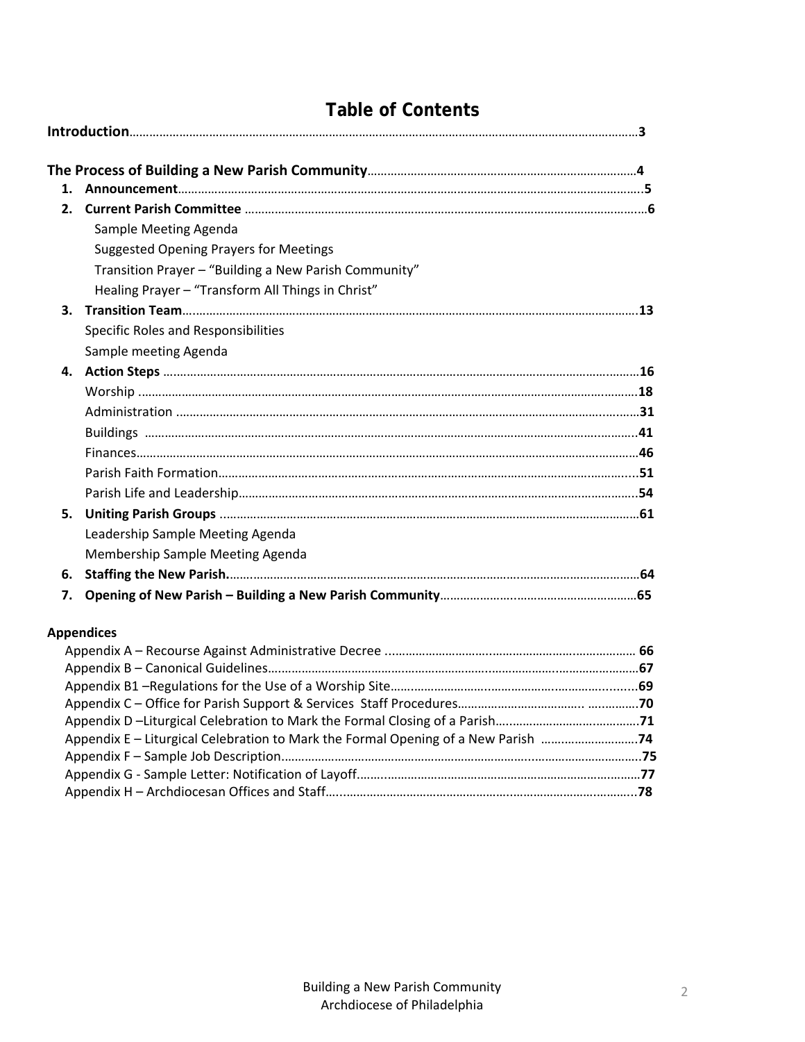# Table of Contents

**Introduction** ... 3

**The Process of Building a New Parish Community** ... 4

1. **Announcement** ... 5
2. **Current Parish Committee** ... 6
   - Sample Meeting Agenda
   - Suggested Opening Prayers for Meetings
   - Transition Prayer – "Building a New Parish Community"
   - Healing Prayer – "Transform All Things in Christ"
3. **Transition Team** ... 13
   - Specific Roles and Responsibilities
   - Sample meeting Agenda
4. **Action Steps** ... 16
   - Worship ... 18
   - Administration ... 31
   - Buildings ... 41
   - Finances ... 46
   - Parish Faith Formation ... 51
   - Parish Life and Leadership ... 54
5. **Uniting Parish Groups** ... 61
   - Leadership Sample Meeting Agenda
   - Membership Sample Meeting Agenda
6. **Staffing the New Parish.** ... 64
7. **Opening of New Parish – Building a New Parish Community** ... 65

**Appendices**

- Appendix A – Recourse Against Administrative Decree ... 66
- Appendix B – Canonical Guidelines ... 67
- Appendix B1 –Regulations for the Use of a Worship Site ... 69
- Appendix C – Office for Parish Support & Services Staff Procedures ... 70
- Appendix D –Liturgical Celebration to Mark the Formal Closing of a Parish ... 71
- Appendix E – Liturgical Celebration to Mark the Formal Opening of a New Parish ... 74
- Appendix F – Sample Job Description ... 75
- Appendix G - Sample Letter: Notification of Layoff ... 77
- Appendix H – Archdiocesan Offices and Staff ... 78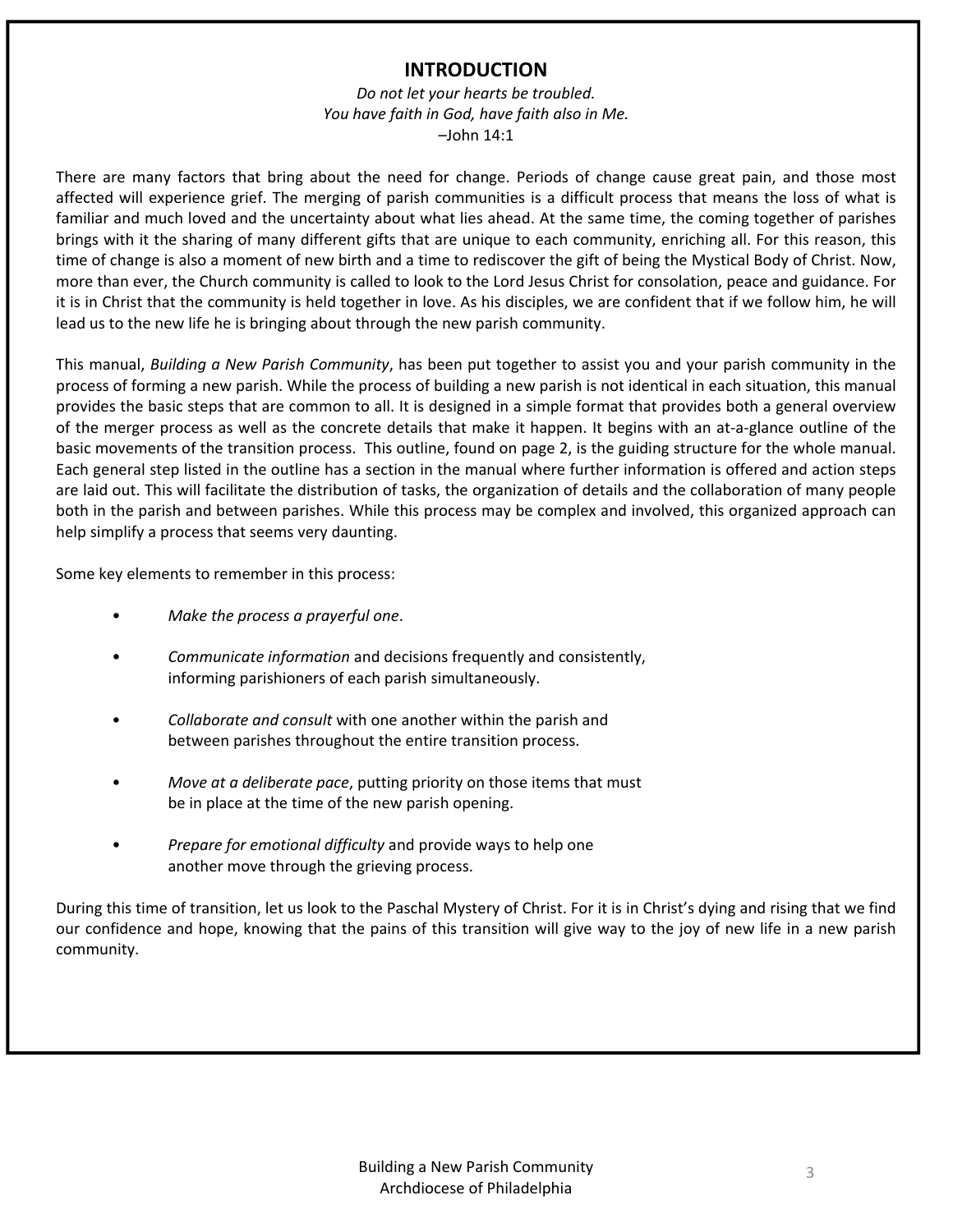# INTRODUCTION

*Do not let your hearts be troubled.*
*You have faith in God, have faith also in Me.*
–John 14:1

There are many factors that bring about the need for change. Periods of change cause great pain, and those most affected will experience grief. The merging of parish communities is a difficult process that means the loss of what is familiar and much loved and the uncertainty about what lies ahead. At the same time, the coming together of parishes brings with it the sharing of many different gifts that are unique to each community, enriching all. For this reason, this time of change is also a moment of new birth and a time to rediscover the gift of being the Mystical Body of Christ. Now, more than ever, the Church community is called to look to the Lord Jesus Christ for consolation, peace and guidance. For it is in Christ that the community is held together in love. As his disciples, we are confident that if we follow him, he will lead us to the new life he is bringing about through the new parish community.

This manual, *Building a New Parish Community*, has been put together to assist you and your parish community in the process of forming a new parish. While the process of building a new parish is not identical in each situation, this manual provides the basic steps that are common to all. It is designed in a simple format that provides both a general overview of the merger process as well as the concrete details that make it happen. It begins with an at-a-glance outline of the basic movements of the transition process. This outline, found on page 2, is the guiding structure for the whole manual. Each general step listed in the outline has a section in the manual where further information is offered and action steps are laid out. This will facilitate the distribution of tasks, the organization of details and the collaboration of many people both in the parish and between parishes. While this process may be complex and involved, this organized approach can help simplify a process that seems very daunting.

Some key elements to remember in this process:

- *Make the process a prayerful one*.
- *Communicate information* and decisions frequently and consistently, informing parishioners of each parish simultaneously.
- *Collaborate and consult* with one another within the parish and between parishes throughout the entire transition process.
- *Move at a deliberate pace*, putting priority on those items that must be in place at the time of the new parish opening.
- *Prepare for emotional difficulty* and provide ways to help one another move through the grieving process.

During this time of transition, let us look to the Paschal Mystery of Christ. For it is in Christ's dying and rising that we find our confidence and hope, knowing that the pains of this transition will give way to the joy of new life in a new parish community.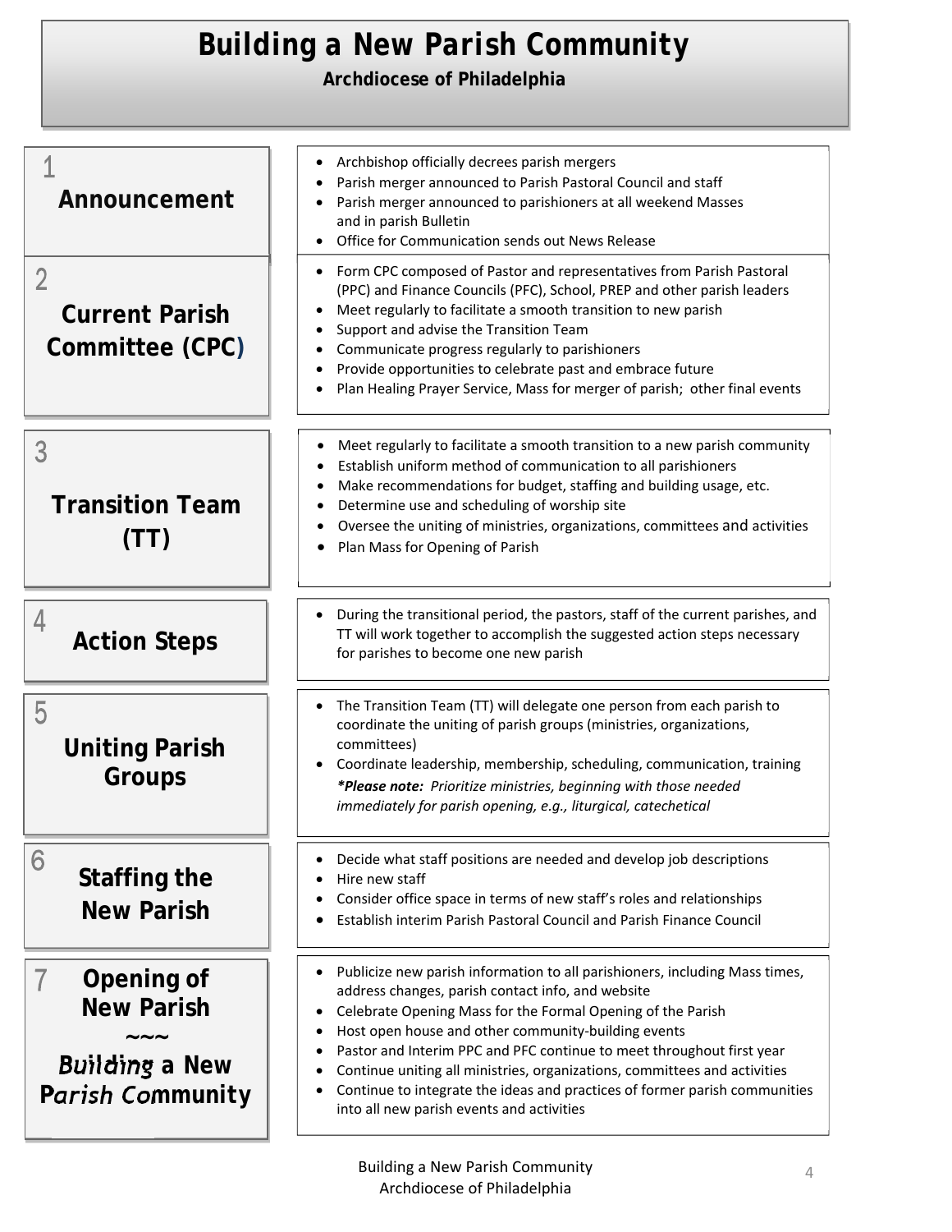# Building a New Parish Community

**Archdiocese of Philadelphia**

## 1 Announcement

- Archbishop officially decrees parish mergers
- Parish merger announced to Parish Pastoral Council and staff
- Parish merger announced to parishioners at all weekend Masses and in parish Bulletin
- Office for Communication sends out News Release

## 2 Current Parish Committee (CPC)

- Form CPC composed of Pastor and representatives from Parish Pastoral (PPC) and Finance Councils (PFC), School, PREP and other parish leaders
- Meet regularly to facilitate a smooth transition to new parish
- Support and advise the Transition Team
- Communicate progress regularly to parishioners
- Provide opportunities to celebrate past and embrace future
- Plan Healing Prayer Service, Mass for merger of parish; other final events

## 3 Transition Team (TT)

- Meet regularly to facilitate a smooth transition to a new parish community
- Establish uniform method of communication to all parishioners
- Make recommendations for budget, staffing and building usage, etc.
- Determine use and scheduling of worship site
- Oversee the uniting of ministries, organizations, committees and activities
- Plan Mass for Opening of Parish

## 4 Action Steps

- During the transitional period, the pastors, staff of the current parishes, and TT will work together to accomplish the suggested action steps necessary for parishes to become one new parish

## 5 Uniting Parish Groups

- The Transition Team (TT) will delegate one person from each parish to coordinate the uniting of parish groups (ministries, organizations, committees)
- Coordinate leadership, membership, scheduling, communication, training

***\*Please note:** Prioritize ministries, beginning with those needed immediately for parish opening, e.g., liturgical, catechetical*

## 6 Staffing the New Parish

- Decide what staff positions are needed and develop job descriptions
- Hire new staff
- Consider office space in terms of new staff's roles and relationships
- Establish interim Parish Pastoral Council and Parish Finance Council

## 7 Opening of New Parish ~~~ Building a New Parish Community

- Publicize new parish information to all parishioners, including Mass times, address changes, parish contact info, and website
- Celebrate Opening Mass for the Formal Opening of the Parish
- Host open house and other community-building events
- Pastor and Interim PPC and PFC continue to meet throughout first year
- Continue uniting all ministries, organizations, committees and activities
- Continue to integrate the ideas and practices of former parish communities into all new parish events and activities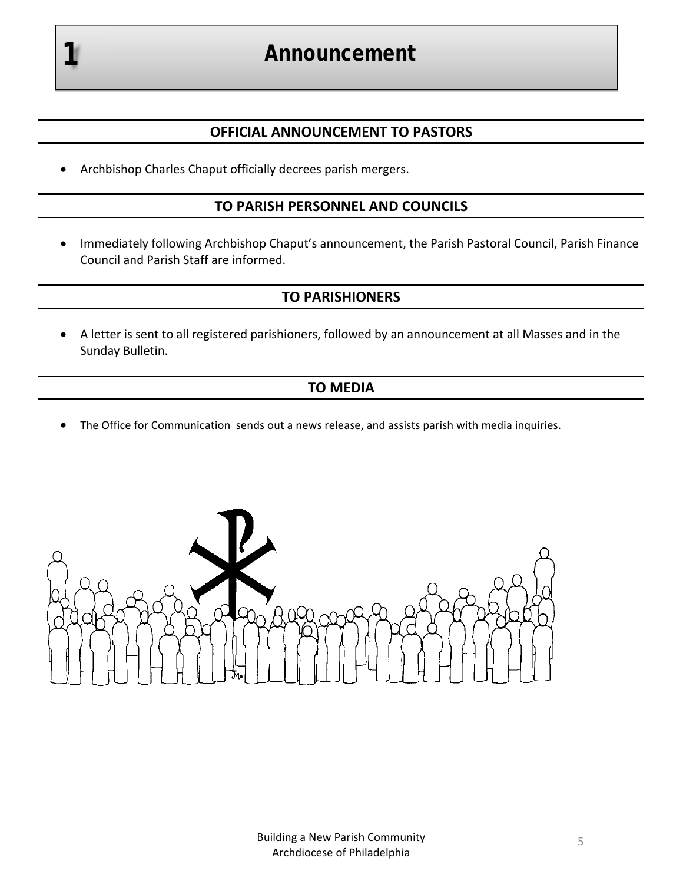# 1 Announcement

## OFFICIAL ANNOUNCEMENT TO PASTORS

- Archbishop Charles Chaput officially decrees parish mergers.

## TO PARISH PERSONNEL AND COUNCILS

- Immediately following Archbishop Chaput's announcement, the Parish Pastoral Council, Parish Finance Council and Parish Staff are informed.

## TO PARISHIONERS

- A letter is sent to all registered parishioners, followed by an announcement at all Masses and in the Sunday Bulletin.

## TO MEDIA

- The Office for Communication sends out a news release, and assists parish with media inquiries.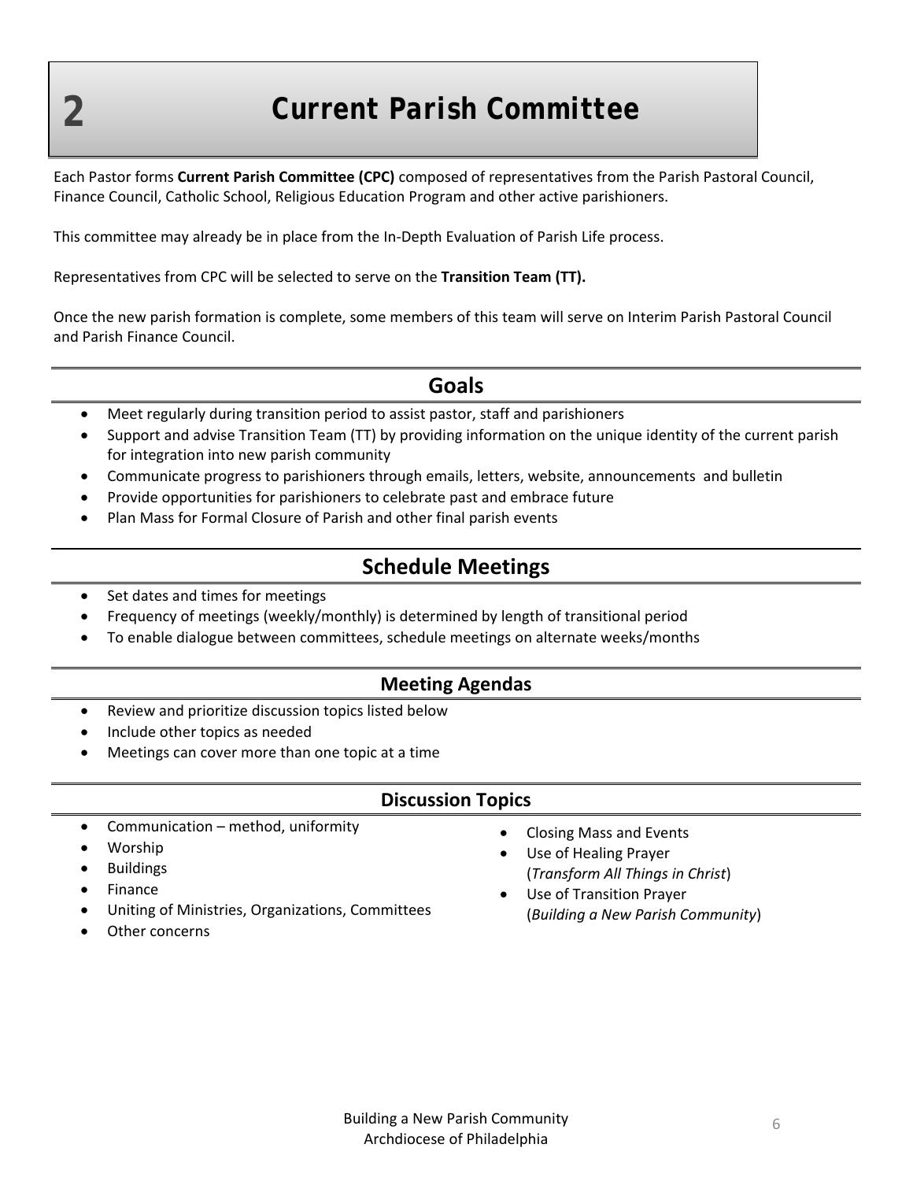# 2 Current Parish Committee

Each Pastor forms **Current Parish Committee (CPC)** composed of representatives from the Parish Pastoral Council, Finance Council, Catholic School, Religious Education Program and other active parishioners.

This committee may already be in place from the In-Depth Evaluation of Parish Life process.

Representatives from CPC will be selected to serve on the **Transition Team (TT).**

Once the new parish formation is complete, some members of this team will serve on Interim Parish Pastoral Council and Parish Finance Council.

## Goals

- Meet regularly during transition period to assist pastor, staff and parishioners
- Support and advise Transition Team (TT) by providing information on the unique identity of the current parish for integration into new parish community
- Communicate progress to parishioners through emails, letters, website, announcements and bulletin
- Provide opportunities for parishioners to celebrate past and embrace future
- Plan Mass for Formal Closure of Parish and other final parish events

## Schedule Meetings

- Set dates and times for meetings
- Frequency of meetings (weekly/monthly) is determined by length of transitional period
- To enable dialogue between committees, schedule meetings on alternate weeks/months

### Meeting Agendas

- Review and prioritize discussion topics listed below
- Include other topics as needed
- Meetings can cover more than one topic at a time

### Discussion Topics

- Communication – method, uniformity
- Worship
- Buildings
- Finance
- Uniting of Ministries, Organizations, Committees
- Other concerns
- Closing Mass and Events
- Use of Healing Prayer (*Transform All Things in Christ*)
- Use of Transition Prayer (*Building a New Parish Community*)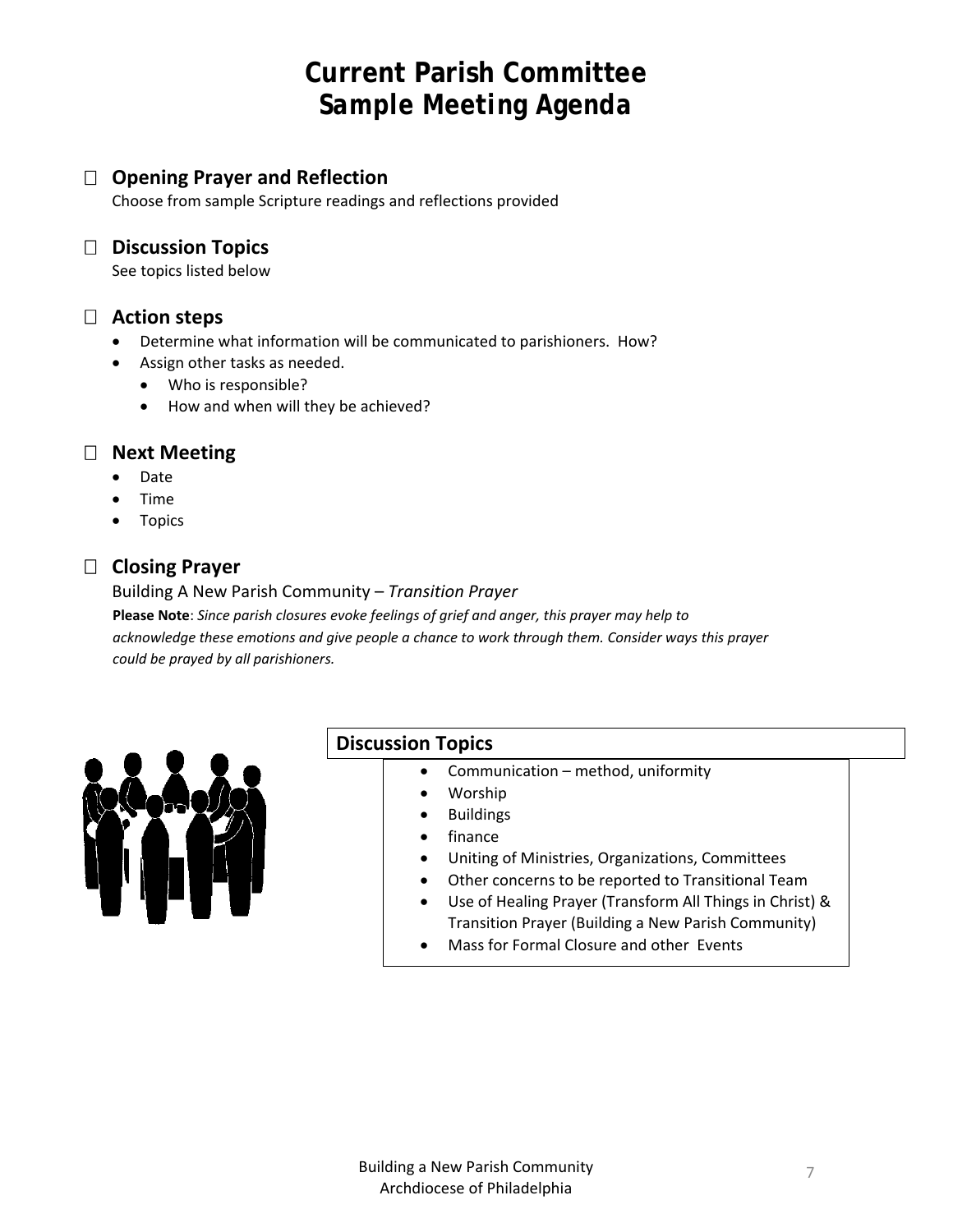# Current Parish Committee
# Sample Meeting Agenda

- [ ] **Opening Prayer and Reflection**
  Choose from sample Scripture readings and reflections provided

- [ ] **Discussion Topics**
  See topics listed below

- [ ] **Action steps**
  - Determine what information will be communicated to parishioners. How?
  - Assign other tasks as needed.
    - Who is responsible?
    - How and when will they be achieved?

- [ ] **Next Meeting**
  - Date
  - Time
  - Topics

- [ ] **Closing Prayer**
  Building A New Parish Community – *Transition Prayer*
  **Please Note**: *Since parish closures evoke feelings of grief and anger, this prayer may help to acknowledge these emotions and give people a chance to work through them. Consider ways this prayer could be prayed by all parishioners.*

## Discussion Topics

- Communication – method, uniformity
- Worship
- Buildings
- finance
- Uniting of Ministries, Organizations, Committees
- Other concerns to be reported to Transitional Team
- Use of Healing Prayer (Transform All Things in Christ) & Transition Prayer (Building a New Parish Community)
- Mass for Formal Closure and other Events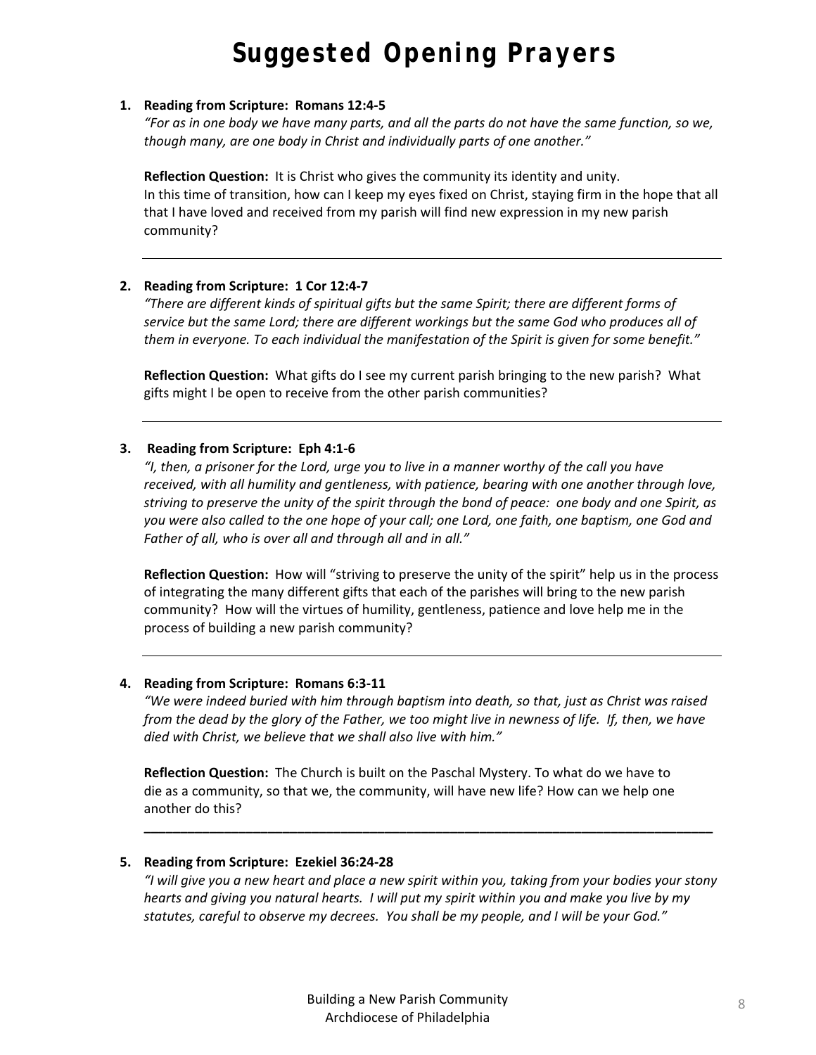# Suggested Opening Prayers

1. **Reading from Scripture: Romans 12:4-5**

   *"For as in one body we have many parts, and all the parts do not have the same function, so we, though many, are one body in Christ and individually parts of one another."*

   **Reflection Question:** It is Christ who gives the community its identity and unity. In this time of transition, how can I keep my eyes fixed on Christ, staying firm in the hope that all that I have loved and received from my parish will find new expression in my new parish community?

---

2. **Reading from Scripture: 1 Cor 12:4-7**

   *"There are different kinds of spiritual gifts but the same Spirit; there are different forms of service but the same Lord; there are different workings but the same God who produces all of them in everyone. To each individual the manifestation of the Spirit is given for some benefit."*

   **Reflection Question:** What gifts do I see my current parish bringing to the new parish? What gifts might I be open to receive from the other parish communities?

---

3. **Reading from Scripture: Eph 4:1-6**

   *"I, then, a prisoner for the Lord, urge you to live in a manner worthy of the call you have received, with all humility and gentleness, with patience, bearing with one another through love, striving to preserve the unity of the spirit through the bond of peace: one body and one Spirit, as you were also called to the one hope of your call; one Lord, one faith, one baptism, one God and Father of all, who is over all and through all and in all."*

   **Reflection Question:** How will "striving to preserve the unity of the spirit" help us in the process of integrating the many different gifts that each of the parishes will bring to the new parish community? How will the virtues of humility, gentleness, patience and love help me in the process of building a new parish community?

---

4. **Reading from Scripture: Romans 6:3-11**

   *"We were indeed buried with him through baptism into death, so that, just as Christ was raised from the dead by the glory of the Father, we too might live in newness of life. If, then, we have died with Christ, we believe that we shall also live with him."*

   **Reflection Question:** The Church is built on the Paschal Mystery. To what do we have to die as a community, so that we, the community, will have new life? How can we help one another do this?

---

5. **Reading from Scripture: Ezekiel 36:24-28**

   *"I will give you a new heart and place a new spirit within you, taking from your bodies your stony hearts and giving you natural hearts. I will put my spirit within you and make you live by my statutes, careful to observe my decrees. You shall be my people, and I will be your God."*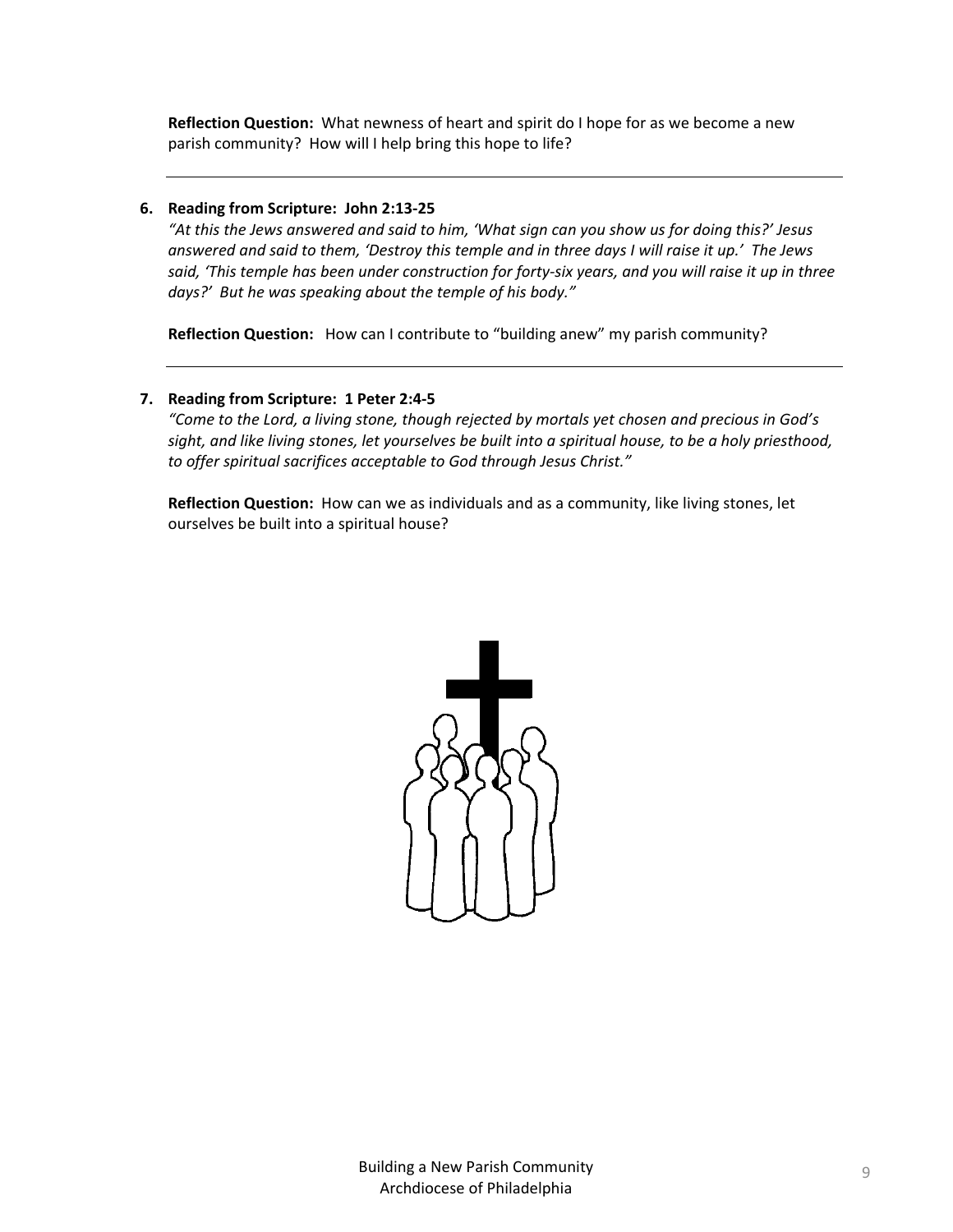**Reflection Question:** What newness of heart and spirit do I hope for as we become a new parish community? How will I help bring this hope to life?

---

6. **Reading from Scripture: John 2:13-25**

   *"At this the Jews answered and said to him, 'What sign can you show us for doing this?' Jesus answered and said to them, 'Destroy this temple and in three days I will raise it up.' The Jews said, 'This temple has been under construction for forty-six years, and you will raise it up in three days?' But he was speaking about the temple of his body."*

   **Reflection Question:** How can I contribute to "building anew" my parish community?

---

7. **Reading from Scripture: 1 Peter 2:4-5**

   *"Come to the Lord, a living stone, though rejected by mortals yet chosen and precious in God's sight, and like living stones, let yourselves be built into a spiritual house, to be a holy priesthood, to offer spiritual sacrifices acceptable to God through Jesus Christ."*

   **Reflection Question:** How can we as individuals and as a community, like living stones, let ourselves be built into a spiritual house?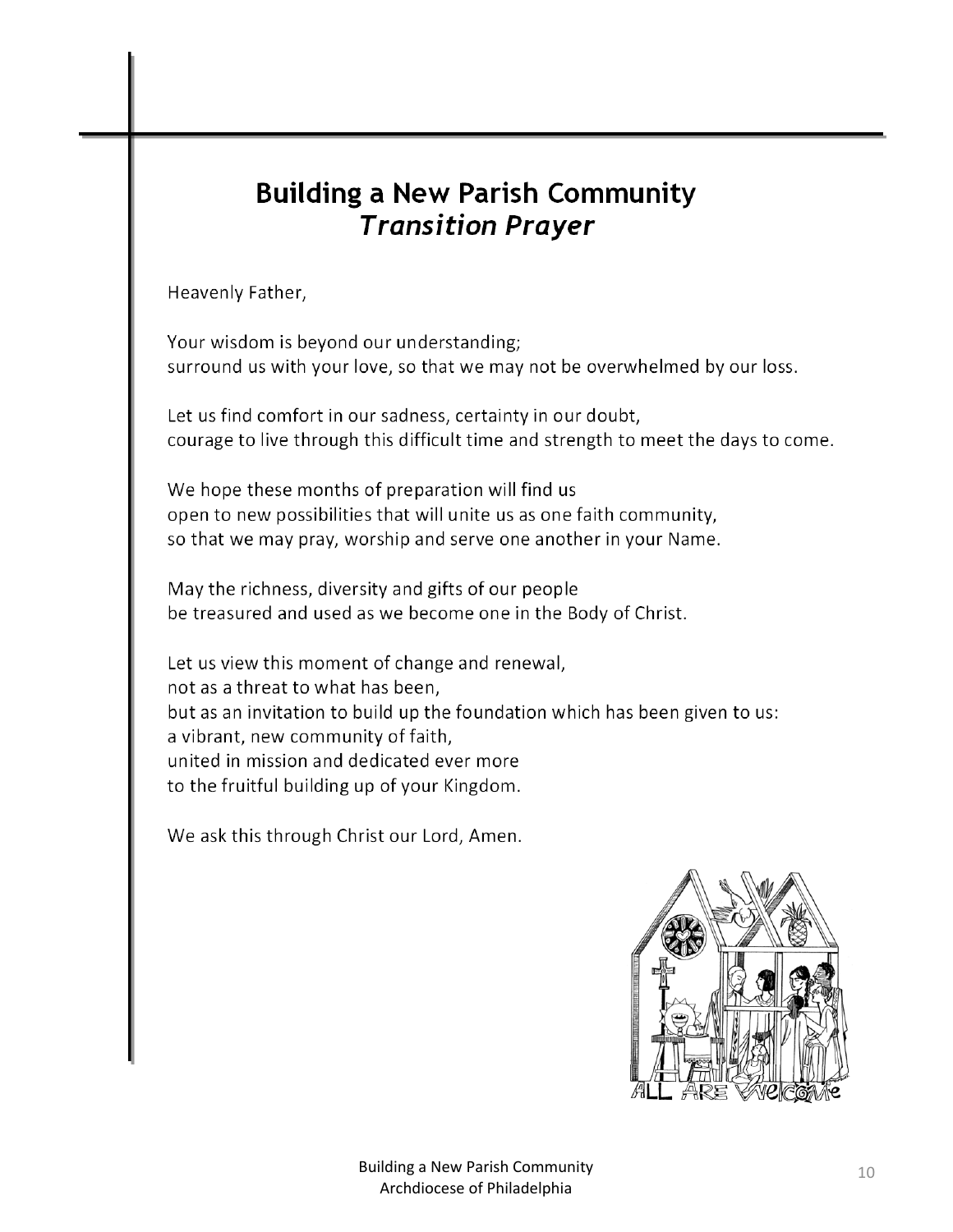# Building a New Parish Community
## *Transition Prayer*

Heavenly Father,

Your wisdom is beyond our understanding;
surround us with your love, so that we may not be overwhelmed by our loss.

Let us find comfort in our sadness, certainty in our doubt,
courage to live through this difficult time and strength to meet the days to come.

We hope these months of preparation will find us
open to new possibilities that will unite us as one faith community,
so that we may pray, worship and serve one another in your Name.

May the richness, diversity and gifts of our people
be treasured and used as we become one in the Body of Christ.

Let us view this moment of change and renewal,
not as a threat to what has been,
but as an invitation to build up the foundation which has been given to us:
a vibrant, new community of faith,
united in mission and dedicated ever more
to the fruitful building up of your Kingdom.

We ask this through Christ our Lord, Amen.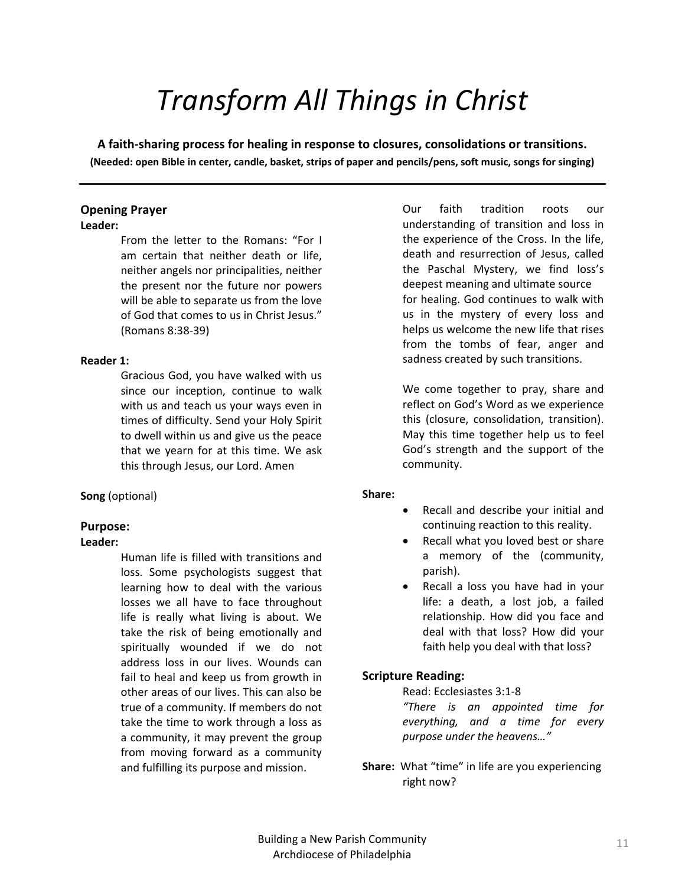# *Transform All Things in Christ*

**A faith-sharing process for healing in response to closures, consolidations or transitions.**

**(Needed: open Bible in center, candle, basket, strips of paper and pencils/pens, soft music, songs for singing)**

---

## Opening Prayer

**Leader:**

From the letter to the Romans: "For I am certain that neither death or life, neither angels nor principalities, neither the present nor the future nor powers will be able to separate us from the love of God that comes to us in Christ Jesus." (Romans 8:38-39)

**Reader 1:**

Gracious God, you have walked with us since our inception, continue to walk with us and teach us your ways even in times of difficulty. Send your Holy Spirit to dwell within us and give us the peace that we yearn for at this time. We ask this through Jesus, our Lord. Amen

**Song** (optional)

## Purpose:

**Leader:**

Human life is filled with transitions and loss. Some psychologists suggest that learning how to deal with the various losses we all have to face throughout life is really what living is about. We take the risk of being emotionally and spiritually wounded if we do not address loss in our lives. Wounds can fail to heal and keep us from growth in other areas of our lives. This can also be true of a community. If members do not take the time to work through a loss as a community, it may prevent the group from moving forward as a community and fulfilling its purpose and mission.

Our faith tradition roots our understanding of transition and loss in the experience of the Cross. In the life, death and resurrection of Jesus, called the Paschal Mystery, we find loss's deepest meaning and ultimate source for healing. God continues to walk with us in the mystery of every loss and helps us welcome the new life that rises from the tombs of fear, anger and sadness created by such transitions.

We come together to pray, share and reflect on God's Word as we experience this (closure, consolidation, transition). May this time together help us to feel God's strength and the support of the community.

**Share:**

- Recall and describe your initial and continuing reaction to this reality.
- Recall what you loved best or share a memory of the (community, parish).
- Recall a loss you have had in your life: a death, a lost job, a failed relationship. How did you face and deal with that loss? How did your faith help you deal with that loss?

## Scripture Reading:

Read: Ecclesiastes 3:1-8

*"There is an appointed time for everything, and a time for every purpose under the heavens…"*

**Share:** What "time" in life are you experiencing right now?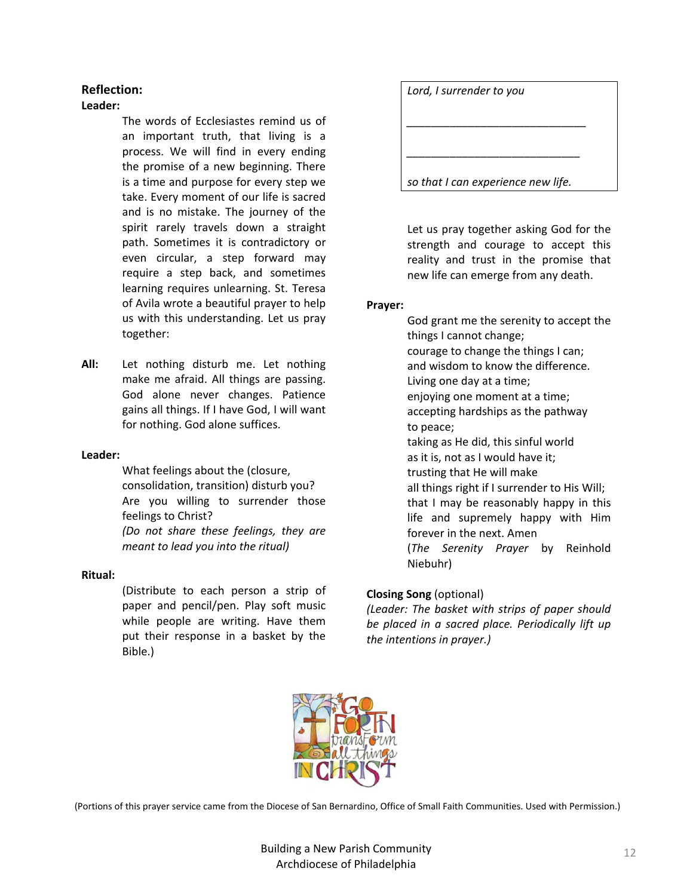**Reflection:**

**Leader:**

The words of Ecclesiastes remind us of an important truth, that living is a process. We will find in every ending the promise of a new beginning. There is a time and purpose for every step we take. Every moment of our life is sacred and is no mistake. The journey of the spirit rarely travels down a straight path. Sometimes it is contradictory or even circular, a step forward may require a step back, and sometimes learning requires unlearning. St. Teresa of Avila wrote a beautiful prayer to help us with this understanding. Let us pray together:

**All:** Let nothing disturb me. Let nothing make me afraid. All things are passing. God alone never changes. Patience gains all things. If I have God, I will want for nothing. God alone suffices.

**Leader:**

What feelings about the (closure, consolidation, transition) disturb you? Are you willing to surrender those feelings to Christ?

*(Do not share these feelings, they are meant to lead you into the ritual)*

**Ritual:**

(Distribute to each person a strip of paper and pencil/pen. Play soft music while people are writing. Have them put their response in a basket by the Bible.)

> *Lord, I surrender to you*
>
> ______________________________
>
> _____________________________
>
> *so that I can experience new life.*

Let us pray together asking God for the strength and courage to accept this reality and trust in the promise that new life can emerge from any death.

**Prayer:**

God grant me the serenity to accept the things I cannot change;
courage to change the things I can;
and wisdom to know the difference.
Living one day at a time;
enjoying one moment at a time;
accepting hardships as the pathway to peace;
taking as He did, this sinful world as it is, not as I would have it;
trusting that He will make all things right if I surrender to His Will;
that I may be reasonably happy in this life and supremely happy with Him forever in the next. Amen
(*The Serenity Prayer* by Reinhold Niebuhr)

**Closing Song** (optional)

*(Leader: The basket with strips of paper should be placed in a sacred place. Periodically lift up the intentions in prayer.)*

(Portions of this prayer service came from the Diocese of San Bernardino, Office of Small Faith Communities. Used with Permission.)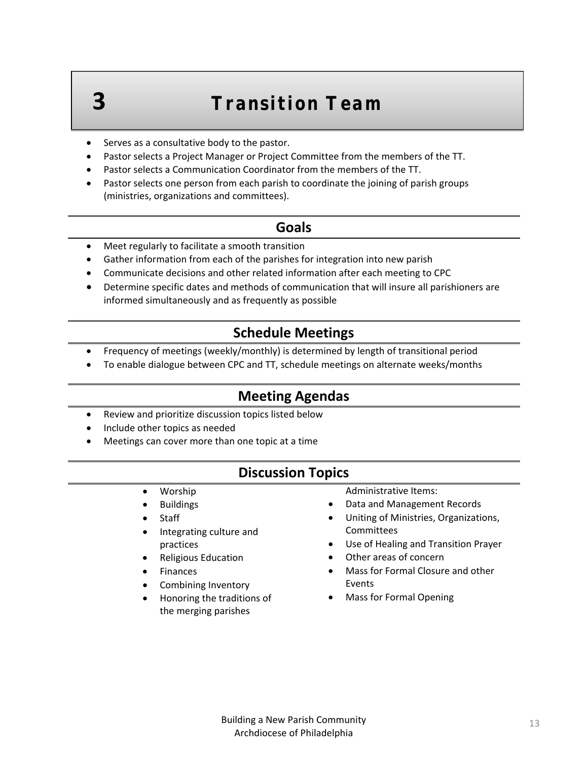# 3 Transition Team

- Serves as a consultative body to the pastor.
- Pastor selects a Project Manager or Project Committee from the members of the TT.
- Pastor selects a Communication Coordinator from the members of the TT.
- Pastor selects one person from each parish to coordinate the joining of parish groups (ministries, organizations and committees).

## Goals

- Meet regularly to facilitate a smooth transition
- Gather information from each of the parishes for integration into new parish
- Communicate decisions and other related information after each meeting to CPC
- Determine specific dates and methods of communication that will insure all parishioners are informed simultaneously and as frequently as possible

## Schedule Meetings

- Frequency of meetings (weekly/monthly) is determined by length of transitional period
- To enable dialogue between CPC and TT, schedule meetings on alternate weeks/months

## Meeting Agendas

- Review and prioritize discussion topics listed below
- Include other topics as needed
- Meetings can cover more than one topic at a time

## Discussion Topics

- Worship
- Buildings
- Staff
- Integrating culture and practices
- Religious Education
- Finances
- Combining Inventory
- Honoring the traditions of the merging parishes

Administrative Items:

- Data and Management Records
- Uniting of Ministries, Organizations, Committees
- Use of Healing and Transition Prayer
- Other areas of concern
- Mass for Formal Closure and other Events
- Mass for Formal Opening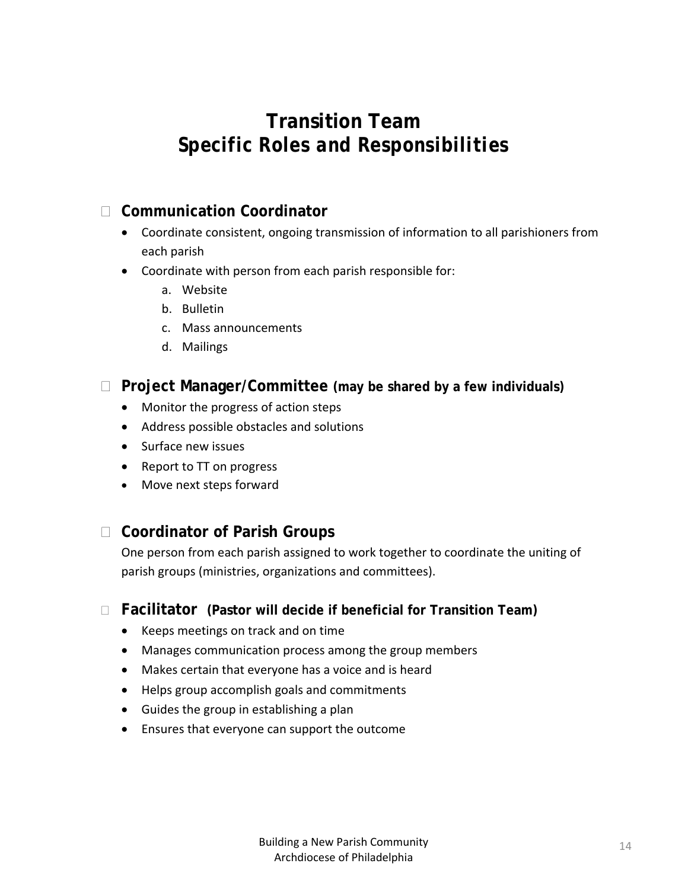# Transition Team
# Specific Roles and Responsibilities

- **Communication Coordinator**
  - Coordinate consistent, ongoing transmission of information to all parishioners from each parish
  - Coordinate with person from each parish responsible for:
    a. Website
    b. Bulletin
    c. Mass announcements
    d. Mailings

- **Project Manager/Committee (may be shared by a few individuals)**
  - Monitor the progress of action steps
  - Address possible obstacles and solutions
  - Surface new issues
  - Report to TT on progress
  - Move next steps forward

- **Coordinator of Parish Groups**

  One person from each parish assigned to work together to coordinate the uniting of parish groups (ministries, organizations and committees).

- **Facilitator (Pastor will decide if beneficial for Transition Team)**
  - Keeps meetings on track and on time
  - Manages communication process among the group members
  - Makes certain that everyone has a voice and is heard
  - Helps group accomplish goals and commitments
  - Guides the group in establishing a plan
  - Ensures that everyone can support the outcome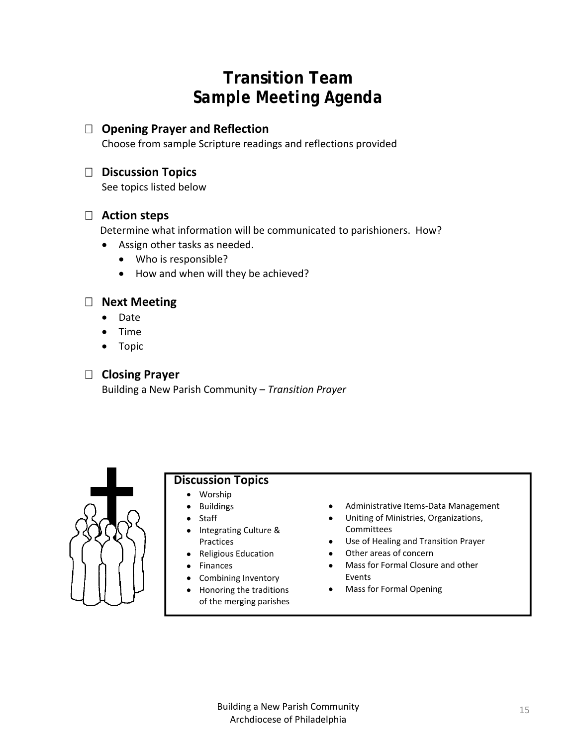# Transition Team
# *Sample Meeting Agenda*

- ☐ **Opening Prayer and Reflection**
  Choose from sample Scripture readings and reflections provided

- ☐ **Discussion Topics**
  See topics listed below

- ☐ **Action steps**
  Determine what information will be communicated to parishioners. How?
  - Assign other tasks as needed.
    - Who is responsible?
    - How and when will they be achieved?

- ☐ **Next Meeting**
  - Date
  - Time
  - Topic

- ☐ **Closing Prayer**
  Building a New Parish Community – *Transition Prayer*

### Discussion Topics

- Worship
- Buildings
- Staff
- Integrating Culture & Practices
- Religious Education
- Finances
- Combining Inventory
- Honoring the traditions of the merging parishes
- Administrative Items-Data Management
- Uniting of Ministries, Organizations, Committees
- Use of Healing and Transition Prayer
- Other areas of concern
- Mass for Formal Closure and other Events
- Mass for Formal Opening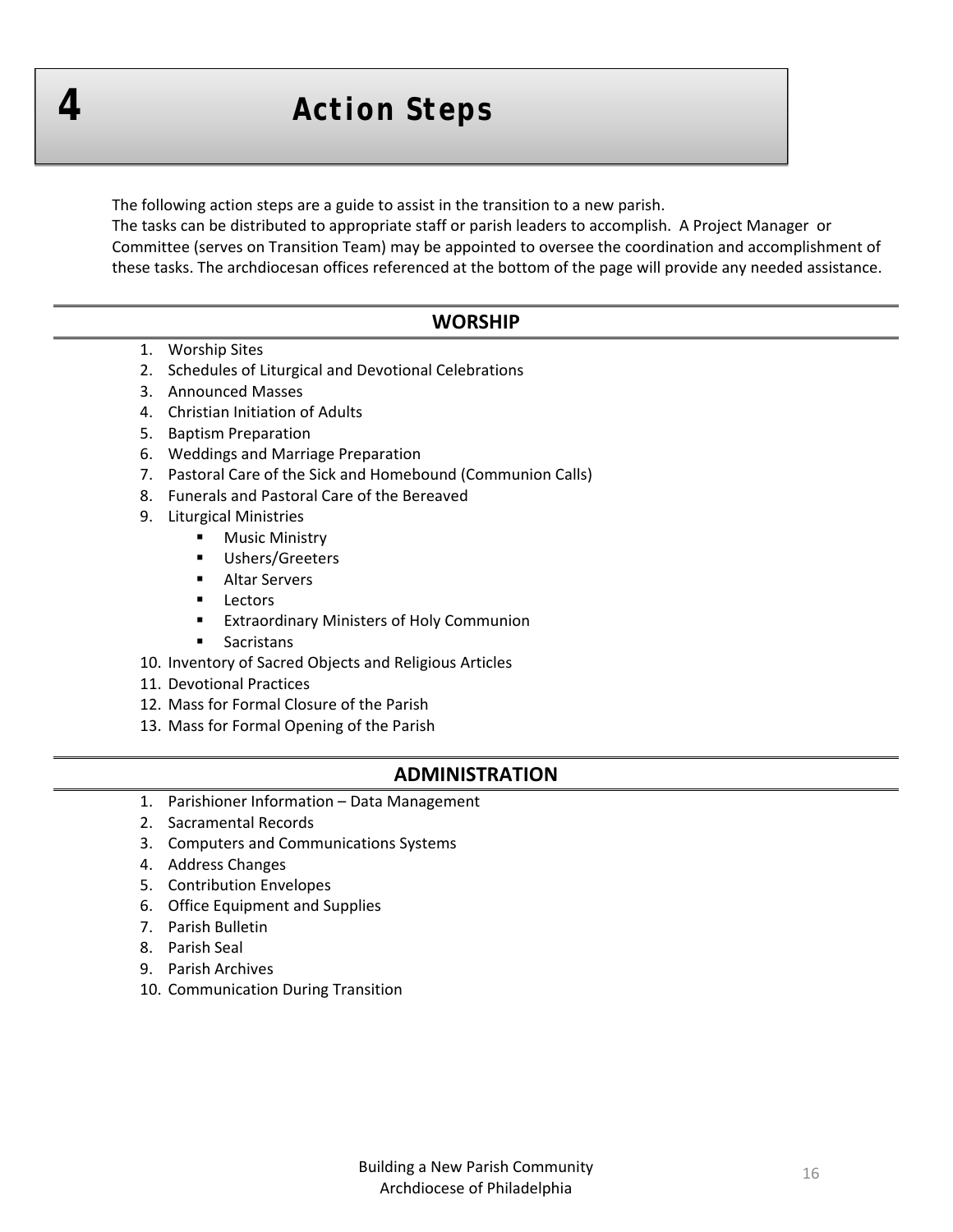# 4 Action Steps

The following action steps are a guide to assist in the transition to a new parish.
The tasks can be distributed to appropriate staff or parish leaders to accomplish. A Project Manager or Committee (serves on Transition Team) may be appointed to oversee the coordination and accomplishment of these tasks. The archdiocesan offices referenced at the bottom of the page will provide any needed assistance.

## WORSHIP

1. Worship Sites
2. Schedules of Liturgical and Devotional Celebrations
3. Announced Masses
4. Christian Initiation of Adults
5. Baptism Preparation
6. Weddings and Marriage Preparation
7. Pastoral Care of the Sick and Homebound (Communion Calls)
8. Funerals and Pastoral Care of the Bereaved
9. Liturgical Ministries
    - Music Ministry
    - Ushers/Greeters
    - Altar Servers
    - Lectors
    - Extraordinary Ministers of Holy Communion
    - Sacristans
10. Inventory of Sacred Objects and Religious Articles
11. Devotional Practices
12. Mass for Formal Closure of the Parish
13. Mass for Formal Opening of the Parish

## ADMINISTRATION

1. Parishioner Information – Data Management
2. Sacramental Records
3. Computers and Communications Systems
4. Address Changes
5. Contribution Envelopes
6. Office Equipment and Supplies
7. Parish Bulletin
8. Parish Seal
9. Parish Archives
10. Communication During Transition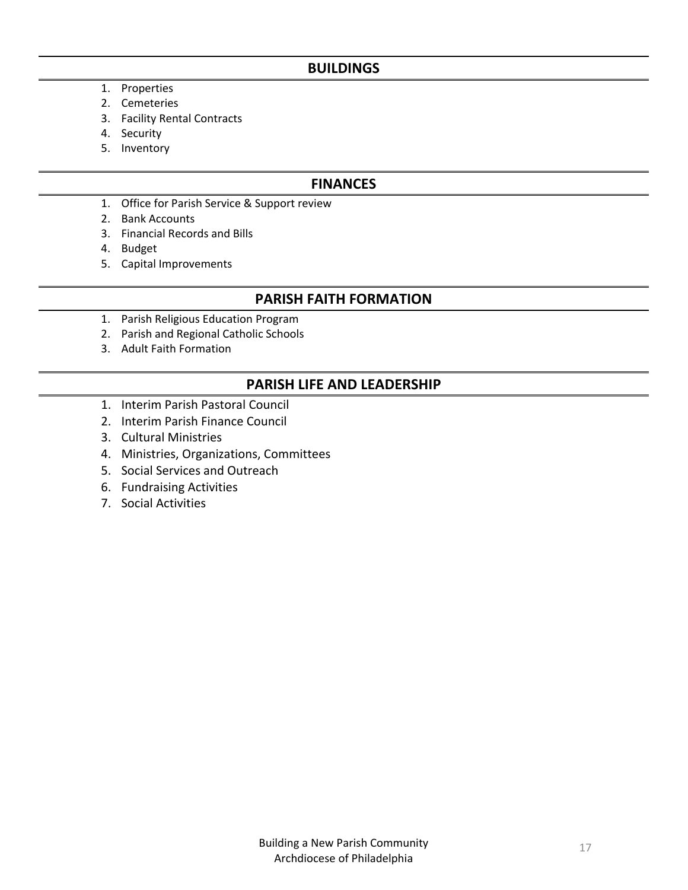## BUILDINGS

1. Properties
2. Cemeteries
3. Facility Rental Contracts
4. Security
5. Inventory

## FINANCES

1. Office for Parish Service & Support review
2. Bank Accounts
3. Financial Records and Bills
4. Budget
5. Capital Improvements

## PARISH FAITH FORMATION

1. Parish Religious Education Program
2. Parish and Regional Catholic Schools
3. Adult Faith Formation

## PARISH LIFE AND LEADERSHIP

1. Interim Parish Pastoral Council
2. Interim Parish Finance Council
3. Cultural Ministries
4. Ministries, Organizations, Committees
5. Social Services and Outreach
6. Fundraising Activities
7. Social Activities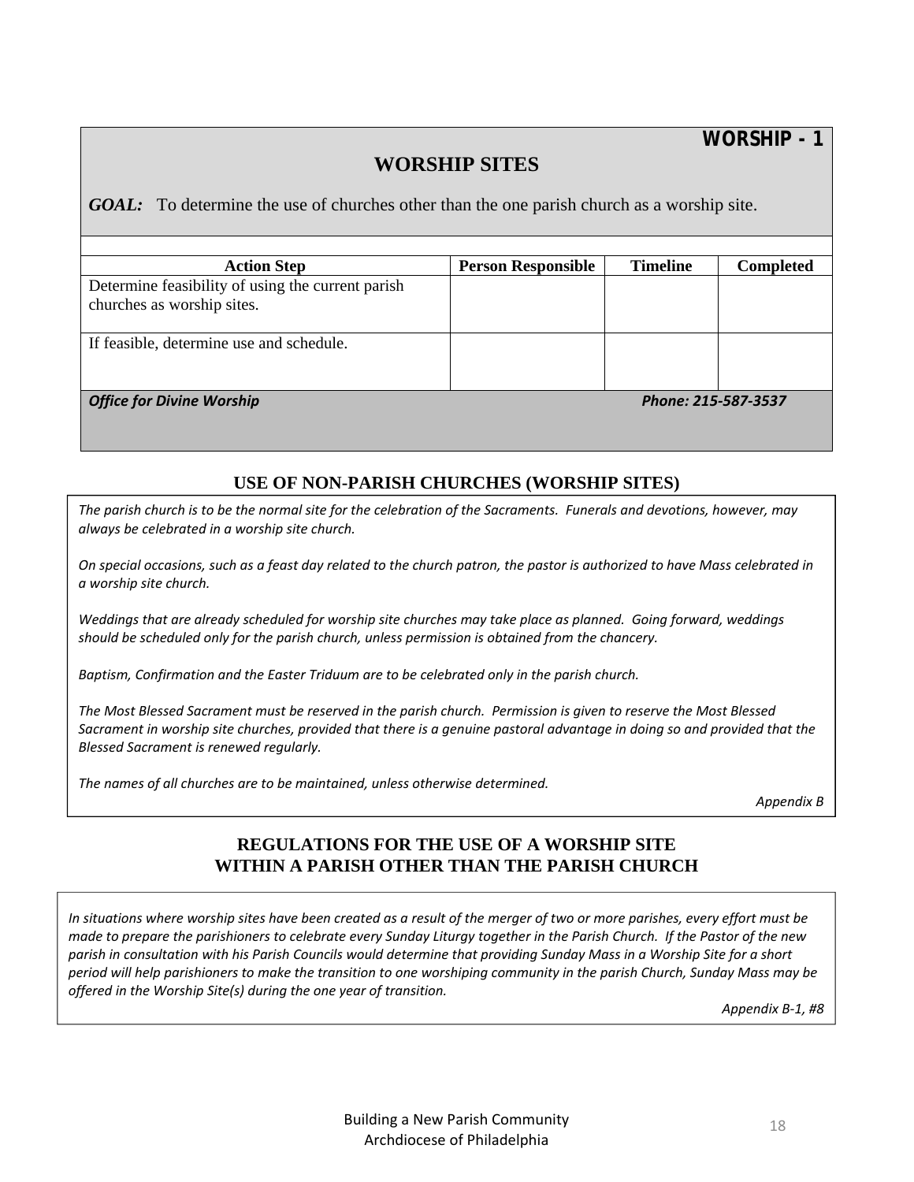**WORSHIP - 1**

## WORSHIP SITES

***GOAL:*** To determine the use of churches other than the one parish church as a worship site.

| Action Step | Person Responsible | Timeline | Completed |
|---|---|---|---|
| Determine feasibility of using the current parish churches as worship sites. | | | |
| If feasible, determine use and schedule. | | | |

***Office for Divine Worship*** ***Phone: 215-587-3537***

### USE OF NON-PARISH CHURCHES (WORSHIP SITES)

*The parish church is to be the normal site for the celebration of the Sacraments. Funerals and devotions, however, may always be celebrated in a worship site church.*

*On special occasions, such as a feast day related to the church patron, the pastor is authorized to have Mass celebrated in a worship site church.*

*Weddings that are already scheduled for worship site churches may take place as planned. Going forward, weddings should be scheduled only for the parish church, unless permission is obtained from the chancery.*

*Baptism, Confirmation and the Easter Triduum are to be celebrated only in the parish church.*

*The Most Blessed Sacrament must be reserved in the parish church. Permission is given to reserve the Most Blessed Sacrament in worship site churches, provided that there is a genuine pastoral advantage in doing so and provided that the Blessed Sacrament is renewed regularly.*

*The names of all churches are to be maintained, unless otherwise determined.*

*Appendix B*

### REGULATIONS FOR THE USE OF A WORSHIP SITE WITHIN A PARISH OTHER THAN THE PARISH CHURCH

*In situations where worship sites have been created as a result of the merger of two or more parishes, every effort must be made to prepare the parishioners to celebrate every Sunday Liturgy together in the Parish Church. If the Pastor of the new parish in consultation with his Parish Councils would determine that providing Sunday Mass in a Worship Site for a short period will help parishioners to make the transition to one worshiping community in the parish Church, Sunday Mass may be offered in the Worship Site(s) during the one year of transition.*

*Appendix B-1, #8*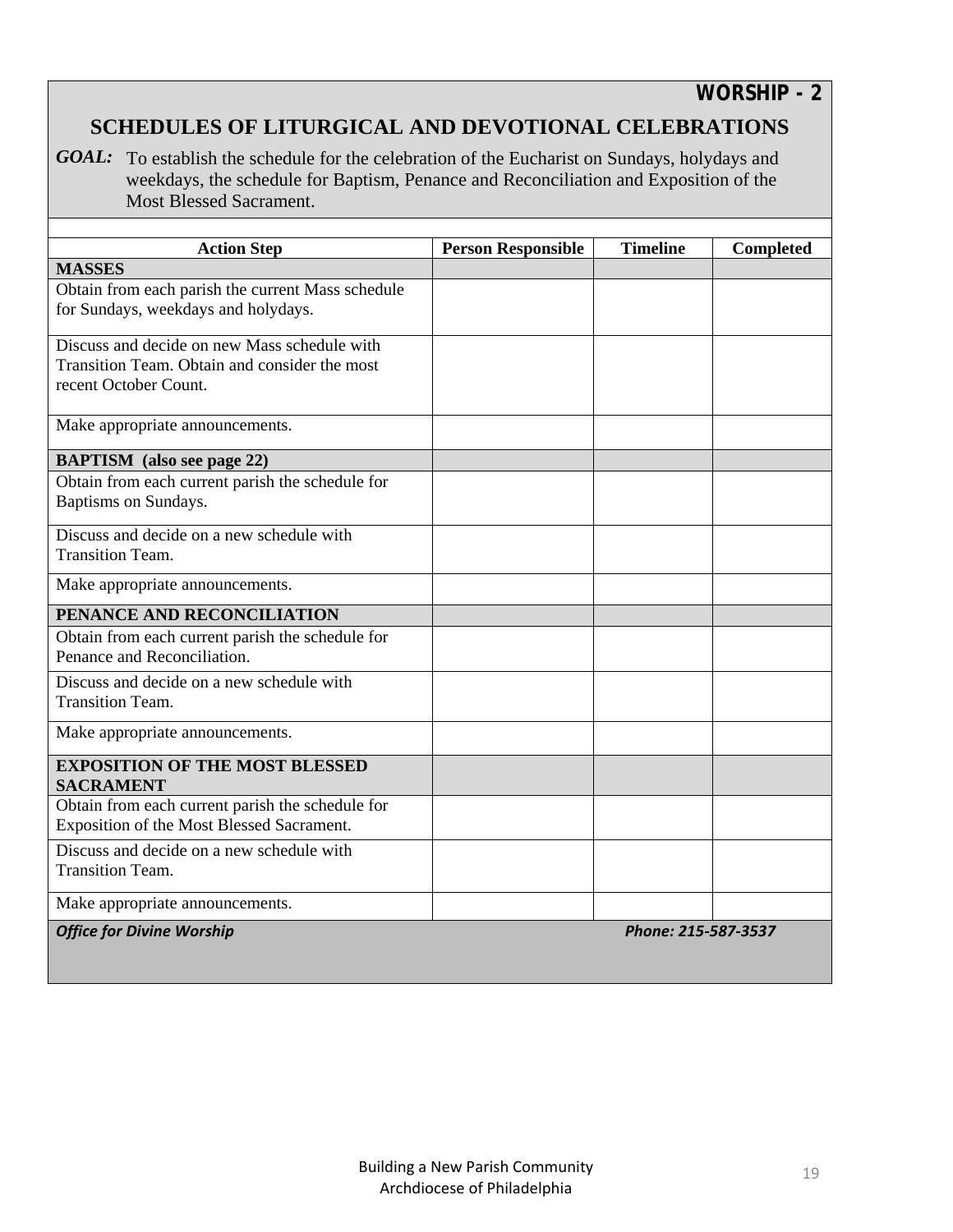**WORSHIP - 2**

# SCHEDULES OF LITURGICAL AND DEVOTIONAL CELEBRATIONS

***GOAL:*** To establish the schedule for the celebration of the Eucharist on Sundays, holydays and weekdays, the schedule for Baptism, Penance and Reconciliation and Exposition of the Most Blessed Sacrament.

| Action Step | Person Responsible | Timeline | Completed |
|---|---|---|---|
| **MASSES** | | | |
| Obtain from each parish the current Mass schedule for Sundays, weekdays and holydays. | | | |
| Discuss and decide on new Mass schedule with Transition Team. Obtain and consider the most recent October Count. | | | |
| Make appropriate announcements. | | | |
| **BAPTISM (also see page 22)** | | | |
| Obtain from each current parish the schedule for Baptisms on Sundays. | | | |
| Discuss and decide on a new schedule with Transition Team. | | | |
| Make appropriate announcements. | | | |
| **PENANCE AND RECONCILIATION** | | | |
| Obtain from each current parish the schedule for Penance and Reconciliation. | | | |
| Discuss and decide on a new schedule with Transition Team. | | | |
| Make appropriate announcements. | | | |
| **EXPOSITION OF THE MOST BLESSED SACRAMENT** | | | |
| Obtain from each current parish the schedule for Exposition of the Most Blessed Sacrament. | | | |
| Discuss and decide on a new schedule with Transition Team. | | | |
| Make appropriate announcements. | | | |

***Office for Divine Worship*** ***Phone: 215-587-3537***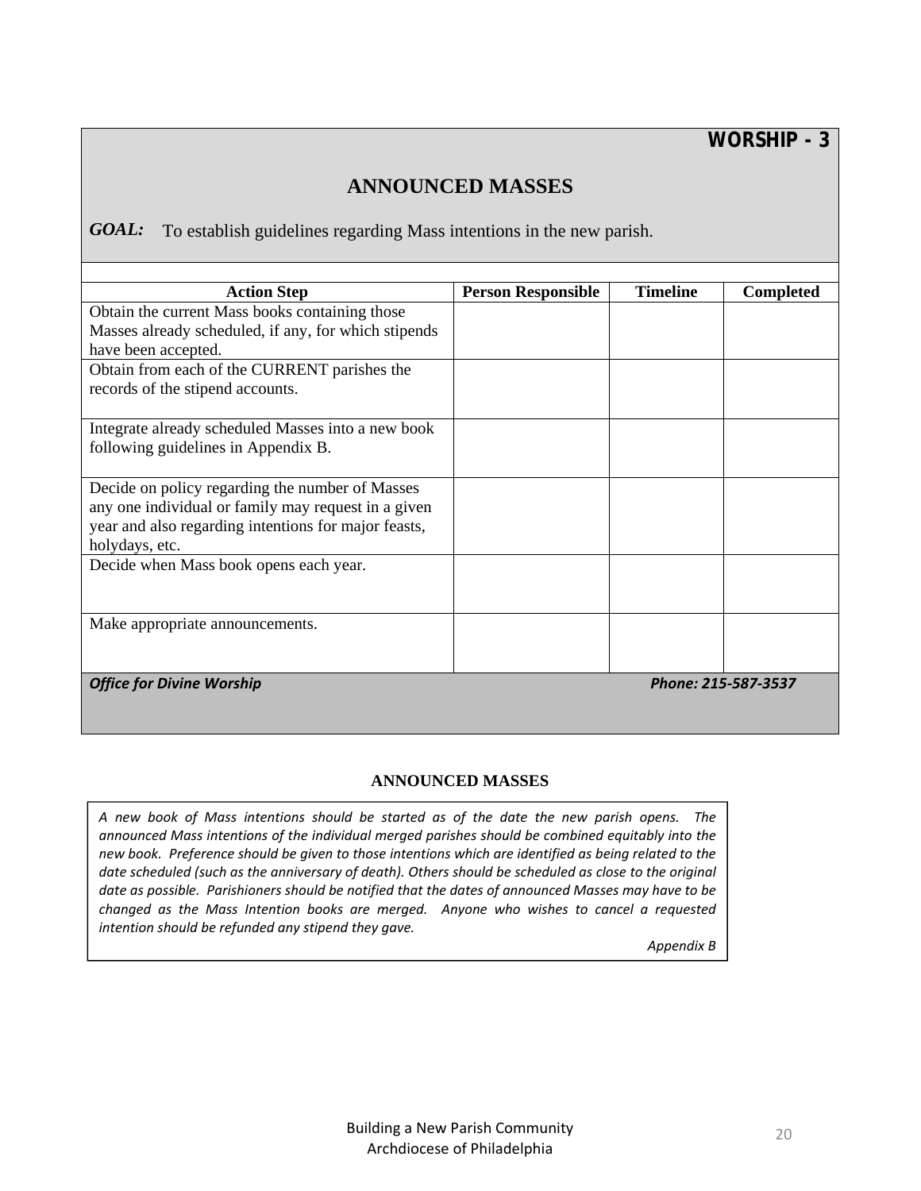**WORSHIP - 3**

## ANNOUNCED MASSES

***GOAL:*** To establish guidelines regarding Mass intentions in the new parish.

| Action Step | Person Responsible | Timeline | Completed |
|---|---|---|---|
| Obtain the current Mass books containing those Masses already scheduled, if any, for which stipends have been accepted. | | | |
| Obtain from each of the CURRENT parishes the records of the stipend accounts. | | | |
| Integrate already scheduled Masses into a new book following guidelines in Appendix B. | | | |
| Decide on policy regarding the number of Masses any one individual or family may request in a given year and also regarding intentions for major feasts, holydays, etc. | | | |
| Decide when Mass book opens each year. | | | |
| Make appropriate announcements. | | | |

***Office for Divine Worship*** ***Phone: 215-587-3537***

**ANNOUNCED MASSES**

*A new book of Mass intentions should be started as of the date the new parish opens. The announced Mass intentions of the individual merged parishes should be combined equitably into the new book. Preference should be given to those intentions which are identified as being related to the date scheduled (such as the anniversary of death). Others should be scheduled as close to the original date as possible. Parishioners should be notified that the dates of announced Masses may have to be changed as the Mass Intention books are merged. Anyone who wishes to cancel a requested intention should be refunded any stipend they gave.*

*Appendix B*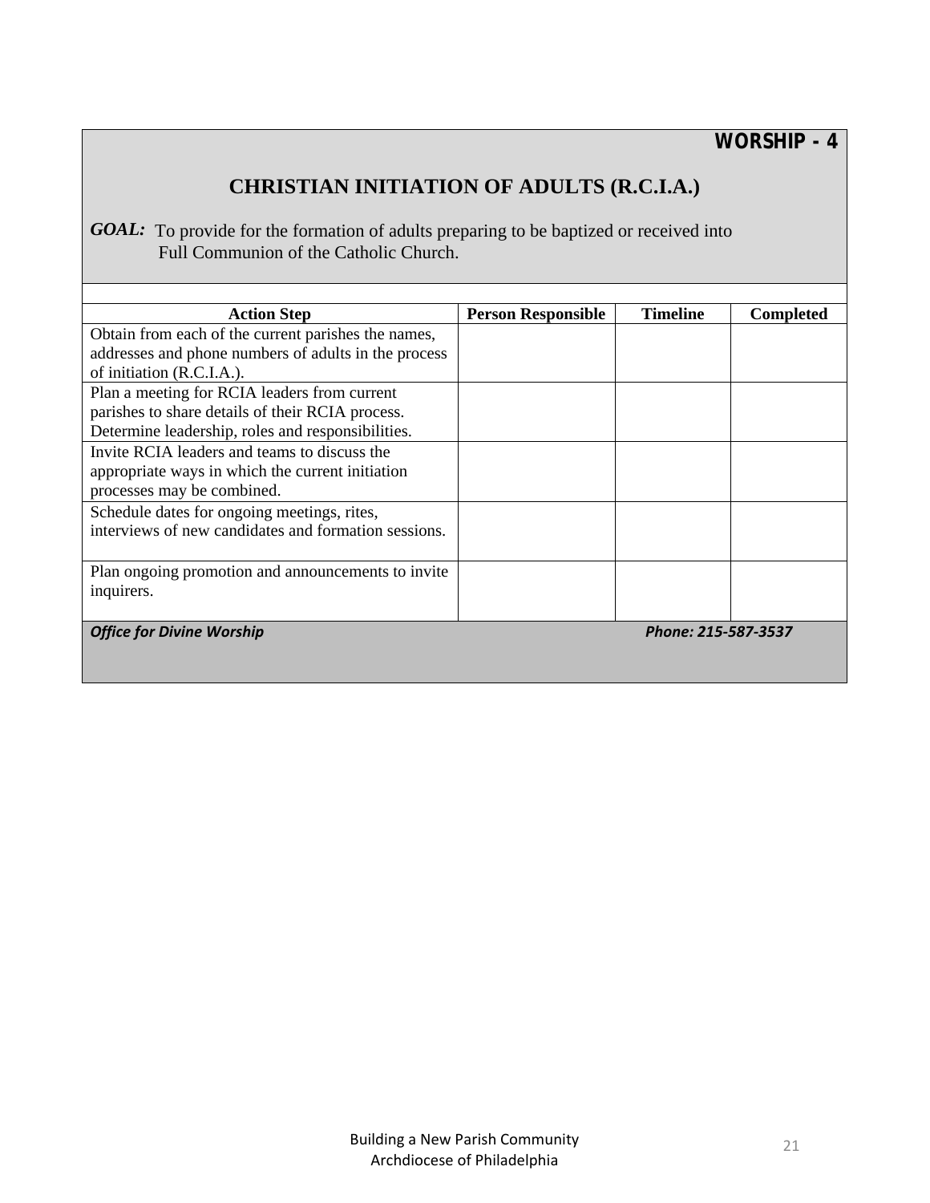**WORSHIP - 4**

## CHRISTIAN INITIATION OF ADULTS (R.C.I.A.)

***GOAL:*** To provide for the formation of adults preparing to be baptized or received into Full Communion of the Catholic Church.

| Action Step | Person Responsible | Timeline | Completed |
|---|---|---|---|
| Obtain from each of the current parishes the names, addresses and phone numbers of adults in the process of initiation (R.C.I.A.). | | | |
| Plan a meeting for RCIA leaders from current parishes to share details of their RCIA process. Determine leadership, roles and responsibilities. | | | |
| Invite RCIA leaders and teams to discuss the appropriate ways in which the current initiation processes may be combined. | | | |
| Schedule dates for ongoing meetings, rites, interviews of new candidates and formation sessions. | | | |
| Plan ongoing promotion and announcements to invite inquirers. | | | |

***Office for Divine Worship*** ***Phone: 215-587-3537***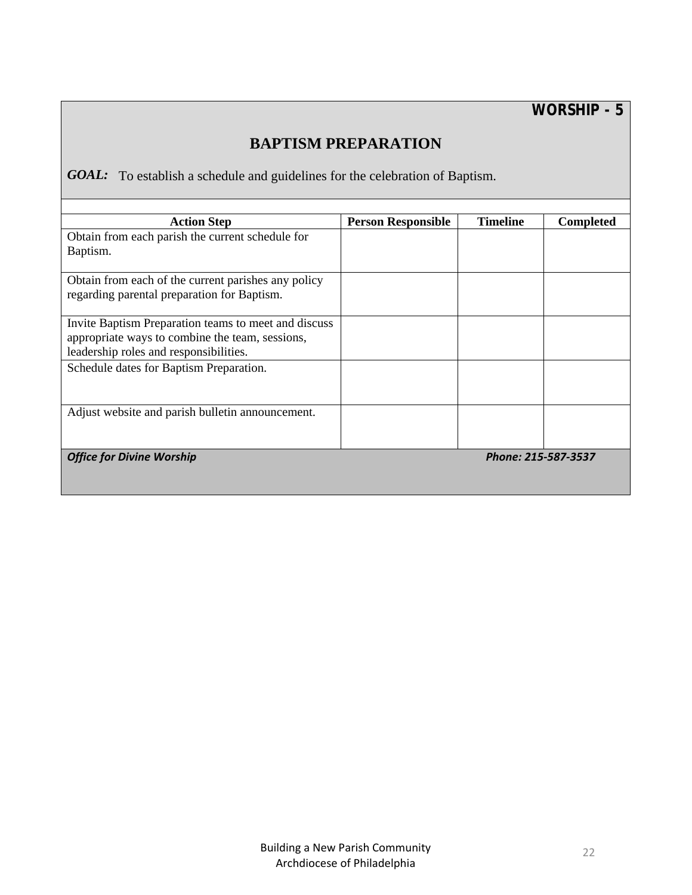**WORSHIP - 5**

## BAPTISM PREPARATION

***GOAL:*** To establish a schedule and guidelines for the celebration of Baptism.

| Action Step | Person Responsible | Timeline | Completed |
|---|---|---|---|
| Obtain from each parish the current schedule for Baptism. | | | |
| Obtain from each of the current parishes any policy regarding parental preparation for Baptism. | | | |
| Invite Baptism Preparation teams to meet and discuss appropriate ways to combine the team, sessions, leadership roles and responsibilities. | | | |
| Schedule dates for Baptism Preparation. | | | |
| Adjust website and parish bulletin announcement. | | | |

***Office for Divine Worship*** ***Phone: 215-587-3537***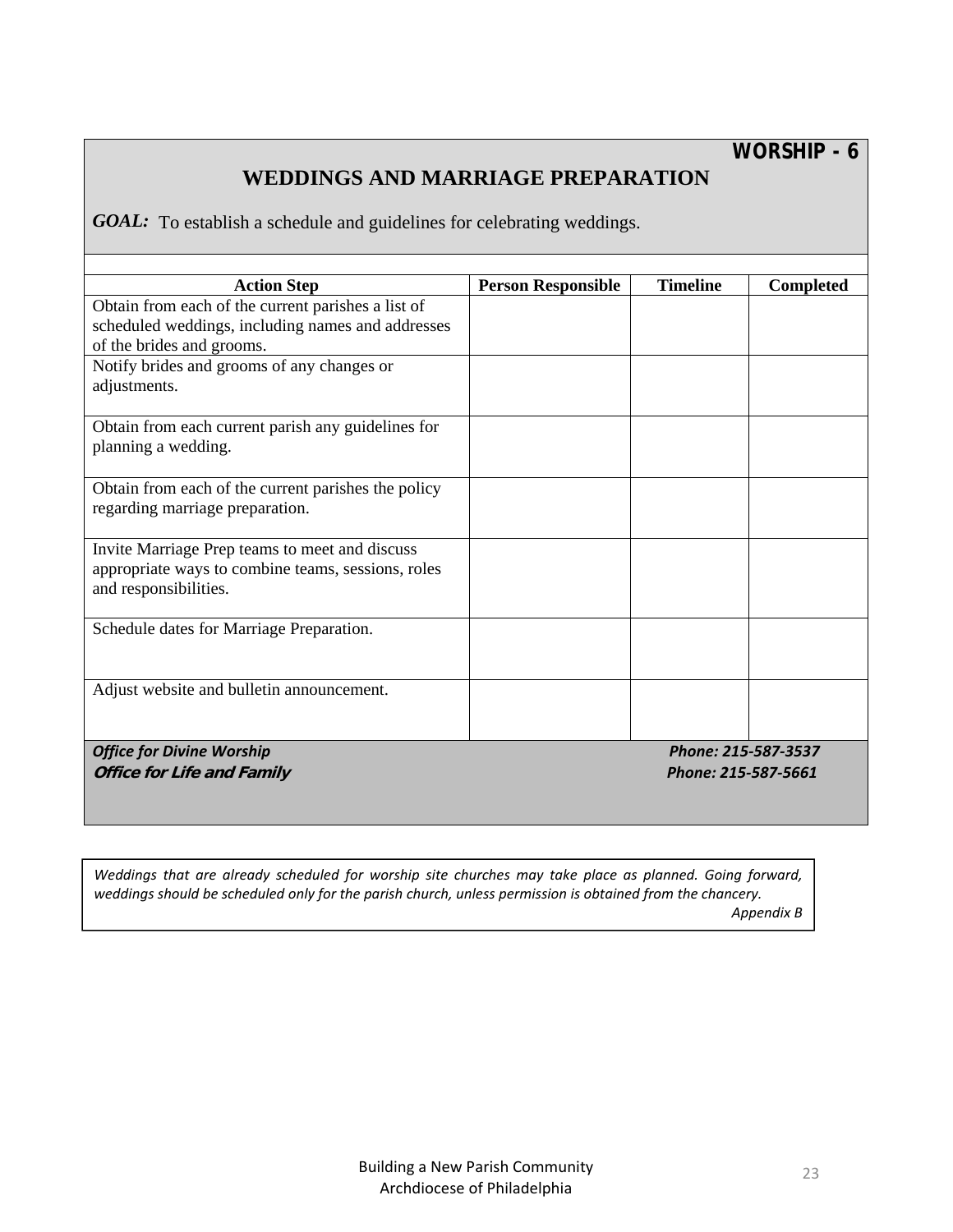**WORSHIP - 6**

# WEDDINGS AND MARRIAGE PREPARATION

***GOAL:*** To establish a schedule and guidelines for celebrating weddings.

| Action Step | Person Responsible | Timeline | Completed |
|---|---|---|---|
| Obtain from each of the current parishes a list of scheduled weddings, including names and addresses of the brides and grooms. | | | |
| Notify brides and grooms of any changes or adjustments. | | | |
| Obtain from each current parish any guidelines for planning a wedding. | | | |
| Obtain from each of the current parishes the policy regarding marriage preparation. | | | |
| Invite Marriage Prep teams to meet and discuss appropriate ways to combine teams, sessions, roles and responsibilities. | | | |
| Schedule dates for Marriage Preparation. | | | |
| Adjust website and bulletin announcement. | | | |

***Office for Divine Worship*** — ***Phone: 215-587-3537***
***Office for Life and Family*** — ***Phone: 215-587-5661***

*Weddings that are already scheduled for worship site churches may take place as planned. Going forward, weddings should be scheduled only for the parish church, unless permission is obtained from the chancery.*
*Appendix B*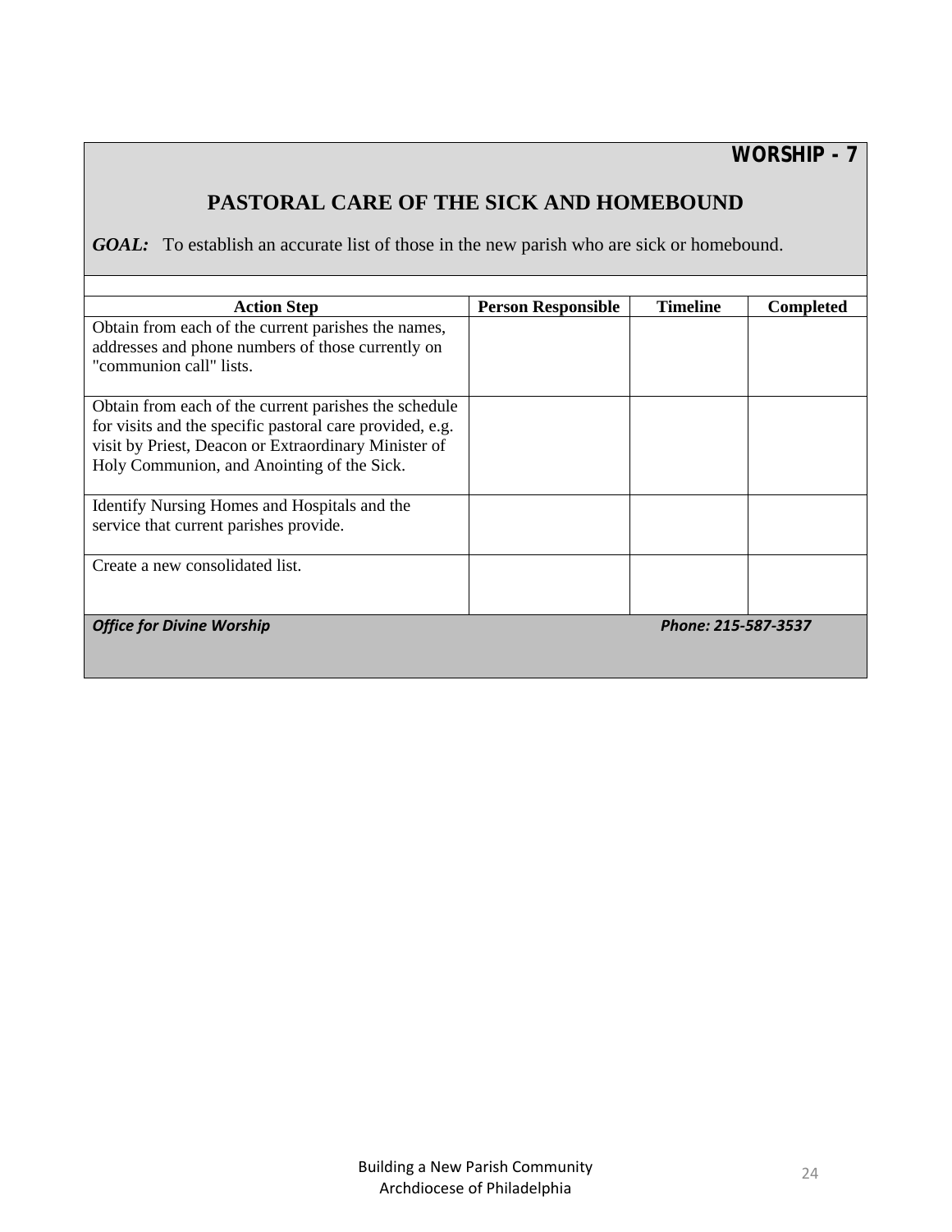**WORSHIP - 7**

## PASTORAL CARE OF THE SICK AND HOMEBOUND

***GOAL:*** To establish an accurate list of those in the new parish who are sick or homebound.

| Action Step | Person Responsible | Timeline | Completed |
|---|---|---|---|
| Obtain from each of the current parishes the names, addresses and phone numbers of those currently on "communion call" lists. | | | |
| Obtain from each of the current parishes the schedule for visits and the specific pastoral care provided, e.g. visit by Priest, Deacon or Extraordinary Minister of Holy Communion, and Anointing of the Sick. | | | |
| Identify Nursing Homes and Hospitals and the service that current parishes provide. | | | |
| Create a new consolidated list. | | | |

***Office for Divine Worship*** ***Phone: 215-587-3537***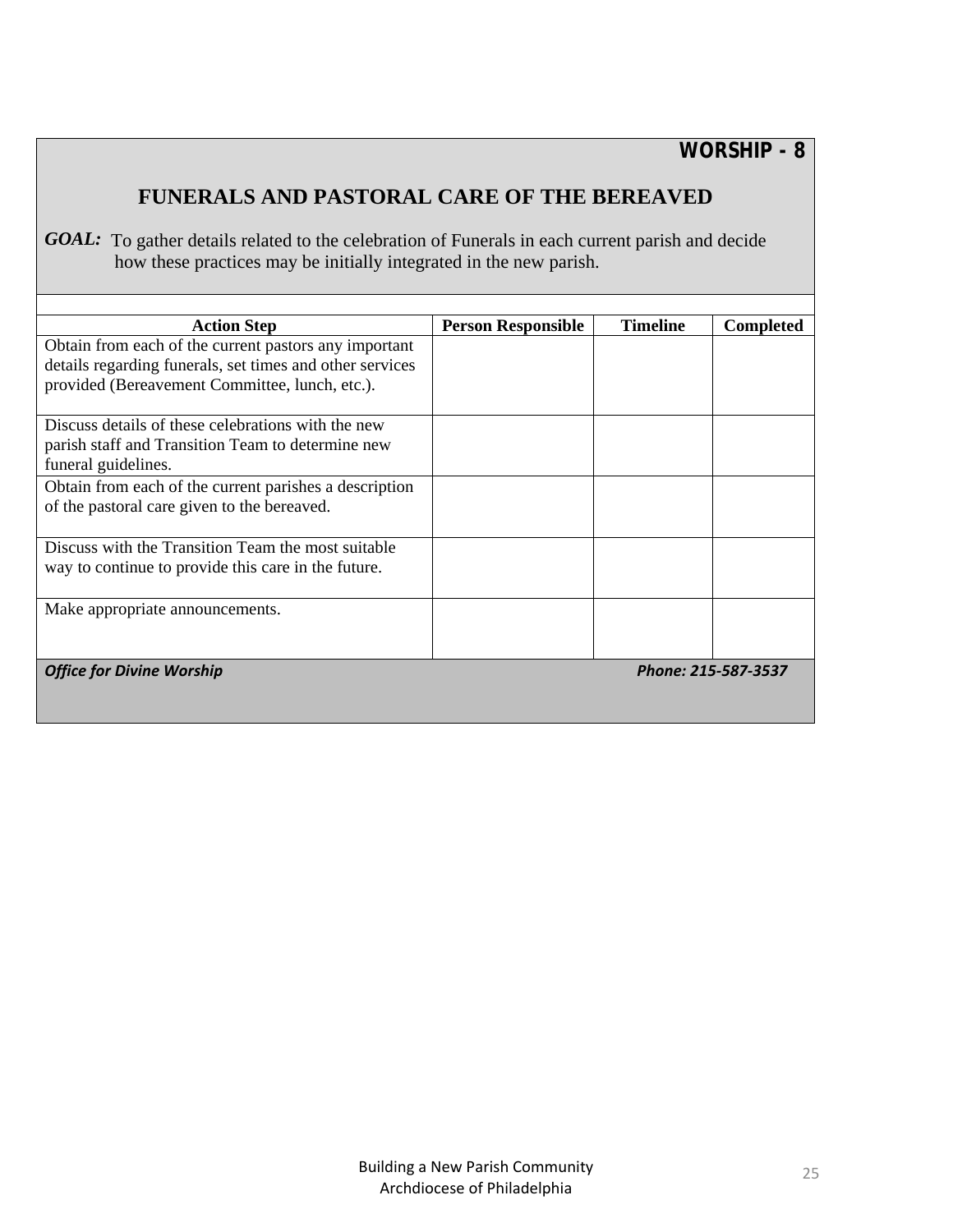**WORSHIP - 8**

## FUNERALS AND PASTORAL CARE OF THE BEREAVED

***GOAL:*** To gather details related to the celebration of Funerals in each current parish and decide how these practices may be initially integrated in the new parish.

| Action Step | Person Responsible | Timeline | Completed |
|---|---|---|---|
| Obtain from each of the current pastors any important details regarding funerals, set times and other services provided (Bereavement Committee, lunch, etc.). | | | |
| Discuss details of these celebrations with the new parish staff and Transition Team to determine new funeral guidelines. | | | |
| Obtain from each of the current parishes a description of the pastoral care given to the bereaved. | | | |
| Discuss with the Transition Team the most suitable way to continue to provide this care in the future. | | | |
| Make appropriate announcements. | | | |

***Office for Divine Worship*** ***Phone: 215-587-3537***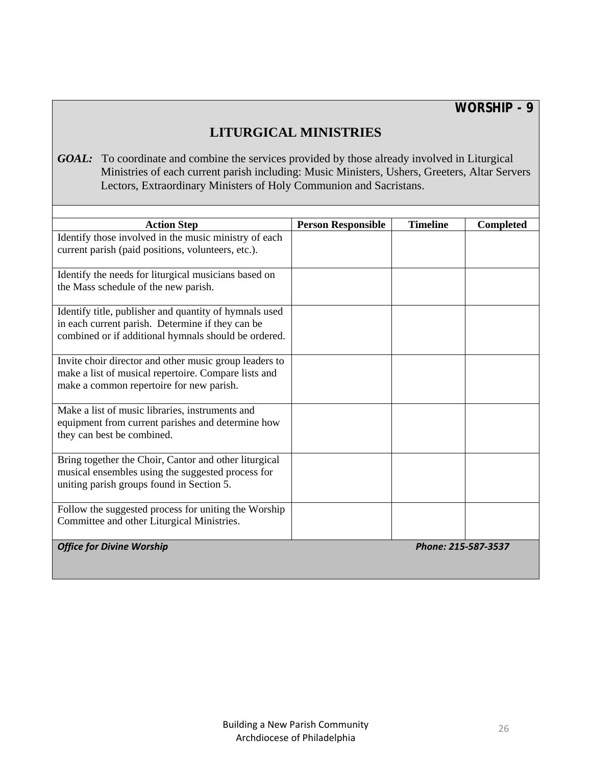**WORSHIP - 9**

# LITURGICAL MINISTRIES

***GOAL:*** To coordinate and combine the services provided by those already involved in Liturgical Ministries of each current parish including: Music Ministers, Ushers, Greeters, Altar Servers Lectors, Extraordinary Ministers of Holy Communion and Sacristans.

| Action Step | Person Responsible | Timeline | Completed |
|---|---|---|---|
| Identify those involved in the music ministry of each current parish (paid positions, volunteers, etc.). | | | |
| Identify the needs for liturgical musicians based on the Mass schedule of the new parish. | | | |
| Identify title, publisher and quantity of hymnals used in each current parish. Determine if they can be combined or if additional hymnals should be ordered. | | | |
| Invite choir director and other music group leaders to make a list of musical repertoire. Compare lists and make a common repertoire for new parish. | | | |
| Make a list of music libraries, instruments and equipment from current parishes and determine how they can best be combined. | | | |
| Bring together the Choir, Cantor and other liturgical musical ensembles using the suggested process for uniting parish groups found in Section 5. | | | |
| Follow the suggested process for uniting the Worship Committee and other Liturgical Ministries. | | | |

***Office for Divine Worship*** ***Phone: 215-587-3537***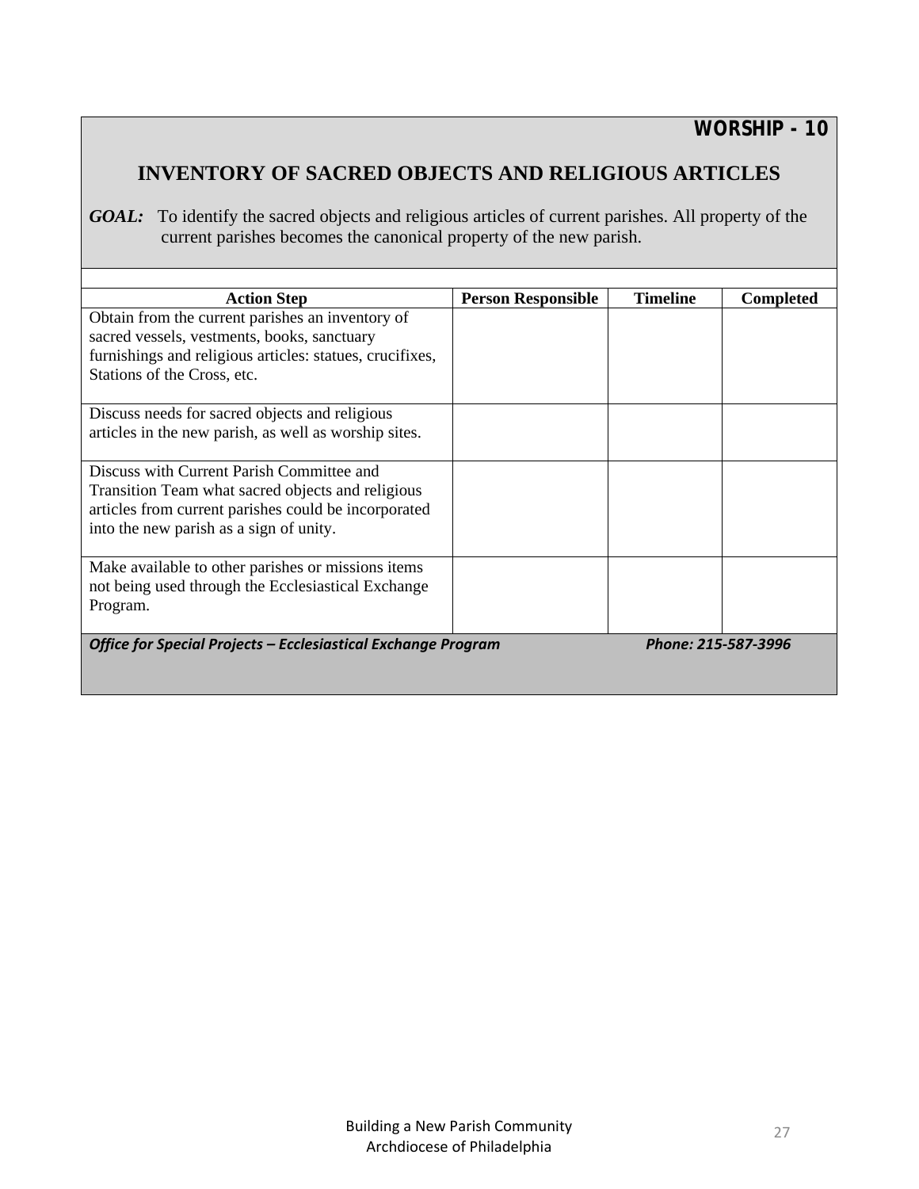**WORSHIP - 10**

# INVENTORY OF SACRED OBJECTS AND RELIGIOUS ARTICLES

***GOAL:*** To identify the sacred objects and religious articles of current parishes. All property of the current parishes becomes the canonical property of the new parish.

| Action Step | Person Responsible | Timeline | Completed |
|---|---|---|---|
| Obtain from the current parishes an inventory of sacred vessels, vestments, books, sanctuary furnishings and religious articles: statues, crucifixes, Stations of the Cross, etc. | | | |
| Discuss needs for sacred objects and religious articles in the new parish, as well as worship sites. | | | |
| Discuss with Current Parish Committee and Transition Team what sacred objects and religious articles from current parishes could be incorporated into the new parish as a sign of unity. | | | |
| Make available to other parishes or missions items not being used through the Ecclesiastical Exchange Program. | | | |

***Office for Special Projects – Ecclesiastical Exchange Program*** ***Phone: 215-587-3996***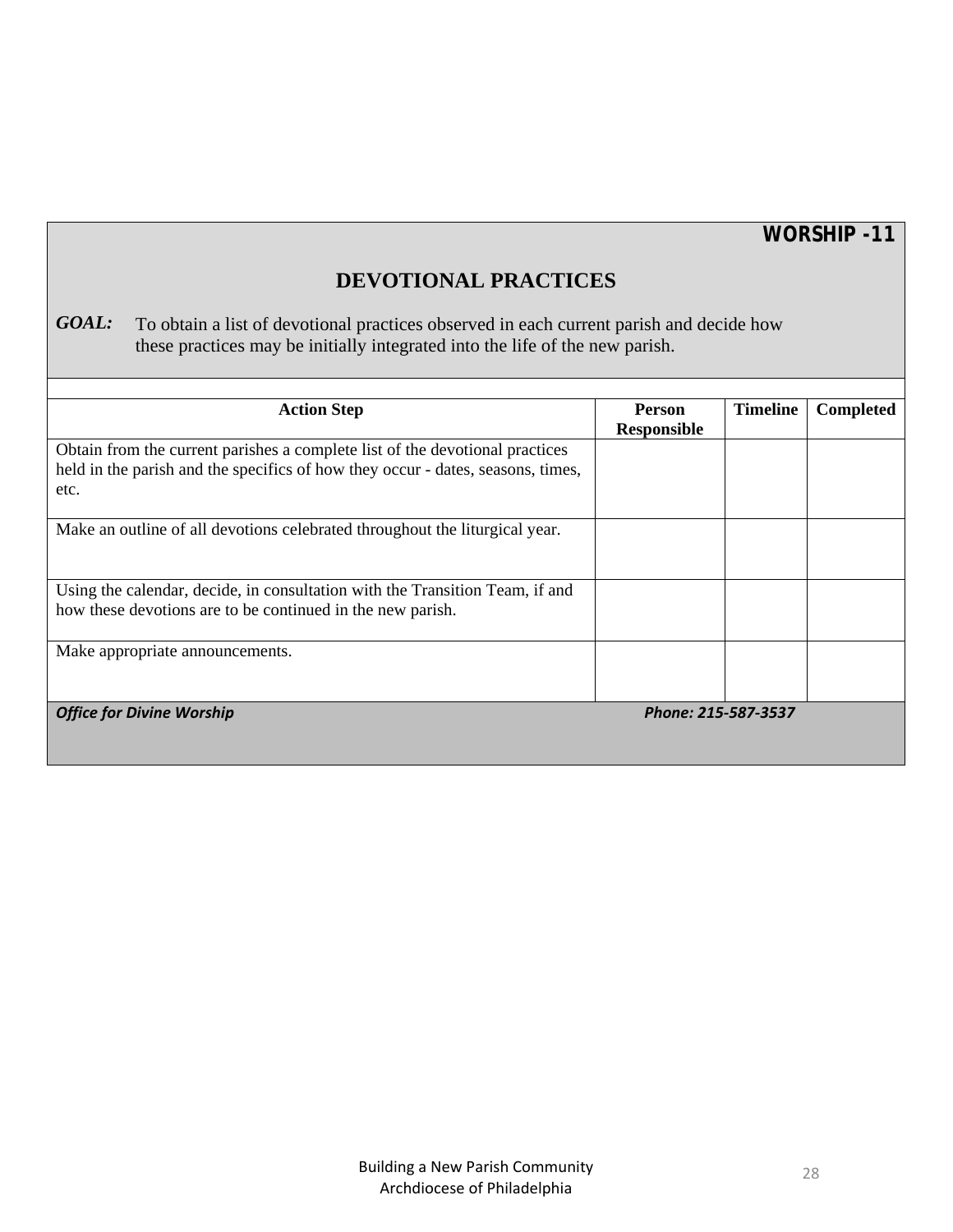**WORSHIP -11**

# DEVOTIONAL PRACTICES

***GOAL:*** To obtain a list of devotional practices observed in each current parish and decide how these practices may be initially integrated into the life of the new parish.

| Action Step | Person Responsible | Timeline | Completed |
|---|---|---|---|
| Obtain from the current parishes a complete list of the devotional practices held in the parish and the specifics of how they occur - dates, seasons, times, etc. | | | |
| Make an outline of all devotions celebrated throughout the liturgical year. | | | |
| Using the calendar, decide, in consultation with the Transition Team, if and how these devotions are to be continued in the new parish. | | | |
| Make appropriate announcements. | | | |

***Office for Divine Worship*** ***Phone: 215-587-3537***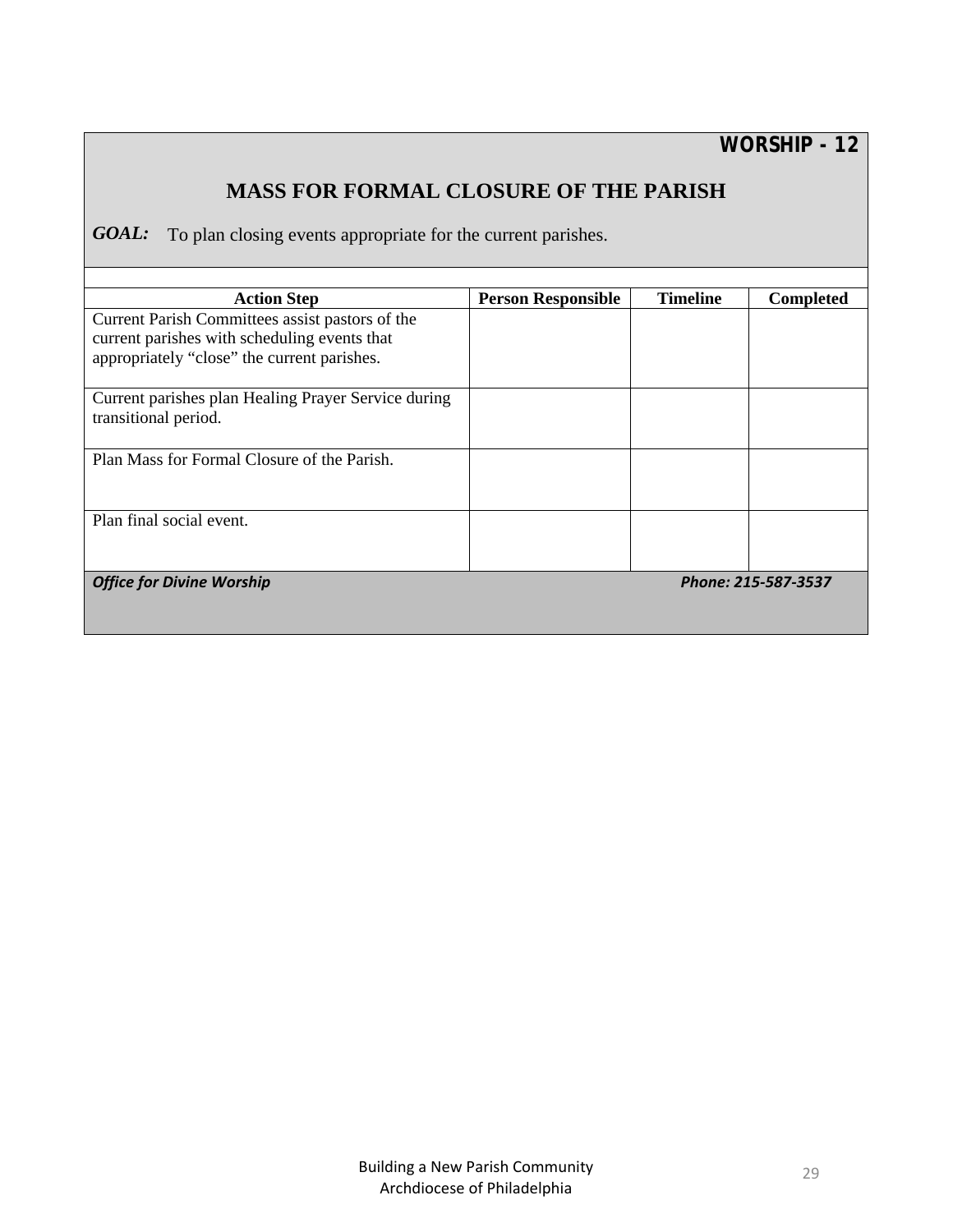**WORSHIP - 12**

# MASS FOR FORMAL CLOSURE OF THE PARISH

***GOAL:*** To plan closing events appropriate for the current parishes.

| Action Step | Person Responsible | Timeline | Completed |
|---|---|---|---|
| Current Parish Committees assist pastors of the current parishes with scheduling events that appropriately "close" the current parishes. | | | |
| Current parishes plan Healing Prayer Service during transitional period. | | | |
| Plan Mass for Formal Closure of the Parish. | | | |
| Plan final social event. | | | |

***Office for Divine Worship*** ***Phone: 215-587-3537***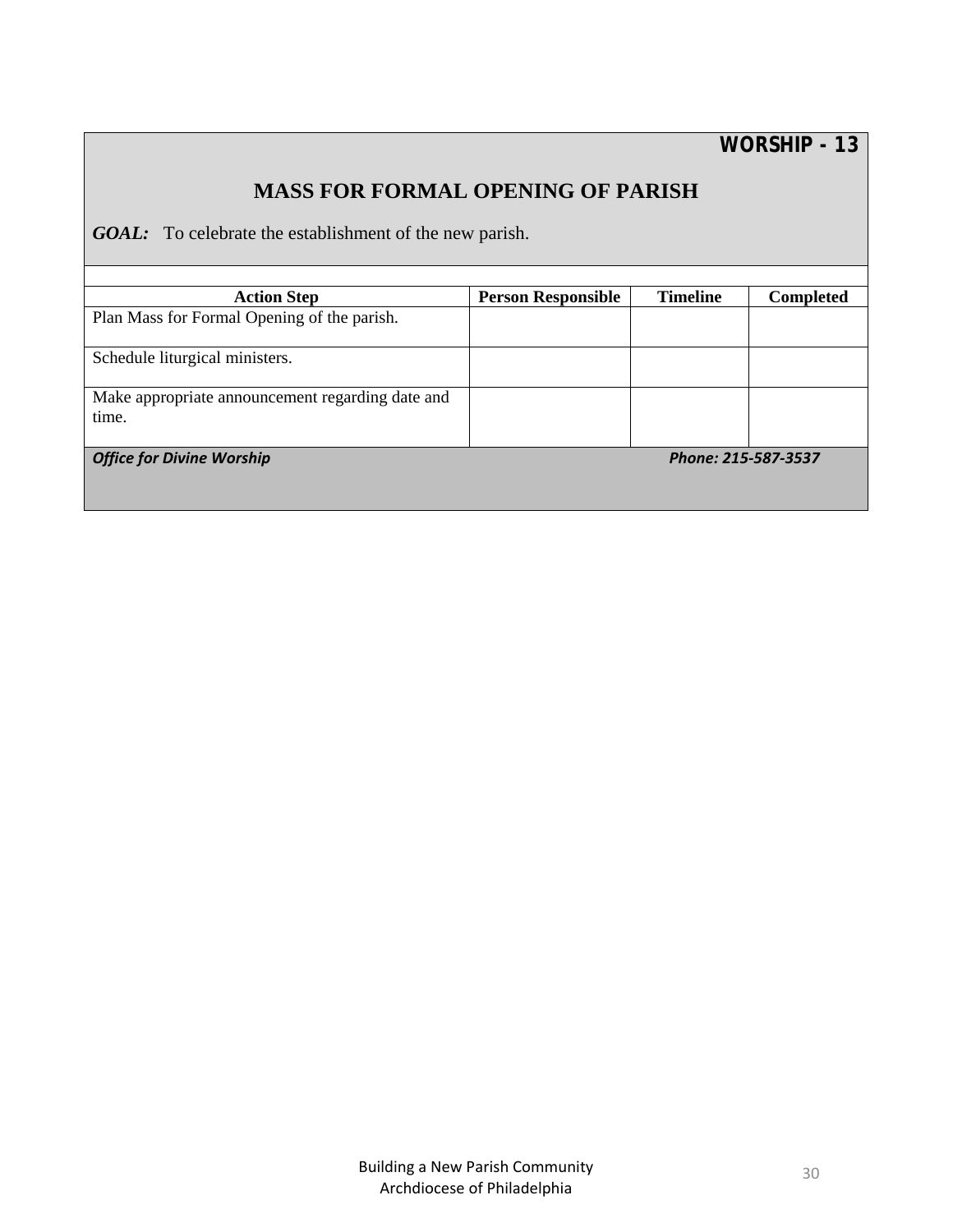**WORSHIP - 13**

## MASS FOR FORMAL OPENING OF PARISH

***GOAL:*** To celebrate the establishment of the new parish.

| Action Step | Person Responsible | Timeline | Completed |
|---|---|---|---|
| Plan Mass for Formal Opening of the parish. | | | |
| Schedule liturgical ministers. | | | |
| Make appropriate announcement regarding date and time. | | | |

***Office for Divine Worship*** ***Phone: 215-587-3537***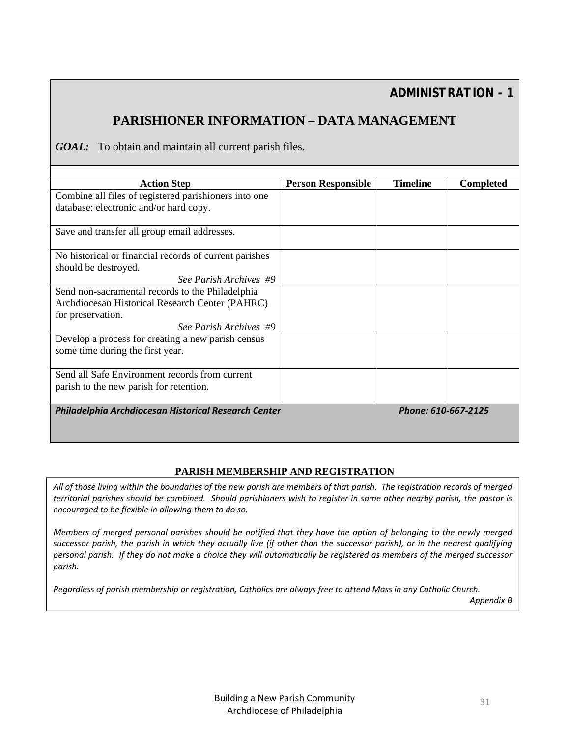## ADMINISTRATION - 1

# PARISHIONER INFORMATION – DATA MANAGEMENT

***GOAL:*** To obtain and maintain all current parish files.

| Action Step | Person Responsible | Timeline | Completed |
|---|---|---|---|
| Combine all files of registered parishioners into one database: electronic and/or hard copy. | | | |
| Save and transfer all group email addresses. | | | |
| No historical or financial records of current parishes should be destroyed. *See Parish Archives #9* | | | |
| Send non-sacramental records to the Philadelphia Archdiocesan Historical Research Center (PAHRC) for preservation. *See Parish Archives #9* | | | |
| Develop a process for creating a new parish census some time during the first year. | | | |
| Send all Safe Environment records from current parish to the new parish for retention. | | | |

***Philadelphia Archdiocesan Historical Research Center*** ***Phone: 610-667-2125***

### PARISH MEMBERSHIP AND REGISTRATION

*All of those living within the boundaries of the new parish are members of that parish. The registration records of merged territorial parishes should be combined. Should parishioners wish to register in some other nearby parish, the pastor is encouraged to be flexible in allowing them to do so.*

*Members of merged personal parishes should be notified that they have the option of belonging to the newly merged successor parish, the parish in which they actually live (if other than the successor parish), or in the nearest qualifying personal parish. If they do not make a choice they will automatically be registered as members of the merged successor parish.*

*Regardless of parish membership or registration, Catholics are always free to attend Mass in any Catholic Church.*

*Appendix B*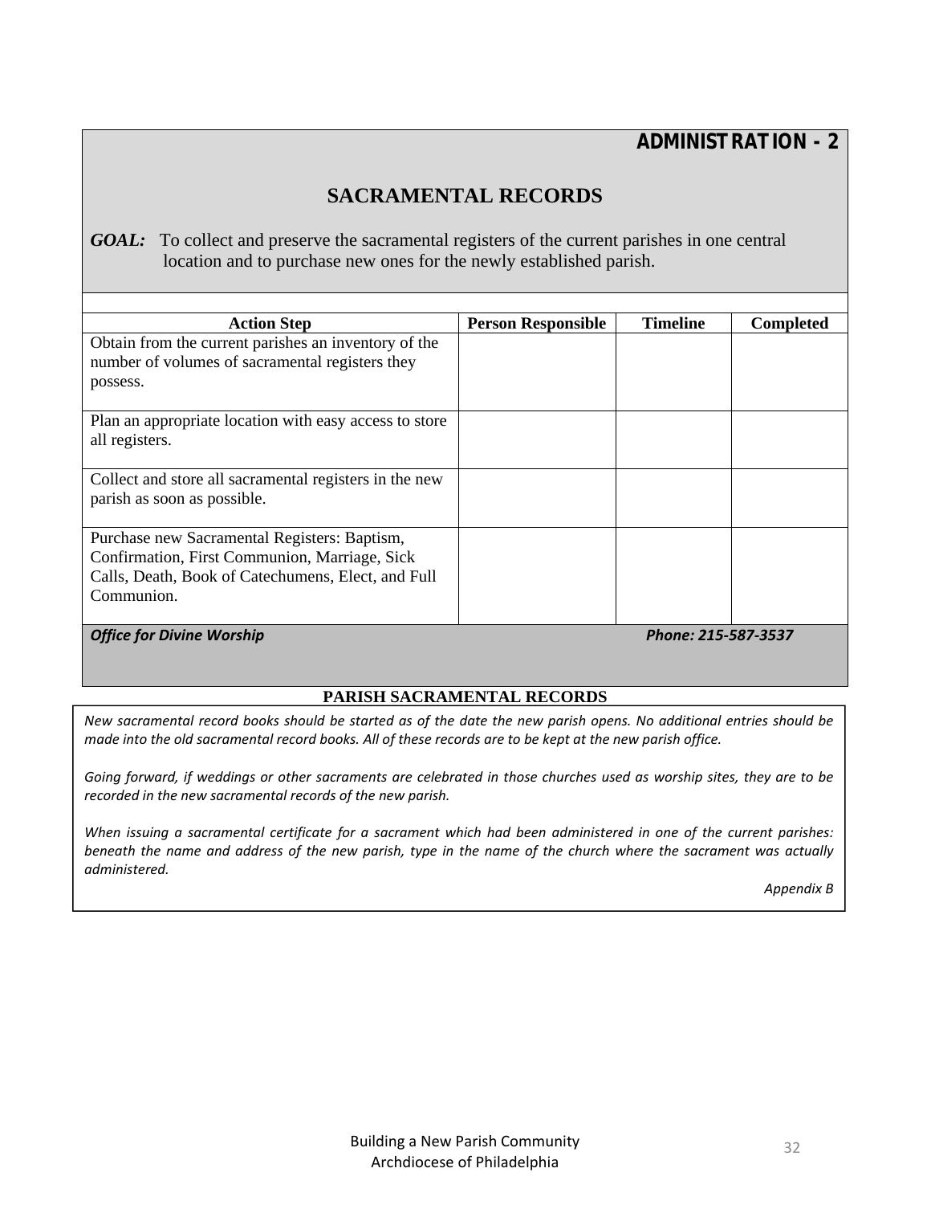**ADMINISTRATION - 2**

## SACRAMENTAL RECORDS

***GOAL:*** To collect and preserve the sacramental registers of the current parishes in one central location and to purchase new ones for the newly established parish.

| Action Step | Person Responsible | Timeline | Completed |
|---|---|---|---|
| Obtain from the current parishes an inventory of the number of volumes of sacramental registers they possess. | | | |
| Plan an appropriate location with easy access to store all registers. | | | |
| Collect and store all sacramental registers in the new parish as soon as possible. | | | |
| Purchase new Sacramental Registers: Baptism, Confirmation, First Communion, Marriage, Sick Calls, Death, Book of Catechumens, Elect, and Full Communion. | | | |

***Office for Divine Worship*** ***Phone: 215-587-3537***

**PARISH SACRAMENTAL RECORDS**

*New sacramental record books should be started as of the date the new parish opens. No additional entries should be made into the old sacramental record books. All of these records are to be kept at the new parish office.*

*Going forward, if weddings or other sacraments are celebrated in those churches used as worship sites, they are to be recorded in the new sacramental records of the new parish.*

*When issuing a sacramental certificate for a sacrament which had been administered in one of the current parishes: beneath the name and address of the new parish, type in the name of the church where the sacrament was actually administered.*

*Appendix B*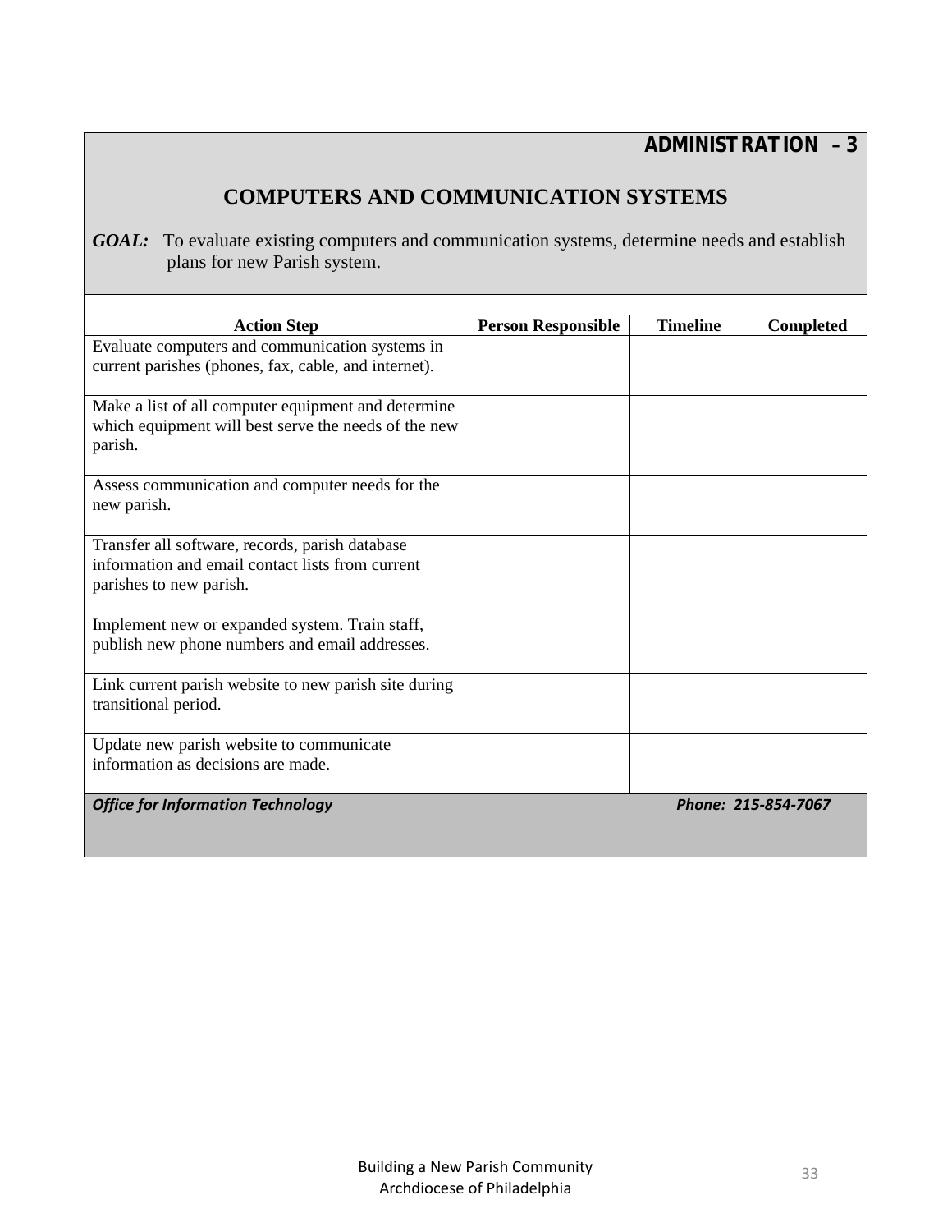**ADMINISTRATION – 3**

## COMPUTERS AND COMMUNICATION SYSTEMS

***GOAL:*** To evaluate existing computers and communication systems, determine needs and establish plans for new Parish system.

| Action Step | Person Responsible | Timeline | Completed |
|---|---|---|---|
| Evaluate computers and communication systems in current parishes (phones, fax, cable, and internet). | | | |
| Make a list of all computer equipment and determine which equipment will best serve the needs of the new parish. | | | |
| Assess communication and computer needs for the new parish. | | | |
| Transfer all software, records, parish database information and email contact lists from current parishes to new parish. | | | |
| Implement new or expanded system. Train staff, publish new phone numbers and email addresses. | | | |
| Link current parish website to new parish site during transitional period. | | | |
| Update new parish website to communicate information as decisions are made. | | | |

***Office for Information Technology*** ***Phone: 215-854-7067***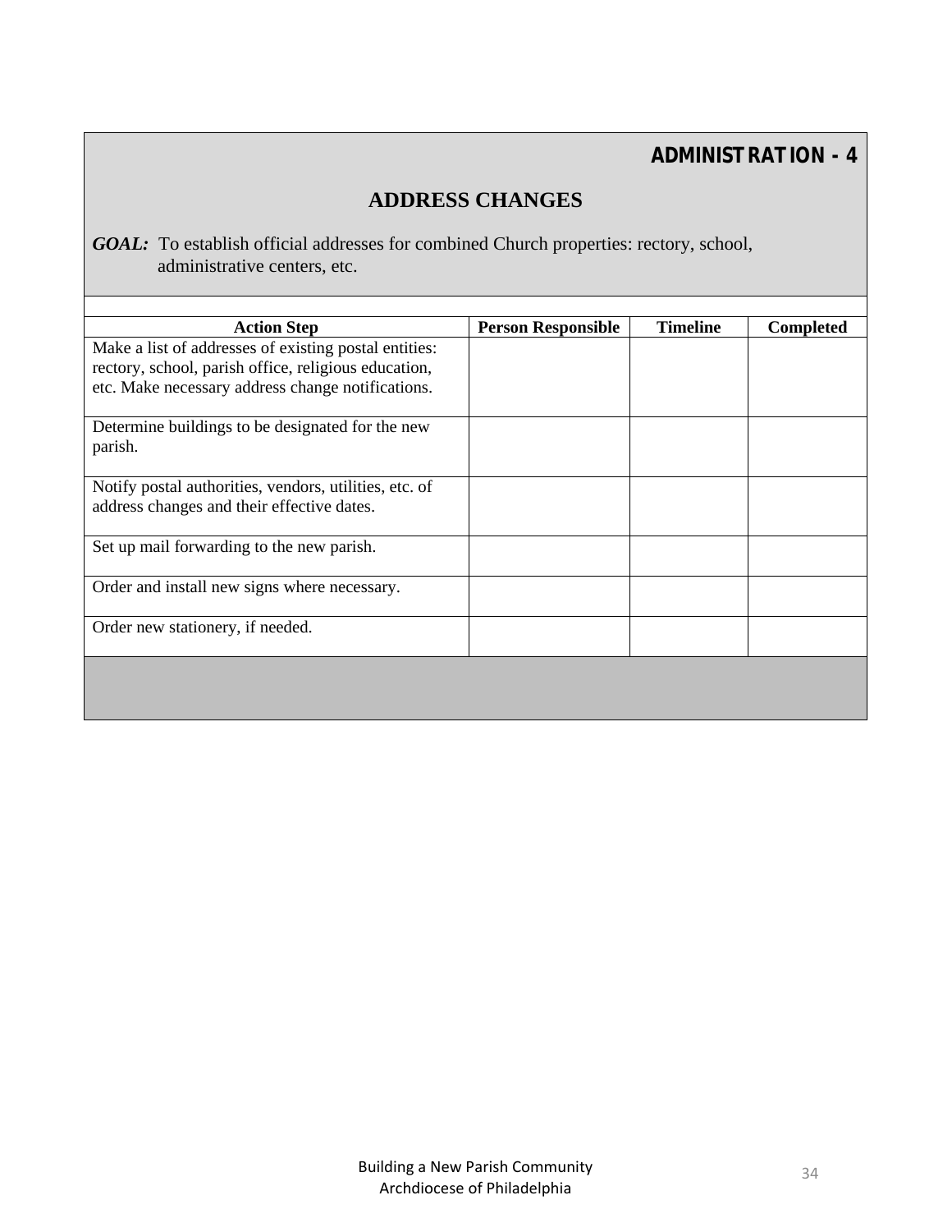**ADMINISTRATION - 4**

## ADDRESS CHANGES

***GOAL:*** To establish official addresses for combined Church properties: rectory, school, administrative centers, etc.

| Action Step | Person Responsible | Timeline | Completed |
|---|---|---|---|
| Make a list of addresses of existing postal entities: rectory, school, parish office, religious education, etc. Make necessary address change notifications. | | | |
| Determine buildings to be designated for the new parish. | | | |
| Notify postal authorities, vendors, utilities, etc. of address changes and their effective dates. | | | |
| Set up mail forwarding to the new parish. | | | |
| Order and install new signs where necessary. | | | |
| Order new stationery, if needed. | | | |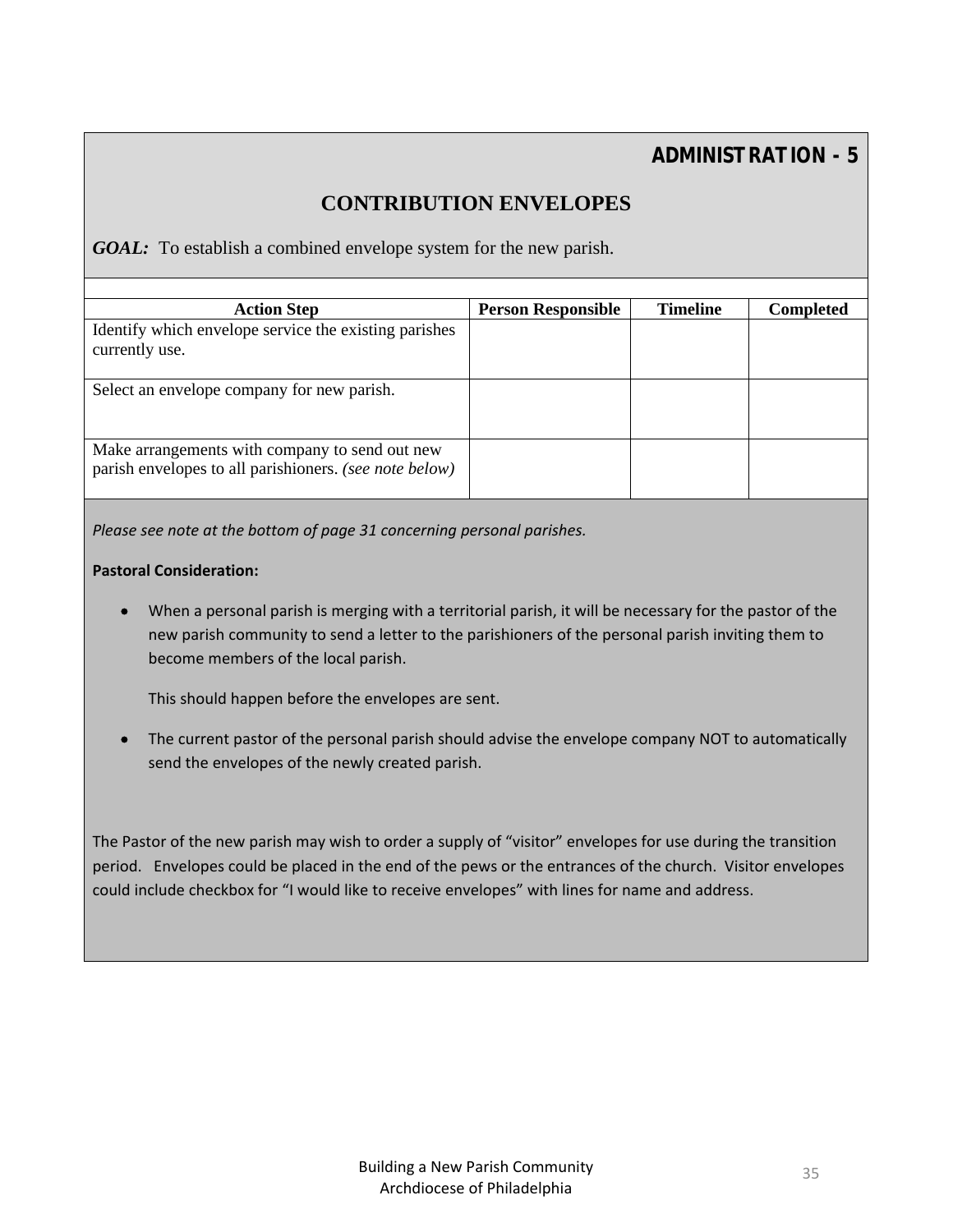## ADMINISTRATION - 5

# CONTRIBUTION ENVELOPES

***GOAL:*** To establish a combined envelope system for the new parish.

| Action Step | Person Responsible | Timeline | Completed |
|---|---|---|---|
| Identify which envelope service the existing parishes currently use. | | | |
| Select an envelope company for new parish. | | | |
| Make arrangements with company to send out new parish envelopes to all parishioners. *(see note below)* | | | |

*Please see note at the bottom of page 31 concerning personal parishes.*

**Pastoral Consideration:**

- When a personal parish is merging with a territorial parish, it will be necessary for the pastor of the new parish community to send a letter to the parishioners of the personal parish inviting them to become members of the local parish.

  This should happen before the envelopes are sent.

- The current pastor of the personal parish should advise the envelope company NOT to automatically send the envelopes of the newly created parish.

The Pastor of the new parish may wish to order a supply of "visitor" envelopes for use during the transition period. Envelopes could be placed in the end of the pews or the entrances of the church. Visitor envelopes could include checkbox for "I would like to receive envelopes" with lines for name and address.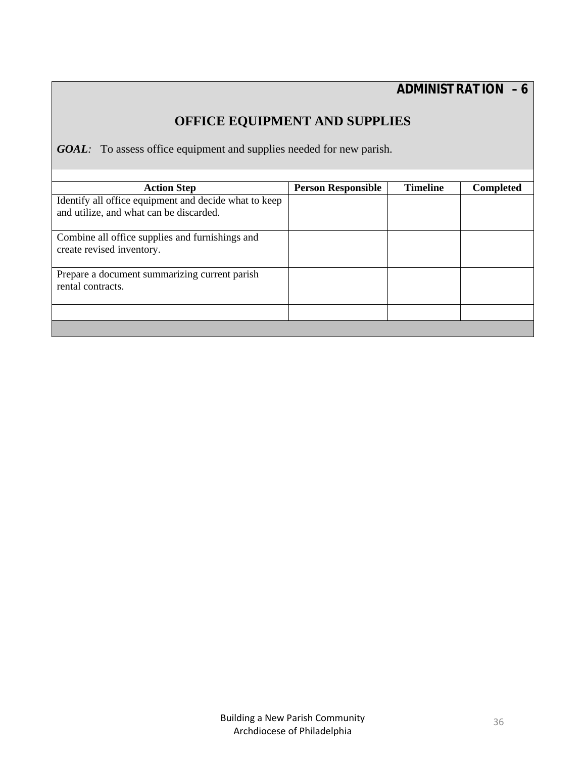**ADMINISTRATION – 6**

## OFFICE EQUIPMENT AND SUPPLIES

***GOAL**:* To assess office equipment and supplies needed for new parish.

| Action Step | Person Responsible | Timeline | Completed |
|---|---|---|---|
| Identify all office equipment and decide what to keep and utilize, and what can be discarded. | | | |
| Combine all office supplies and furnishings and create revised inventory. | | | |
| Prepare a document summarizing current parish rental contracts. | | | |
| | | | |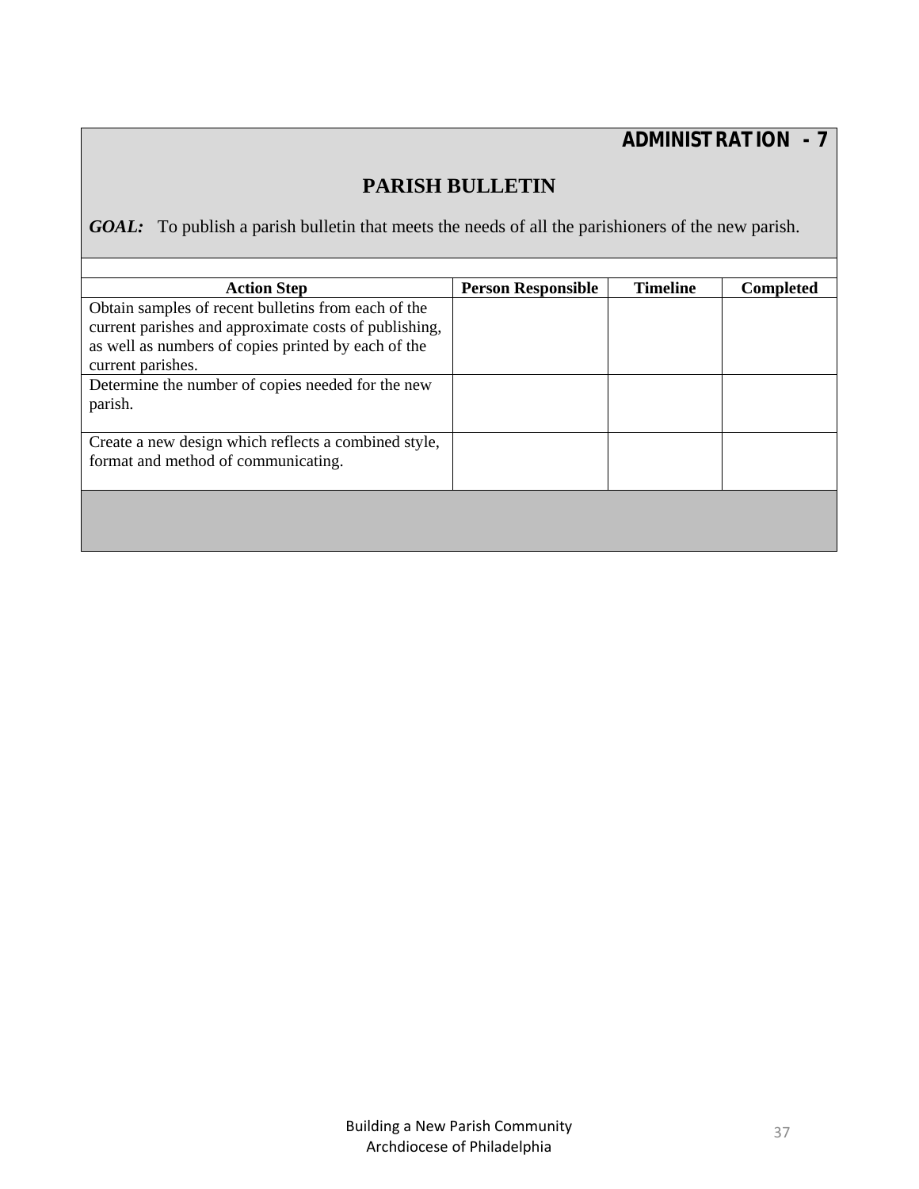**ADMINISTRATION - 7**

## PARISH BULLETIN

***GOAL:*** To publish a parish bulletin that meets the needs of all the parishioners of the new parish.

| Action Step | Person Responsible | Timeline | Completed |
|---|---|---|---|
| Obtain samples of recent bulletins from each of the current parishes and approximate costs of publishing, as well as numbers of copies printed by each of the current parishes. | | | |
| Determine the number of copies needed for the new parish. | | | |
| Create a new design which reflects a combined style, format and method of communicating. | | | |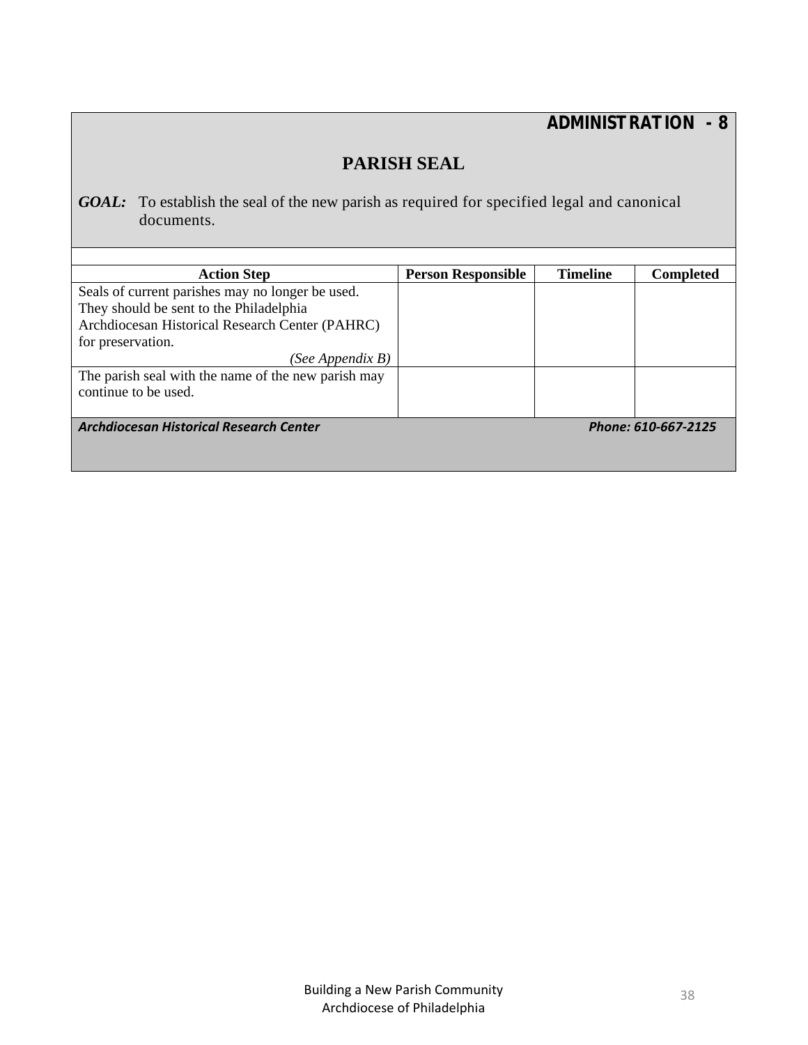**ADMINISTRATION - 8**

## PARISH SEAL

***GOAL:*** To establish the seal of the new parish as required for specified legal and canonical documents.

| Action Step | Person Responsible | Timeline | Completed |
|---|---|---|---|
| Seals of current parishes may no longer be used. They should be sent to the Philadelphia Archdiocesan Historical Research Center (PAHRC) for preservation. *(See Appendix B)* | | | |
| The parish seal with the name of the new parish may continue to be used. | | | |

***Archdiocesan Historical Research Center*** ***Phone: 610-667-2125***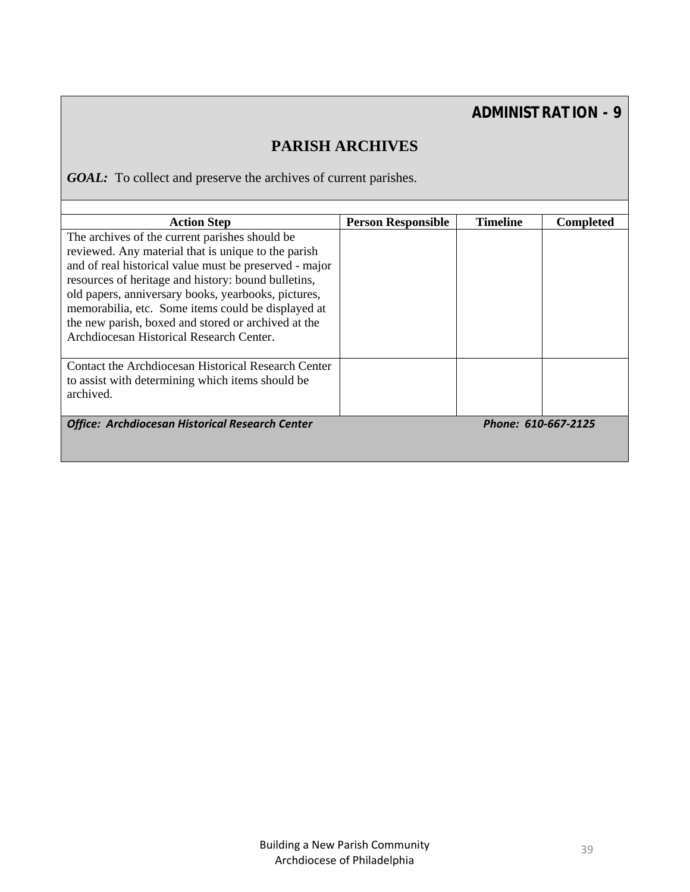## ADMINISTRATION - 9

# PARISH ARCHIVES

***GOAL:*** To collect and preserve the archives of current parishes.

| Action Step | Person Responsible | Timeline | Completed |
|---|---|---|---|
| The archives of the current parishes should be reviewed. Any material that is unique to the parish and of real historical value must be preserved - major resources of heritage and history: bound bulletins, old papers, anniversary books, yearbooks, pictures, memorabilia, etc. Some items could be displayed at the new parish, boxed and stored or archived at the Archdiocesan Historical Research Center. | | | |
| Contact the Archdiocesan Historical Research Center to assist with determining which items should be archived. | | | |

***Office: Archdiocesan Historical Research Center*** ***Phone: 610-667-2125***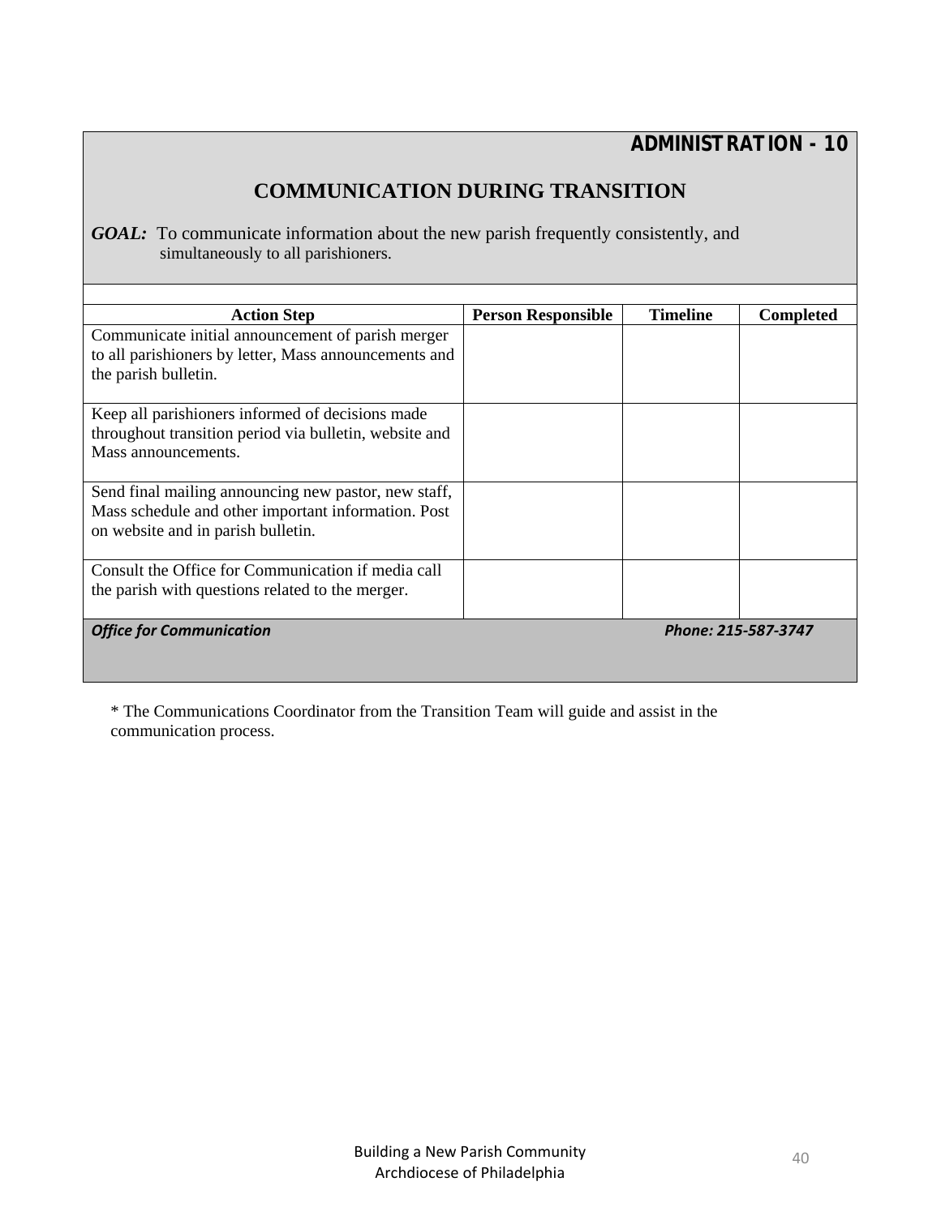**ADMINISTRATION - 10**

## COMMUNICATION DURING TRANSITION

***GOAL:*** To communicate information about the new parish frequently consistently, and simultaneously to all parishioners.

| Action Step | Person Responsible | Timeline | Completed |
|---|---|---|---|
| Communicate initial announcement of parish merger to all parishioners by letter, Mass announcements and the parish bulletin. | | | |
| Keep all parishioners informed of decisions made throughout transition period via bulletin, website and Mass announcements. | | | |
| Send final mailing announcing new pastor, new staff, Mass schedule and other important information. Post on website and in parish bulletin. | | | |
| Consult the Office for Communication if media call the parish with questions related to the merger. | | | |

***Office for Communication*** ***Phone: 215-587-3747***

* The Communications Coordinator from the Transition Team will guide and assist in the communication process.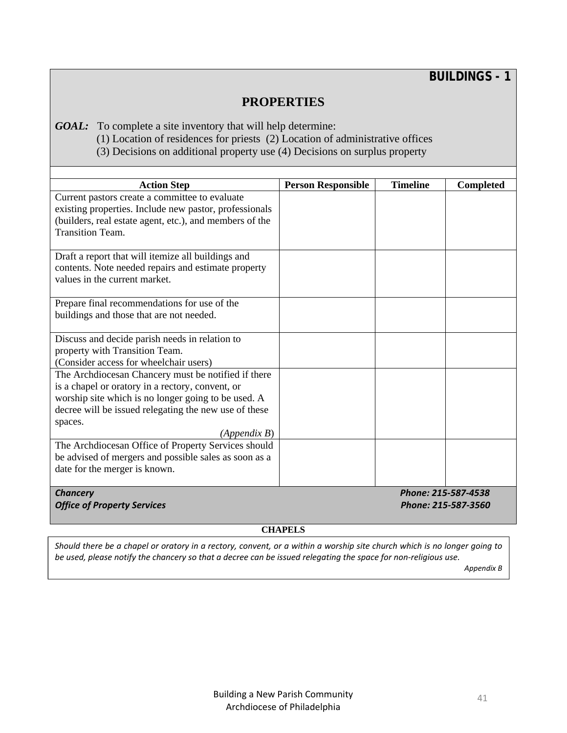**BUILDINGS - 1**

# PROPERTIES

***GOAL:*** To complete a site inventory that will help determine:
(1) Location of residences for priests (2) Location of administrative offices
(3) Decisions on additional property use (4) Decisions on surplus property

| Action Step | Person Responsible | Timeline | Completed |
|---|---|---|---|
| Current pastors create a committee to evaluate existing properties. Include new pastor, professionals (builders, real estate agent, etc.), and members of the Transition Team. | | | |
| Draft a report that will itemize all buildings and contents. Note needed repairs and estimate property values in the current market. | | | |
| Prepare final recommendations for use of the buildings and those that are not needed. | | | |
| Discuss and decide parish needs in relation to property with Transition Team. (Consider access for wheelchair users) | | | |
| The Archdiocesan Chancery must be notified if there is a chapel or oratory in a rectory, convent, or worship site which is no longer going to be used. A decree will be issued relegating the new use of these spaces. *(Appendix B)* | | | |
| The Archdiocesan Office of Property Services should be advised of mergers and possible sales as soon as a date for the merger is known. | | | |

***Chancery*** — ***Phone: 215-587-4538***
***Office of Property Services*** — ***Phone: 215-587-3560***

**CHAPELS**

*Should there be a chapel or oratory in a rectory, convent, or a within a worship site church which is no longer going to be used, please notify the chancery so that a decree can be issued relegating the space for non-religious use.*
*Appendix B*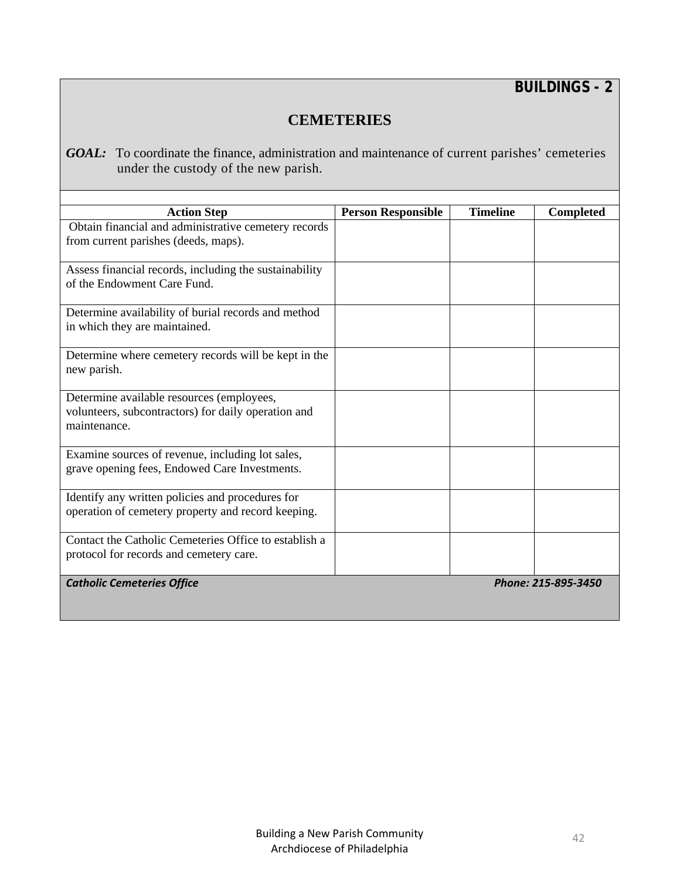**BUILDINGS - 2**

# CEMETERIES

***GOAL:*** To coordinate the finance, administration and maintenance of current parishes' cemeteries under the custody of the new parish.

| Action Step | Person Responsible | Timeline | Completed |
|---|---|---|---|
| Obtain financial and administrative cemetery records from current parishes (deeds, maps). | | | |
| Assess financial records, including the sustainability of the Endowment Care Fund. | | | |
| Determine availability of burial records and method in which they are maintained. | | | |
| Determine where cemetery records will be kept in the new parish. | | | |
| Determine available resources (employees, volunteers, subcontractors) for daily operation and maintenance. | | | |
| Examine sources of revenue, including lot sales, grave opening fees, Endowed Care Investments. | | | |
| Identify any written policies and procedures for operation of cemetery property and record keeping. | | | |
| Contact the Catholic Cemeteries Office to establish a protocol for records and cemetery care. | | | |

***Catholic Cemeteries Office*** ***Phone: 215-895-3450***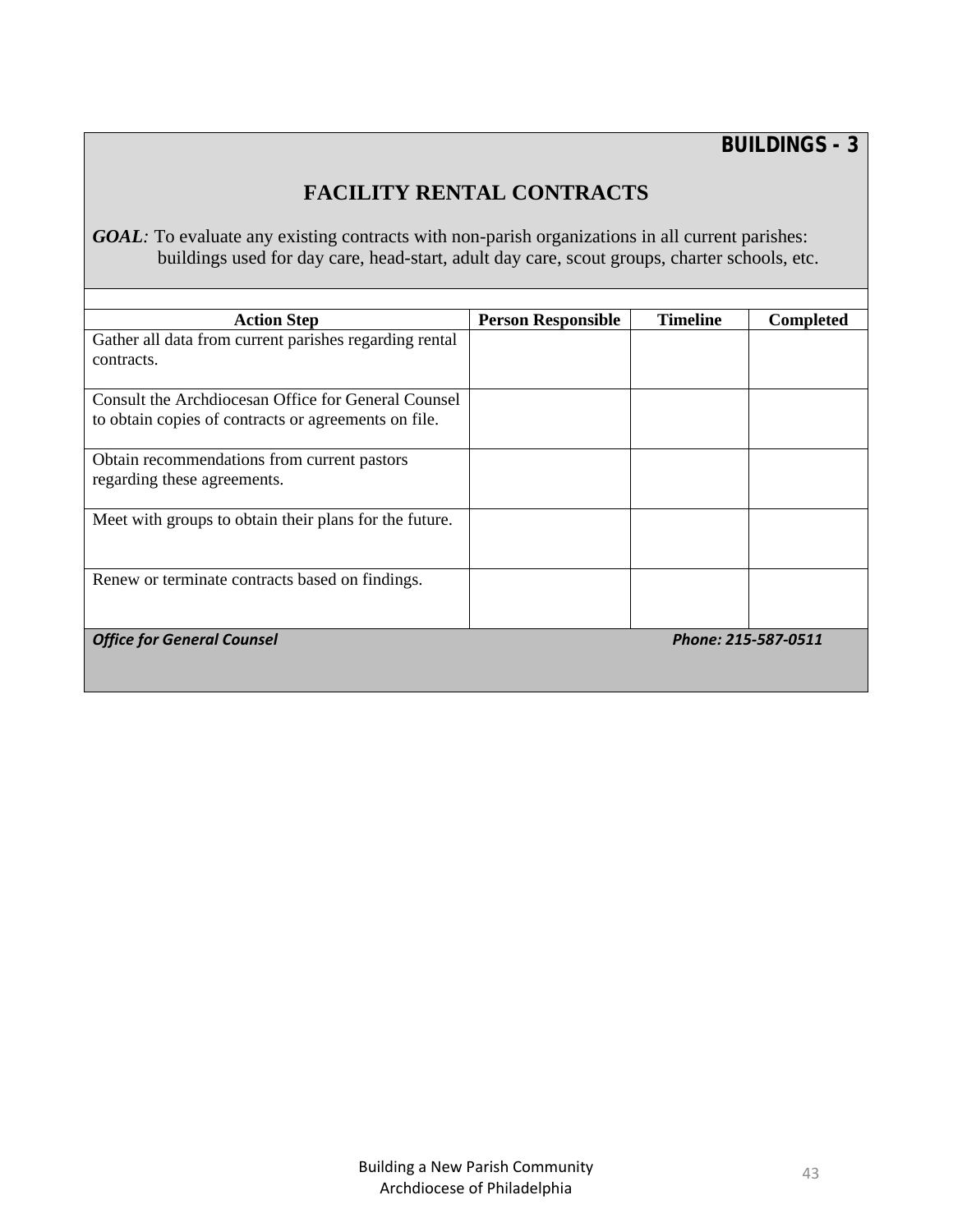**BUILDINGS - 3**

# FACILITY RENTAL CONTRACTS

***GOAL**:* To evaluate any existing contracts with non-parish organizations in all current parishes: buildings used for day care, head-start, adult day care, scout groups, charter schools, etc.

| Action Step | Person Responsible | Timeline | Completed |
|---|---|---|---|
| Gather all data from current parishes regarding rental contracts. | | | |
| Consult the Archdiocesan Office for General Counsel to obtain copies of contracts or agreements on file. | | | |
| Obtain recommendations from current pastors regarding these agreements. | | | |
| Meet with groups to obtain their plans for the future. | | | |
| Renew or terminate contracts based on findings. | | | |

***Office for General Counsel*** ***Phone: 215-587-0511***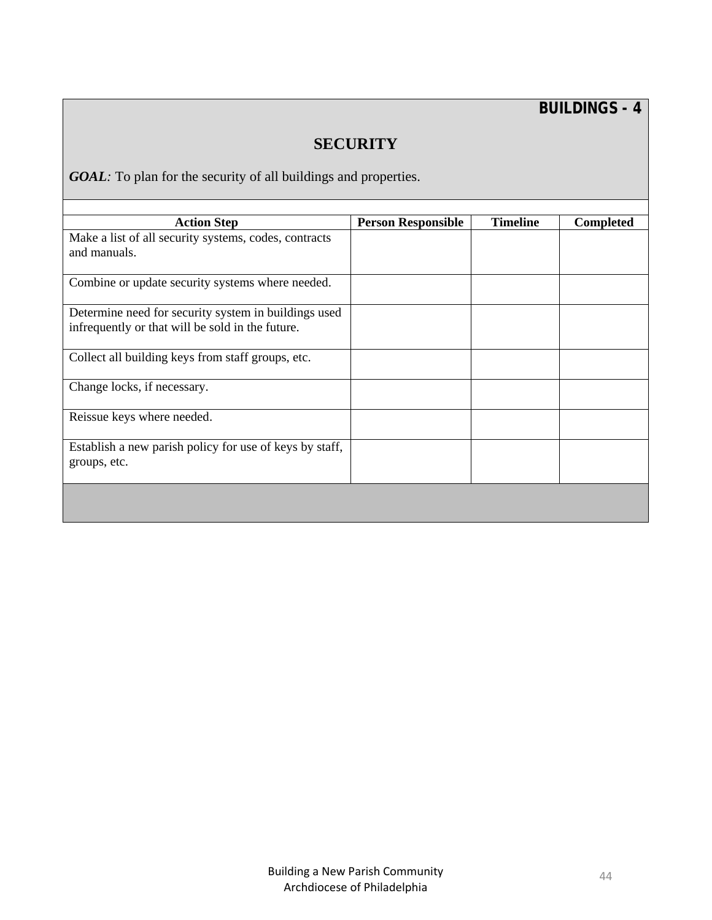**BUILDINGS - 4**

## SECURITY

***GOAL****:* To plan for the security of all buildings and properties.

| Action Step | Person Responsible | Timeline | Completed |
|---|---|---|---|
| Make a list of all security systems, codes, contracts and manuals. | | | |
| Combine or update security systems where needed. | | | |
| Determine need for security system in buildings used infrequently or that will be sold in the future. | | | |
| Collect all building keys from staff groups, etc. | | | |
| Change locks, if necessary. | | | |
| Reissue keys where needed. | | | |
| Establish a new parish policy for use of keys by staff, groups, etc. | | | |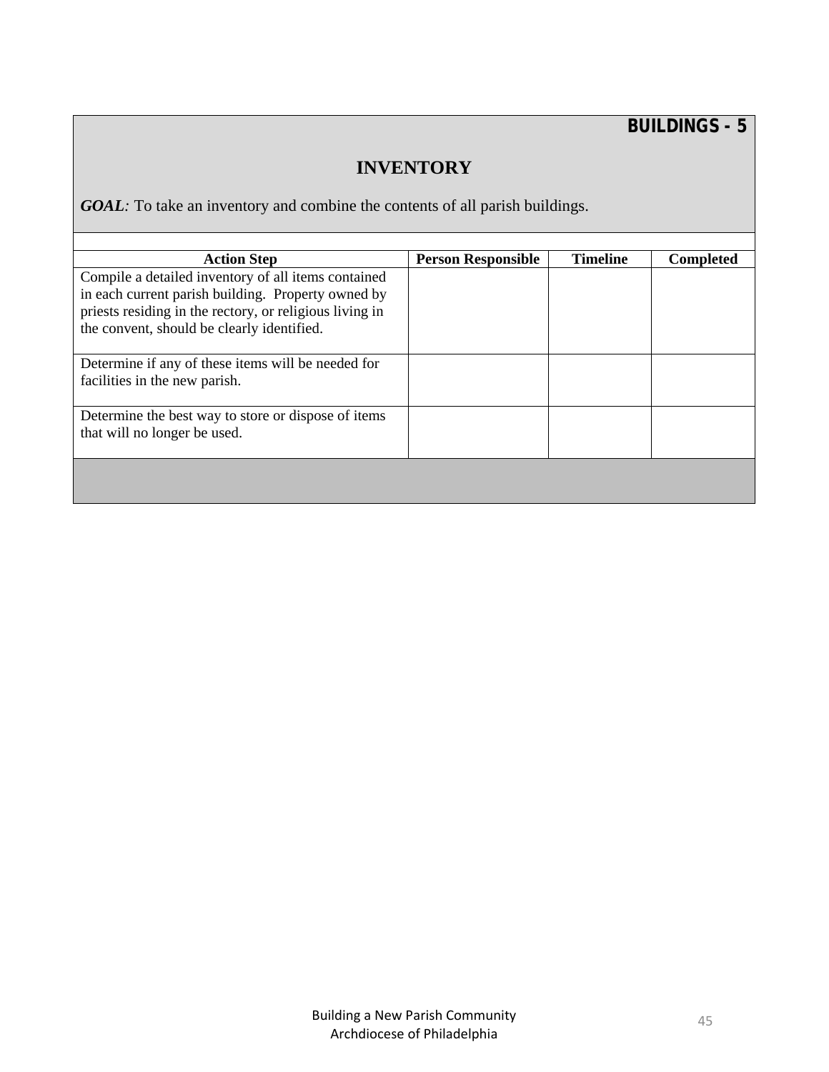**BUILDINGS - 5**

## INVENTORY

***GOAL**:* To take an inventory and combine the contents of all parish buildings.

| Action Step | Person Responsible | Timeline | Completed |
| --- | --- | --- | --- |
| Compile a detailed inventory of all items contained in each current parish building. Property owned by priests residing in the rectory, or religious living in the convent, should be clearly identified. | | | |
| Determine if any of these items will be needed for facilities in the new parish. | | | |
| Determine the best way to store or dispose of items that will no longer be used. | | | |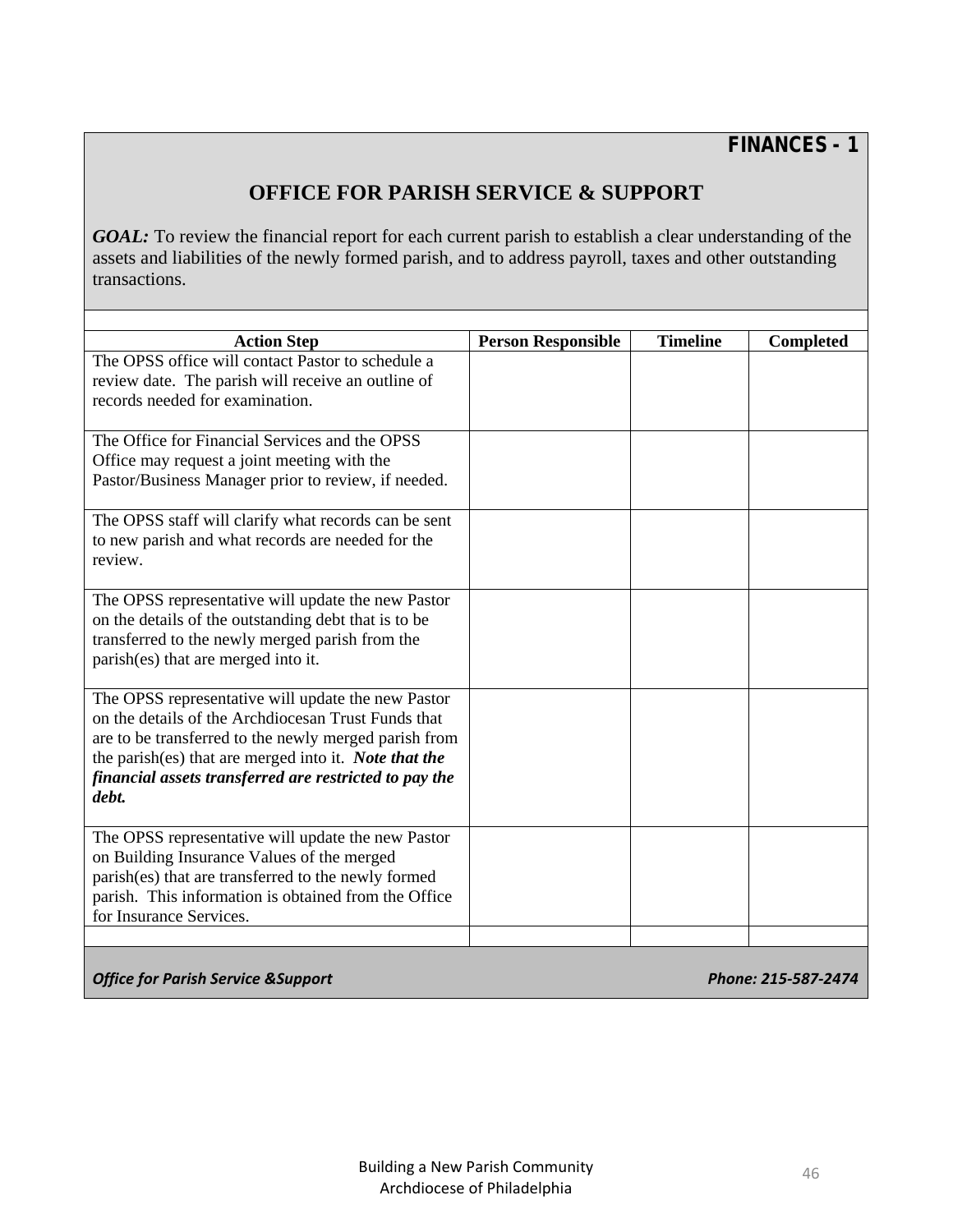**FINANCES - 1**

# OFFICE FOR PARISH SERVICE & SUPPORT

***GOAL:*** To review the financial report for each current parish to establish a clear understanding of the assets and liabilities of the newly formed parish, and to address payroll, taxes and other outstanding transactions.

| Action Step | Person Responsible | Timeline | Completed |
|---|---|---|---|
| The OPSS office will contact Pastor to schedule a review date. The parish will receive an outline of records needed for examination. | | | |
| The Office for Financial Services and the OPSS Office may request a joint meeting with the Pastor/Business Manager prior to review, if needed. | | | |
| The OPSS staff will clarify what records can be sent to new parish and what records are needed for the review. | | | |
| The OPSS representative will update the new Pastor on the details of the outstanding debt that is to be transferred to the newly merged parish from the parish(es) that are merged into it. | | | |
| The OPSS representative will update the new Pastor on the details of the Archdiocesan Trust Funds that are to be transferred to the newly merged parish from the parish(es) that are merged into it. ***Note that the financial assets transferred are restricted to pay the debt.*** | | | |
| The OPSS representative will update the new Pastor on Building Insurance Values of the merged parish(es) that are transferred to the newly formed parish. This information is obtained from the Office for Insurance Services. | | | |
| | | | |

***Office for Parish Service &Support*** ***Phone: 215-587-2474***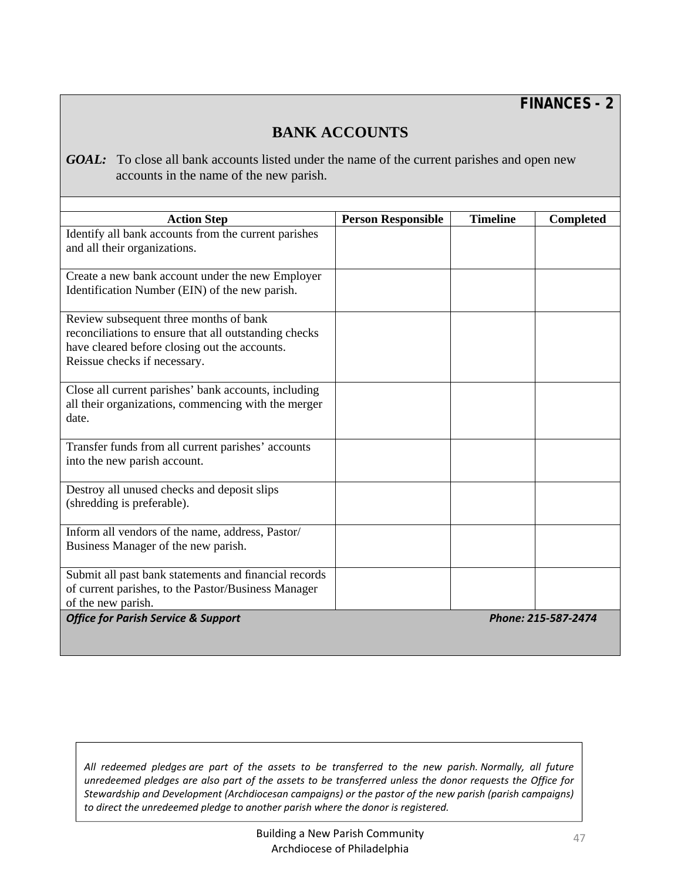**FINANCES - 2**

## BANK ACCOUNTS

***GOAL:*** To close all bank accounts listed under the name of the current parishes and open new accounts in the name of the new parish.

| Action Step | Person Responsible | Timeline | Completed |
|---|---|---|---|
| Identify all bank accounts from the current parishes and all their organizations. | | | |
| Create a new bank account under the new Employer Identification Number (EIN) of the new parish. | | | |
| Review subsequent three months of bank reconciliations to ensure that all outstanding checks have cleared before closing out the accounts. Reissue checks if necessary. | | | |
| Close all current parishes' bank accounts, including all their organizations, commencing with the merger date. | | | |
| Transfer funds from all current parishes' accounts into the new parish account. | | | |
| Destroy all unused checks and deposit slips (shredding is preferable). | | | |
| Inform all vendors of the name, address, Pastor/ Business Manager of the new parish. | | | |
| Submit all past bank statements and financial records of current parishes, to the Pastor/Business Manager of the new parish. | | | |

***Office for Parish Service & Support*** ***Phone: 215-587-2474***

*All redeemed pledges are part of the assets to be transferred to the new parish. Normally, all future unredeemed pledges are also part of the assets to be transferred unless the donor requests the Office for Stewardship and Development (Archdiocesan campaigns) or the pastor of the new parish (parish campaigns) to direct the unredeemed pledge to another parish where the donor is registered.*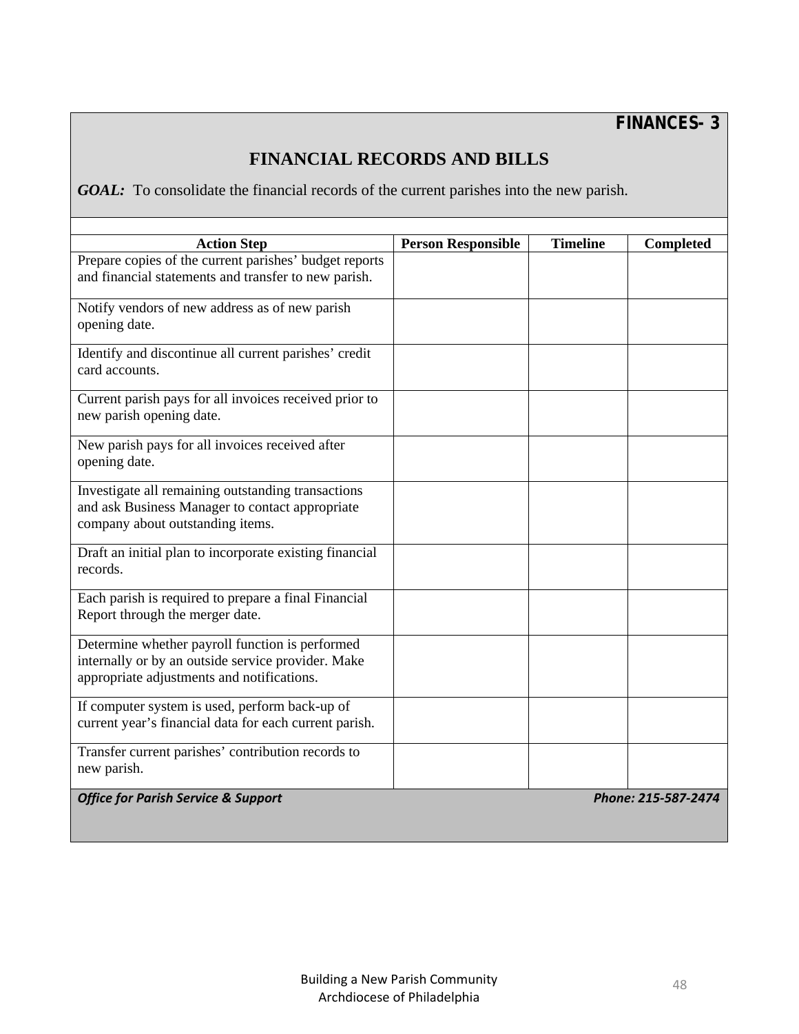**FINANCES- 3**

## FINANCIAL RECORDS AND BILLS

***GOAL:*** To consolidate the financial records of the current parishes into the new parish.

| Action Step | Person Responsible | Timeline | Completed |
|---|---|---|---|
| Prepare copies of the current parishes' budget reports and financial statements and transfer to new parish. | | | |
| Notify vendors of new address as of new parish opening date. | | | |
| Identify and discontinue all current parishes' credit card accounts. | | | |
| Current parish pays for all invoices received prior to new parish opening date. | | | |
| New parish pays for all invoices received after opening date. | | | |
| Investigate all remaining outstanding transactions and ask Business Manager to contact appropriate company about outstanding items. | | | |
| Draft an initial plan to incorporate existing financial records. | | | |
| Each parish is required to prepare a final Financial Report through the merger date. | | | |
| Determine whether payroll function is performed internally or by an outside service provider. Make appropriate adjustments and notifications. | | | |
| If computer system is used, perform back-up of current year's financial data for each current parish. | | | |
| Transfer current parishes' contribution records to new parish. | | | |

***Office for Parish Service & Support*** ***Phone: 215-587-2474***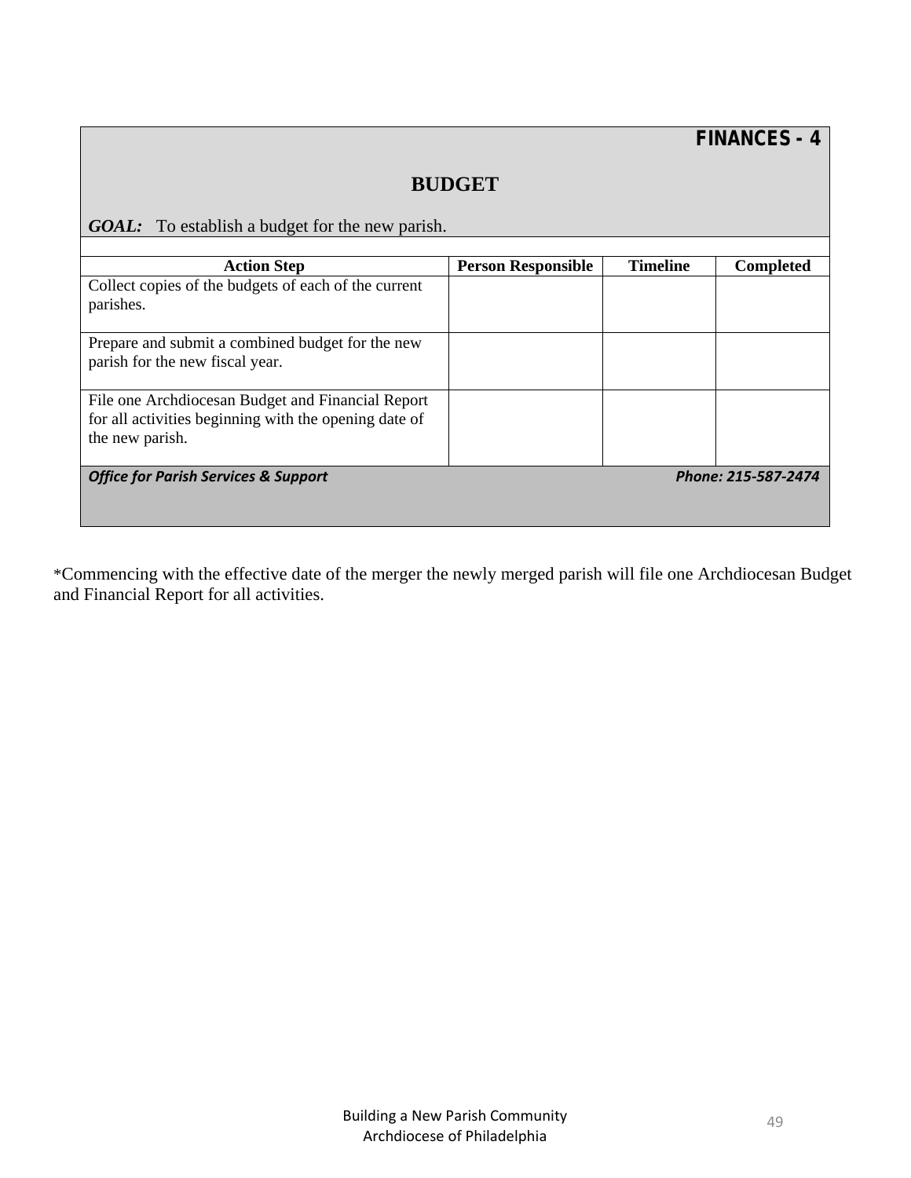**FINANCES - 4**

## BUDGET

***GOAL:*** To establish a budget for the new parish.

| Action Step | Person Responsible | Timeline | Completed |
|---|---|---|---|
| Collect copies of the budgets of each of the current parishes. | | | |
| Prepare and submit a combined budget for the new parish for the new fiscal year. | | | |
| File one Archdiocesan Budget and Financial Report for all activities beginning with the opening date of the new parish. | | | |

***Office for Parish Services & Support*** ***Phone: 215-587-2474***

*Commencing with the effective date of the merger the newly merged parish will file one Archdiocesan Budget and Financial Report for all activities.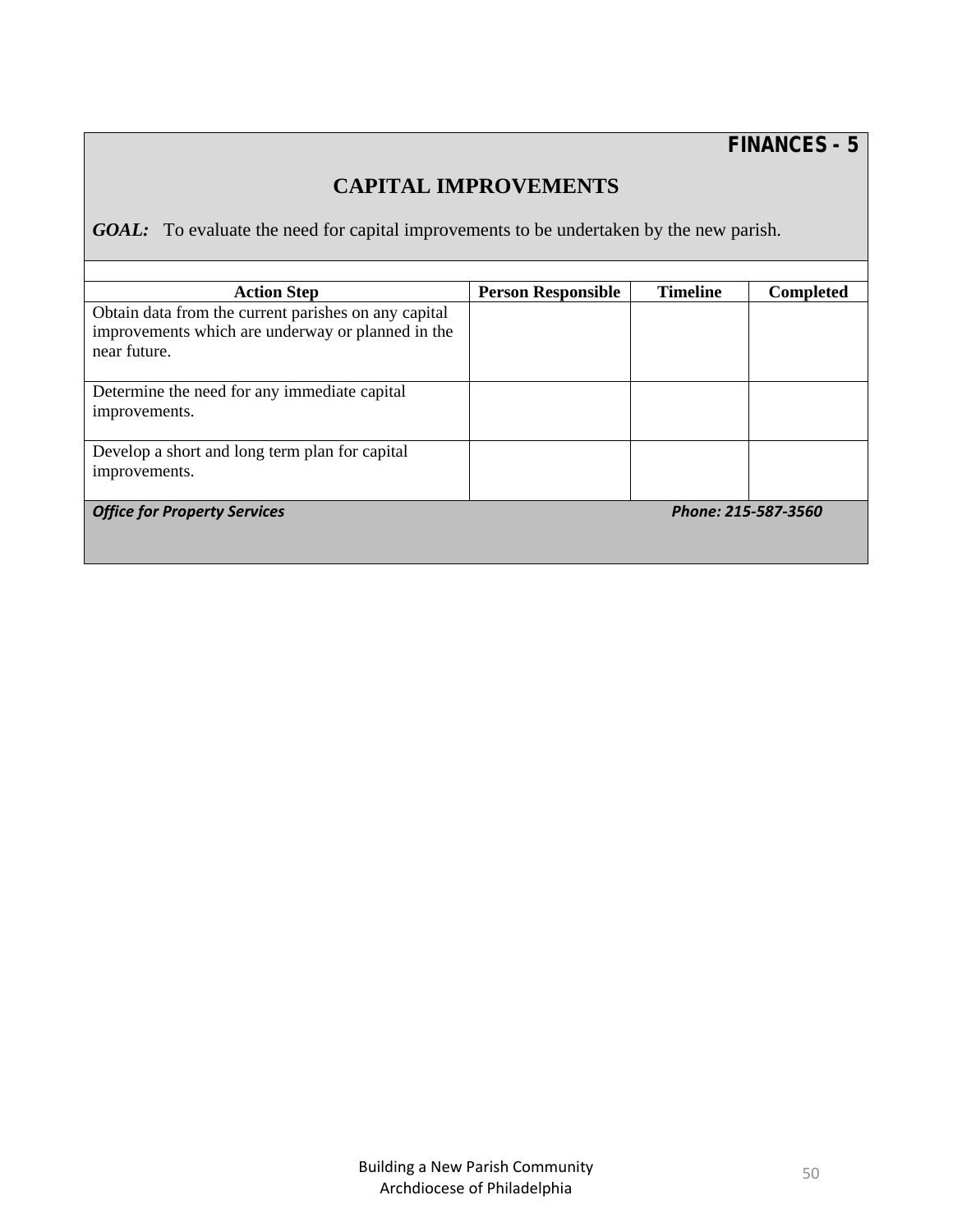**FINANCES - 5**

## CAPITAL IMPROVEMENTS

***GOAL:*** To evaluate the need for capital improvements to be undertaken by the new parish.

| Action Step | Person Responsible | Timeline | Completed |
|---|---|---|---|
| Obtain data from the current parishes on any capital improvements which are underway or planned in the near future. | | | |
| Determine the need for any immediate capital improvements. | | | |
| Develop a short and long term plan for capital improvements. | | | |

***Office for Property Services*** ***Phone: 215-587-3560***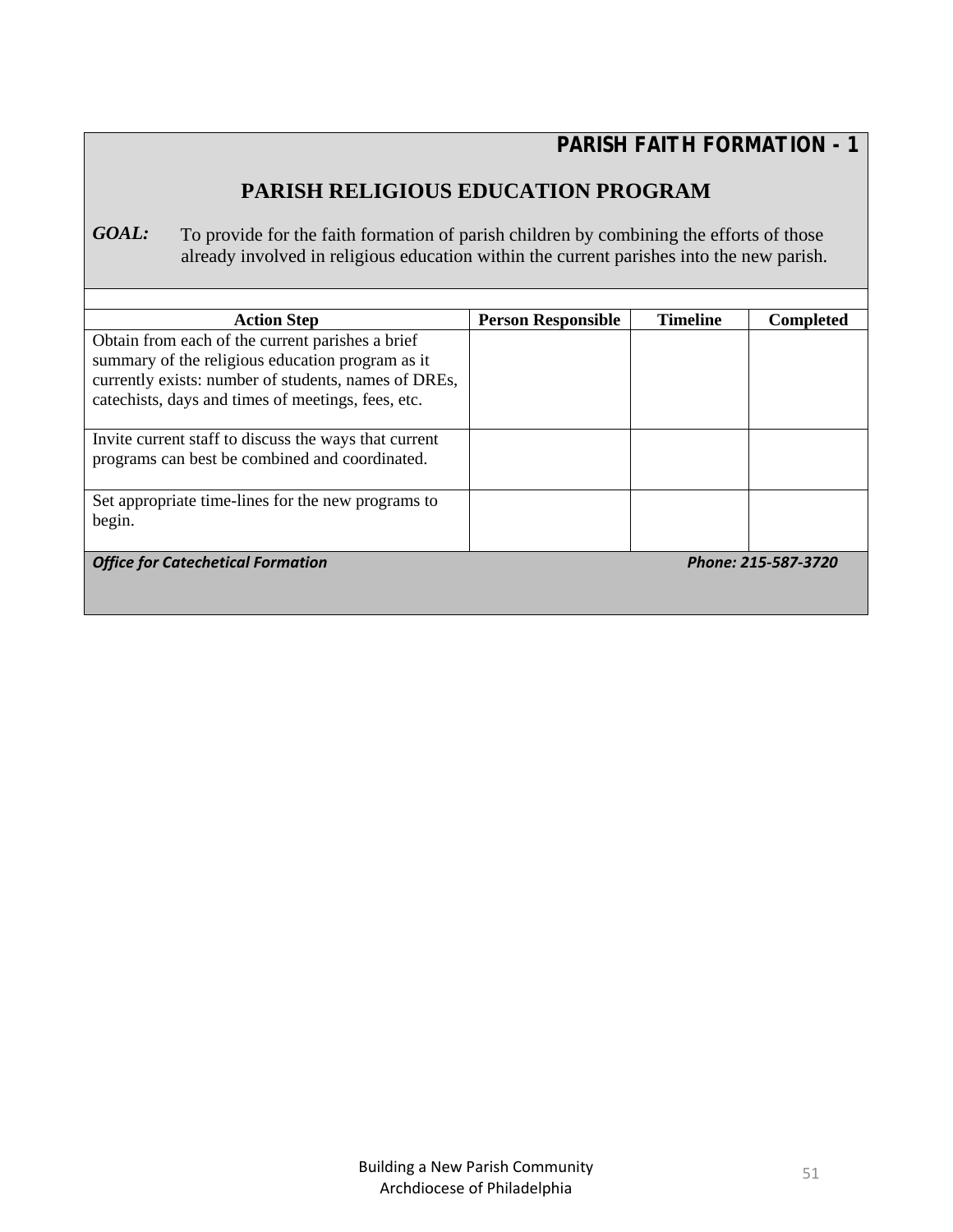**PARISH FAITH FORMATION - 1**

## PARISH RELIGIOUS EDUCATION PROGRAM

***GOAL:*** To provide for the faith formation of parish children by combining the efforts of those already involved in religious education within the current parishes into the new parish.

| Action Step | Person Responsible | Timeline | Completed |
|---|---|---|---|
| Obtain from each of the current parishes a brief summary of the religious education program as it currently exists: number of students, names of DREs, catechists, days and times of meetings, fees, etc. | | | |
| Invite current staff to discuss the ways that current programs can best be combined and coordinated. | | | |
| Set appropriate time-lines for the new programs to begin. | | | |

***Office for Catechetical Formation*** ***Phone: 215-587-3720***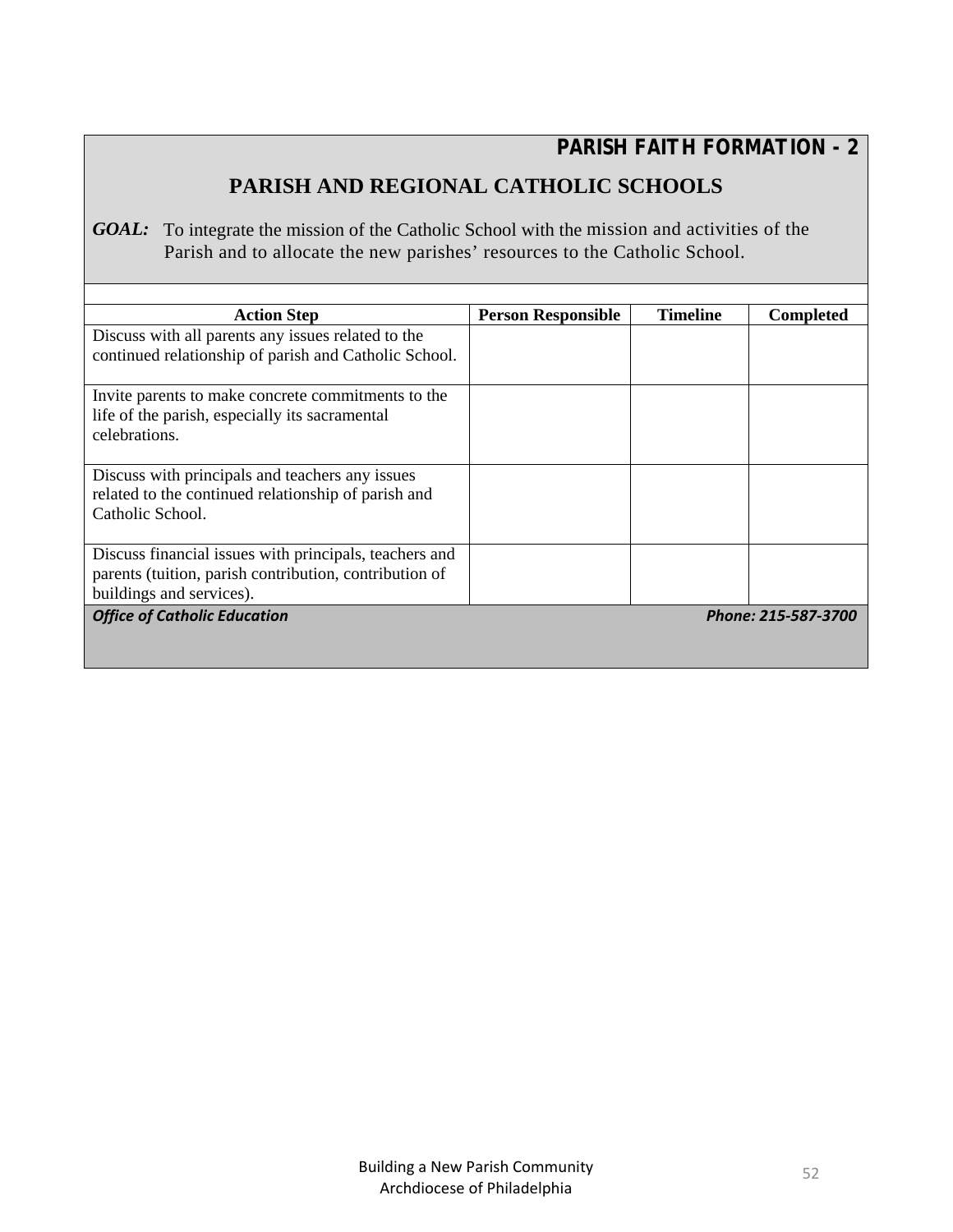**PARISH FAITH FORMATION - 2**

# PARISH AND REGIONAL CATHOLIC SCHOOLS

***GOAL:*** To integrate the mission of the Catholic School with the mission and activities of the Parish and to allocate the new parishes' resources to the Catholic School.

| Action Step | Person Responsible | Timeline | Completed |
|---|---|---|---|
| Discuss with all parents any issues related to the continued relationship of parish and Catholic School. | | | |
| Invite parents to make concrete commitments to the life of the parish, especially its sacramental celebrations. | | | |
| Discuss with principals and teachers any issues related to the continued relationship of parish and Catholic School. | | | |
| Discuss financial issues with principals, teachers and parents (tuition, parish contribution, contribution of buildings and services). | | | |

***Office of Catholic Education*** ***Phone: 215-587-3700***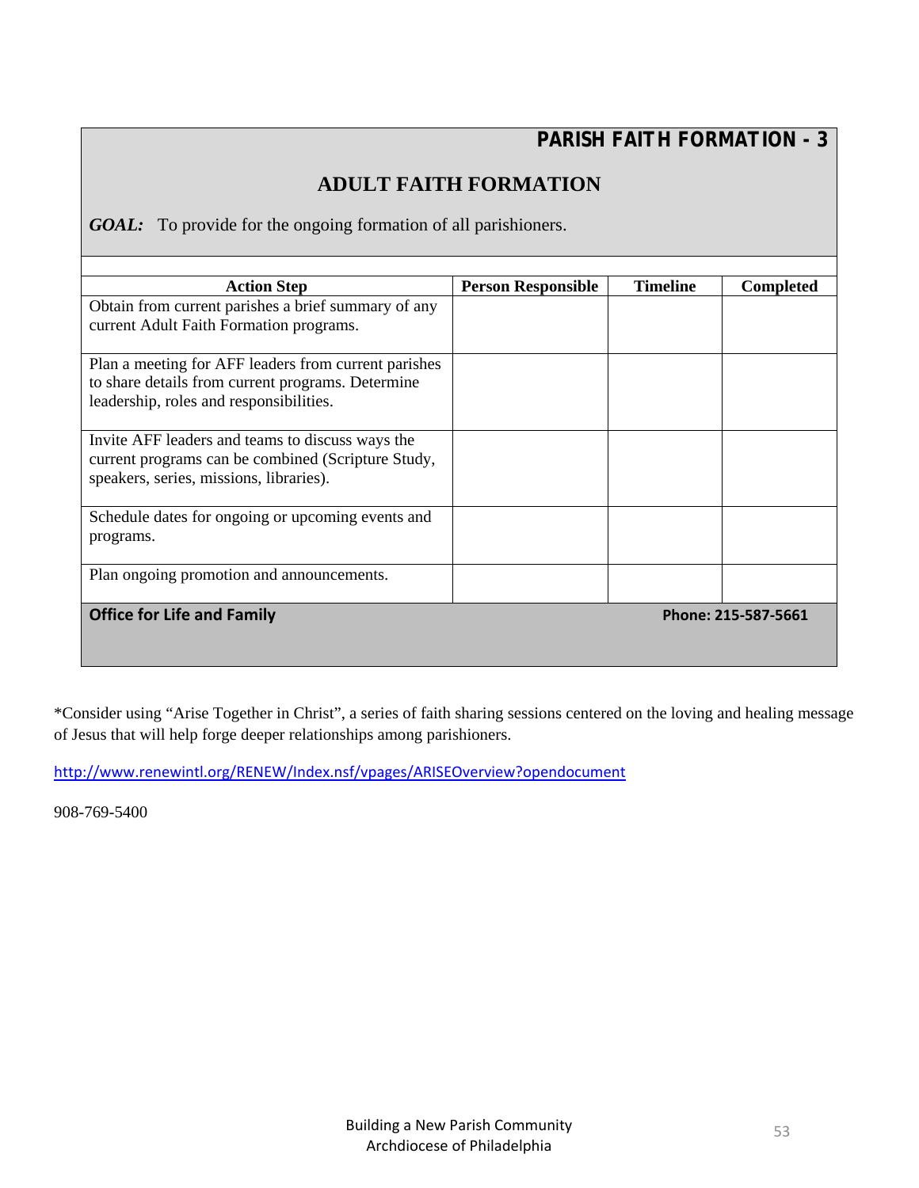**PARISH FAITH FORMATION - 3**

## ADULT FAITH FORMATION

***GOAL:*** To provide for the ongoing formation of all parishioners.

| Action Step | Person Responsible | Timeline | Completed |
|---|---|---|---|
| Obtain from current parishes a brief summary of any current Adult Faith Formation programs. | | | |
| Plan a meeting for AFF leaders from current parishes to share details from current programs. Determine leadership, roles and responsibilities. | | | |
| Invite AFF leaders and teams to discuss ways the current programs can be combined (Scripture Study, speakers, series, missions, libraries). | | | |
| Schedule dates for ongoing or upcoming events and programs. | | | |
| Plan ongoing promotion and announcements. | | | |

**Office for Life and Family** **Phone: 215-587-5661**

*Consider using "Arise Together in Christ", a series of faith sharing sessions centered on the loving and healing message of Jesus that will help forge deeper relationships among parishioners.

http://www.renewintl.org/RENEW/Index.nsf/vpages/ARISEOverview?opendocument

908-769-5400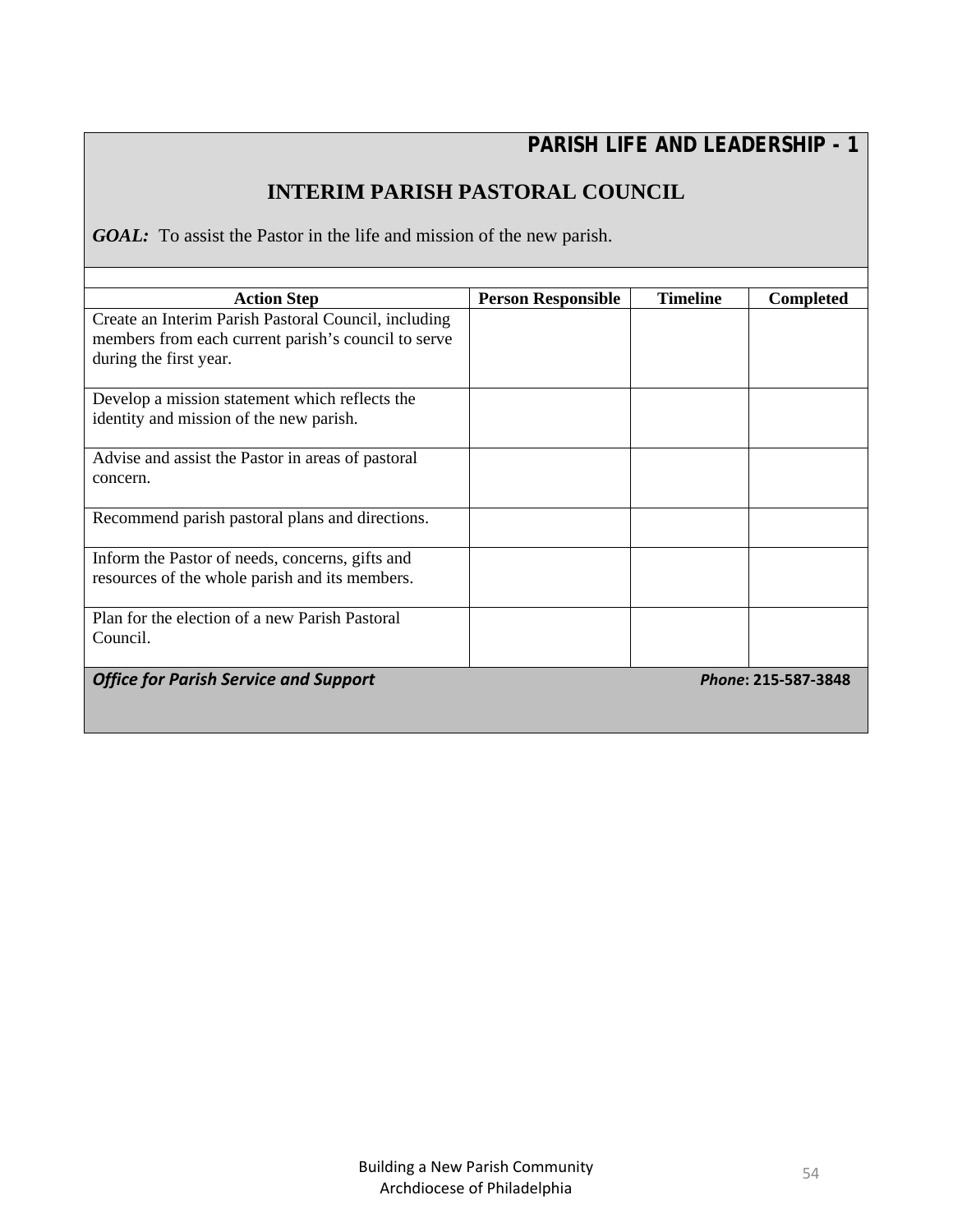## PARISH LIFE AND LEADERSHIP - 1

# INTERIM PARISH PASTORAL COUNCIL

***GOAL:*** To assist the Pastor in the life and mission of the new parish.

| Action Step | Person Responsible | Timeline | Completed |
|---|---|---|---|
| Create an Interim Parish Pastoral Council, including members from each current parish's council to serve during the first year. | | | |
| Develop a mission statement which reflects the identity and mission of the new parish. | | | |
| Advise and assist the Pastor in areas of pastoral concern. | | | |
| Recommend parish pastoral plans and directions. | | | |
| Inform the Pastor of needs, concerns, gifts and resources of the whole parish and its members. | | | |
| Plan for the election of a new Parish Pastoral Council. | | | |

***Office for Parish Service and Support*** ***Phone*: 215-587-3848**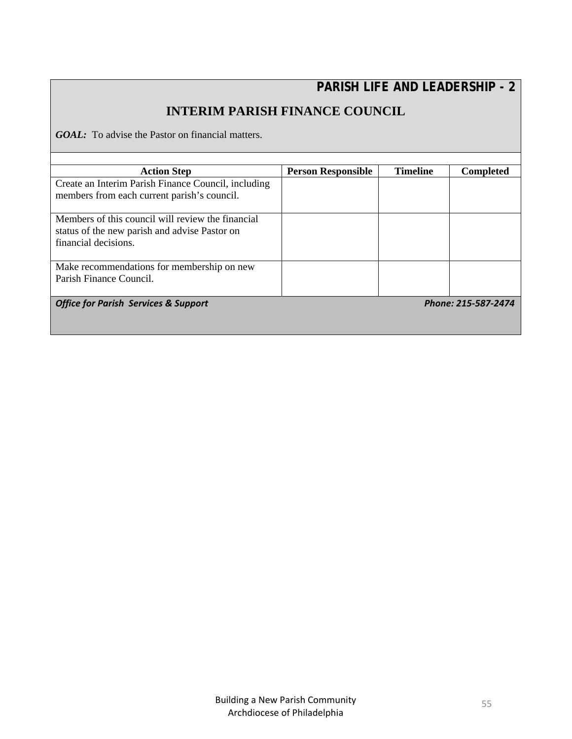**PARISH LIFE AND LEADERSHIP - 2**

## INTERIM PARISH FINANCE COUNCIL

***GOAL:*** To advise the Pastor on financial matters.

| Action Step | Person Responsible | Timeline | Completed |
|---|---|---|---|
| Create an Interim Parish Finance Council, including members from each current parish's council. | | | |
| Members of this council will review the financial status of the new parish and advise Pastor on financial decisions. | | | |
| Make recommendations for membership on new Parish Finance Council. | | | |

***Office for Parish Services & Support*** ***Phone: 215-587-2474***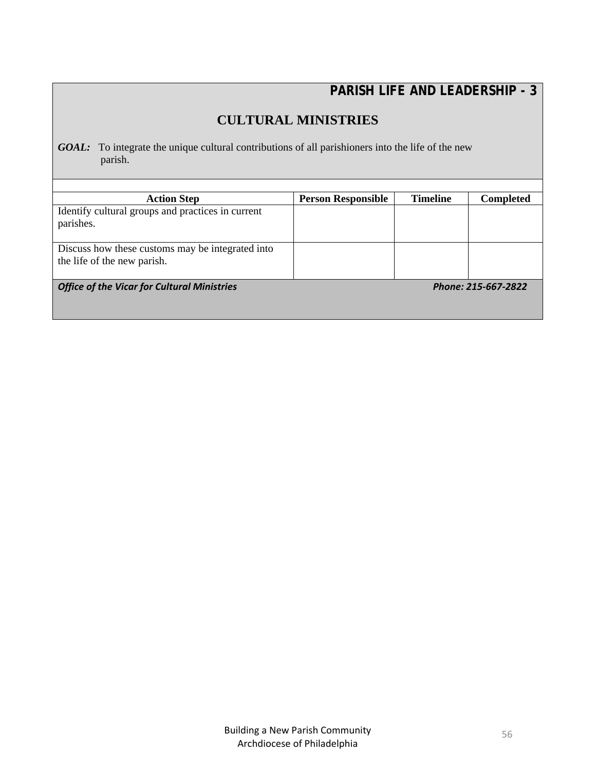## PARISH LIFE AND LEADERSHIP - 3

# CULTURAL MINISTRIES

***GOAL:*** To integrate the unique cultural contributions of all parishioners into the life of the new parish.

| Action Step | Person Responsible | Timeline | Completed |
|---|---|---|---|
| Identify cultural groups and practices in current parishes. | | | |
| Discuss how these customs may be integrated into the life of the new parish. | | | |

***Office of the Vicar for Cultural Ministries*** ***Phone: 215-667-2822***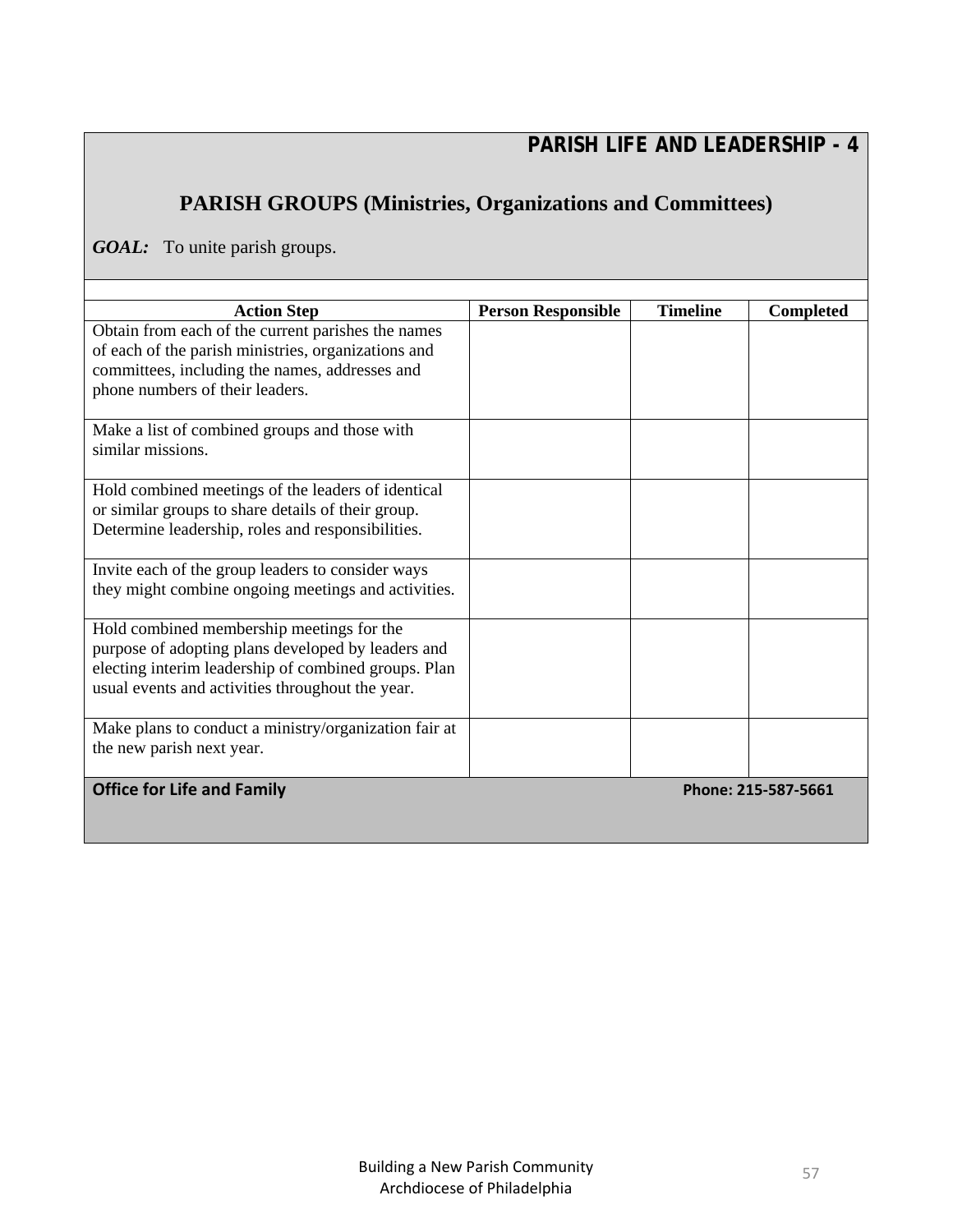**PARISH LIFE AND LEADERSHIP - 4**

# PARISH GROUPS (Ministries, Organizations and Committees)

***GOAL:*** To unite parish groups.

| Action Step | Person Responsible | Timeline | Completed |
|---|---|---|---|
| Obtain from each of the current parishes the names of each of the parish ministries, organizations and committees, including the names, addresses and phone numbers of their leaders. | | | |
| Make a list of combined groups and those with similar missions. | | | |
| Hold combined meetings of the leaders of identical or similar groups to share details of their group. Determine leadership, roles and responsibilities. | | | |
| Invite each of the group leaders to consider ways they might combine ongoing meetings and activities. | | | |
| Hold combined membership meetings for the purpose of adopting plans developed by leaders and electing interim leadership of combined groups. Plan usual events and activities throughout the year. | | | |
| Make plans to conduct a ministry/organization fair at the new parish next year. | | | |

**Office for Life and Family** **Phone: 215-587-5661**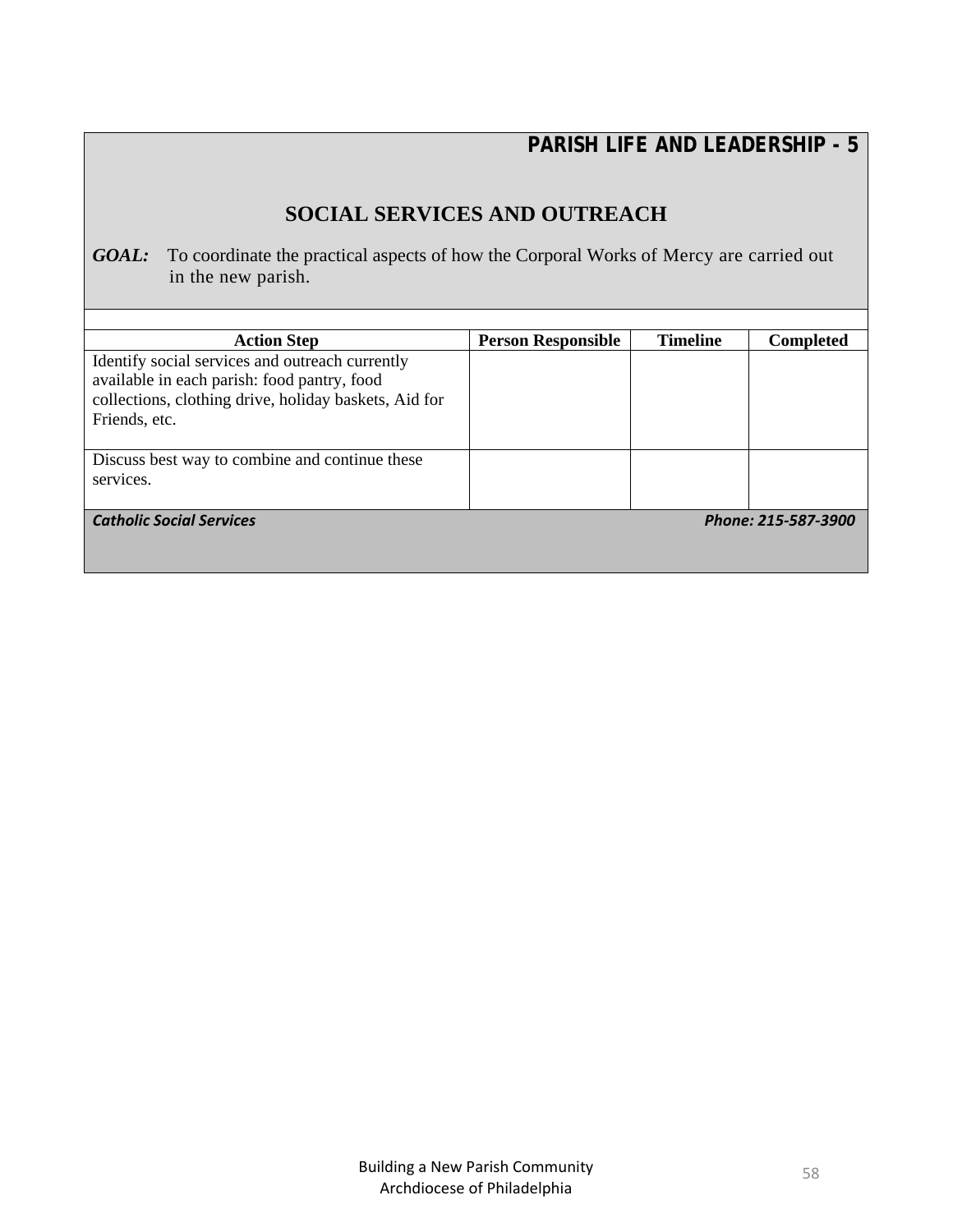**PARISH LIFE AND LEADERSHIP - 5**

## SOCIAL SERVICES AND OUTREACH

***GOAL:*** To coordinate the practical aspects of how the Corporal Works of Mercy are carried out in the new parish.

| Action Step | Person Responsible | Timeline | Completed |
|---|---|---|---|
| Identify social services and outreach currently available in each parish: food pantry, food collections, clothing drive, holiday baskets, Aid for Friends, etc. | | | |
| Discuss best way to combine and continue these services. | | | |

***Catholic Social Services*** ***Phone: 215-587-3900***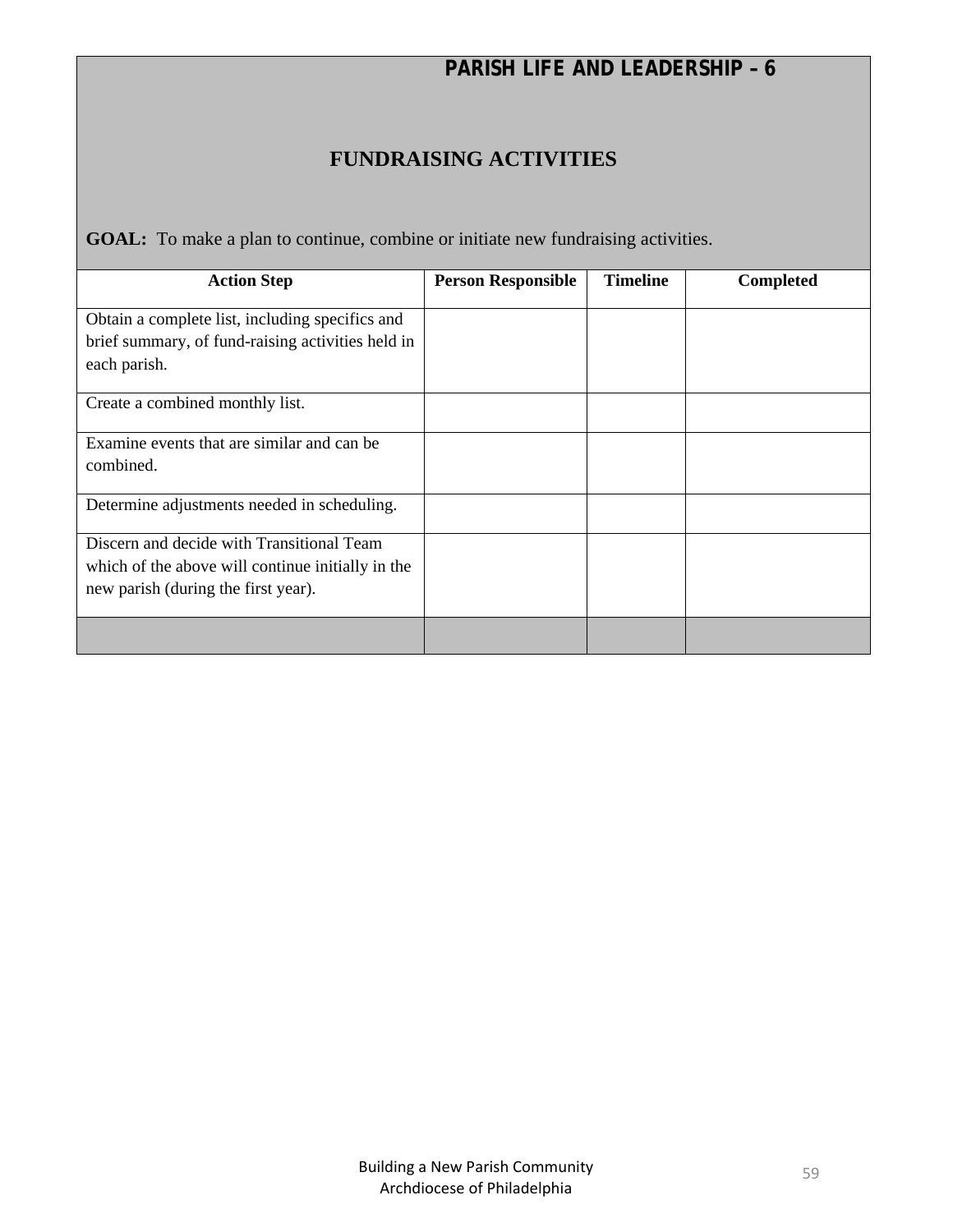# PARISH LIFE AND LEADERSHIP – 6

## FUNDRAISING ACTIVITIES

**GOAL:** To make a plan to continue, combine or initiate new fundraising activities.

| Action Step | Person Responsible | Timeline | Completed |
|---|---|---|---|
| Obtain a complete list, including specifics and brief summary, of fund-raising activities held in each parish. | | | |
| Create a combined monthly list. | | | |
| Examine events that are similar and can be combined. | | | |
| Determine adjustments needed in scheduling. | | | |
| Discern and decide with Transitional Team which of the above will continue initially in the new parish (during the first year). | | | |
| | | | |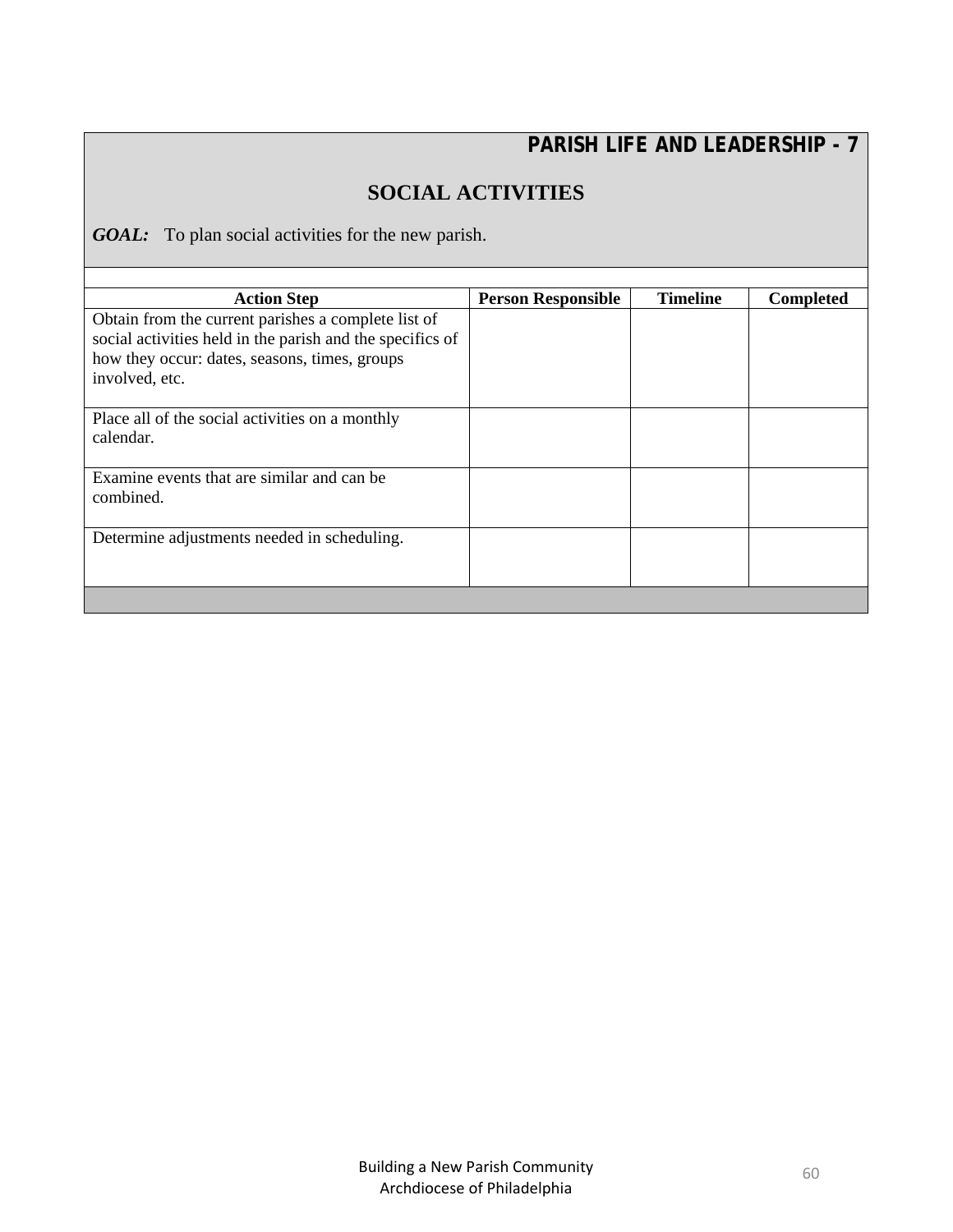## PARISH LIFE AND LEADERSHIP - 7

### SOCIAL ACTIVITIES

***GOAL:*** To plan social activities for the new parish.

| Action Step | Person Responsible | Timeline | Completed |
|---|---|---|---|
| Obtain from the current parishes a complete list of social activities held in the parish and the specifics of how they occur: dates, seasons, times, groups involved, etc. | | | |
| Place all of the social activities on a monthly calendar. | | | |
| Examine events that are similar and can be combined. | | | |
| Determine adjustments needed in scheduling. | | | |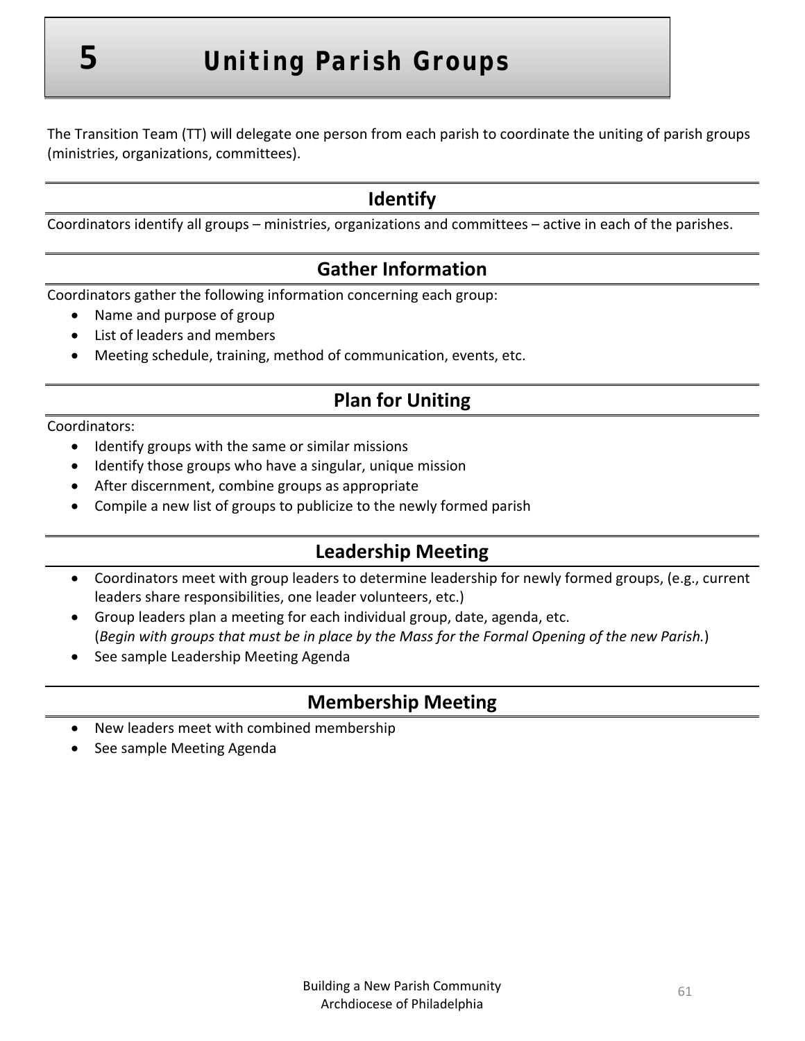# 5 Uniting Parish Groups

The Transition Team (TT) will delegate one person from each parish to coordinate the uniting of parish groups (ministries, organizations, committees).

## Identify

Coordinators identify all groups – ministries, organizations and committees – active in each of the parishes.

## Gather Information

Coordinators gather the following information concerning each group:

- Name and purpose of group
- List of leaders and members
- Meeting schedule, training, method of communication, events, etc.

## Plan for Uniting

Coordinators:

- Identify groups with the same or similar missions
- Identify those groups who have a singular, unique mission
- After discernment, combine groups as appropriate
- Compile a new list of groups to publicize to the newly formed parish

## Leadership Meeting

- Coordinators meet with group leaders to determine leadership for newly formed groups, (e.g., current leaders share responsibilities, one leader volunteers, etc.)
- Group leaders plan a meeting for each individual group, date, agenda, etc. (*Begin with groups that must be in place by the Mass for the Formal Opening of the new Parish.*)
- See sample Leadership Meeting Agenda

## Membership Meeting

- New leaders meet with combined membership
- See sample Meeting Agenda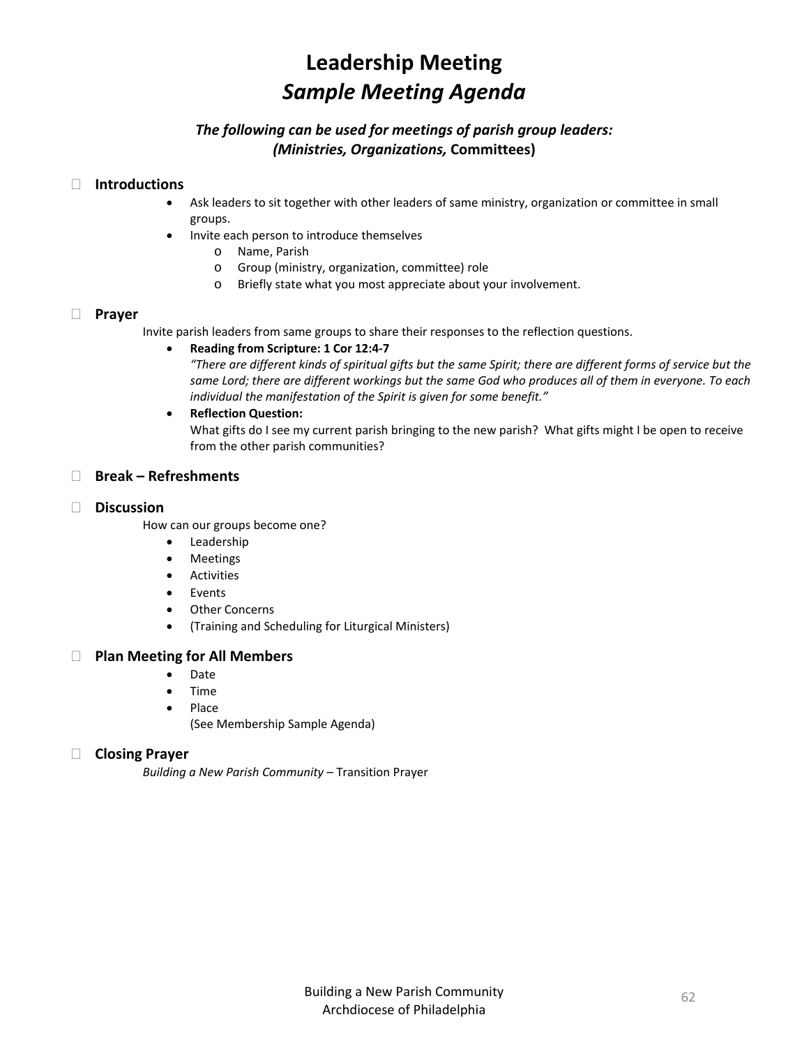# Leadership Meeting
## *Sample Meeting Agenda*

### *The following can be used for meetings of parish group leaders: (Ministries, Organizations,* Committees)

- **Introductions**
  - Ask leaders to sit together with other leaders of same ministry, organization or committee in small groups.
  - Invite each person to introduce themselves
    - Name, Parish
    - Group (ministry, organization, committee) role
    - Briefly state what you most appreciate about your involvement.

- **Prayer**

  Invite parish leaders from same groups to share their responses to the reflection questions.
  - **Reading from Scripture: 1 Cor 12:4-7**
    *"There are different kinds of spiritual gifts but the same Spirit; there are different forms of service but the same Lord; there are different workings but the same God who produces all of them in everyone. To each individual the manifestation of the Spirit is given for some benefit."*
  - **Reflection Question:**
    What gifts do I see my current parish bringing to the new parish? What gifts might I be open to receive from the other parish communities?

- **Break – Refreshments**

- **Discussion**

  How can our groups become one?
  - Leadership
  - Meetings
  - Activities
  - Events
  - Other Concerns
  - (Training and Scheduling for Liturgical Ministers)

- **Plan Meeting for All Members**
  - Date
  - Time
  - Place
    (See Membership Sample Agenda)

- **Closing Prayer**

  *Building a New Parish Community* – Transition Prayer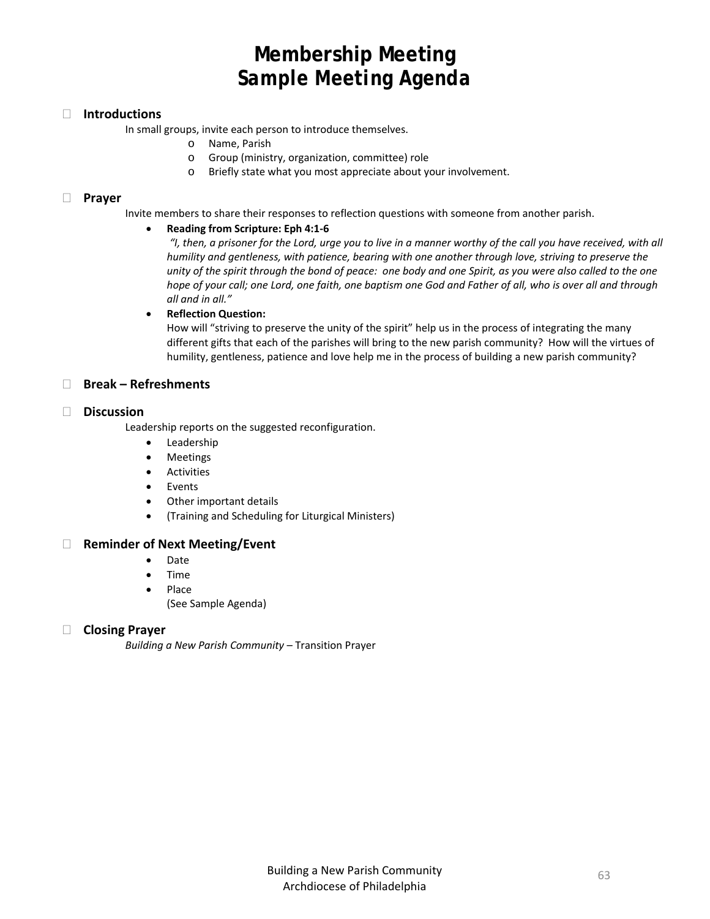# Membership Meeting
# Sample Meeting Agenda

- **Introductions**

  In small groups, invite each person to introduce themselves.
  - Name, Parish
  - Group (ministry, organization, committee) role
  - Briefly state what you most appreciate about your involvement.

- **Prayer**

  Invite members to share their responses to reflection questions with someone from another parish.
  - **Reading from Scripture: Eph 4:1-6**

    *"I, then, a prisoner for the Lord, urge you to live in a manner worthy of the call you have received, with all humility and gentleness, with patience, bearing with one another through love, striving to preserve the unity of the spirit through the bond of peace: one body and one Spirit, as you were also called to the one hope of your call; one Lord, one faith, one baptism one God and Father of all, who is over all and through all and in all."*
  - **Reflection Question:**

    How will "striving to preserve the unity of the spirit" help us in the process of integrating the many different gifts that each of the parishes will bring to the new parish community? How will the virtues of humility, gentleness, patience and love help me in the process of building a new parish community?

- **Break – Refreshments**

- **Discussion**

  Leadership reports on the suggested reconfiguration.
  - Leadership
  - Meetings
  - Activities
  - Events
  - Other important details
  - (Training and Scheduling for Liturgical Ministers)

- **Reminder of Next Meeting/Event**
  - Date
  - Time
  - Place

    (See Sample Agenda)

- **Closing Prayer**

  *Building a New Parish Community* – Transition Prayer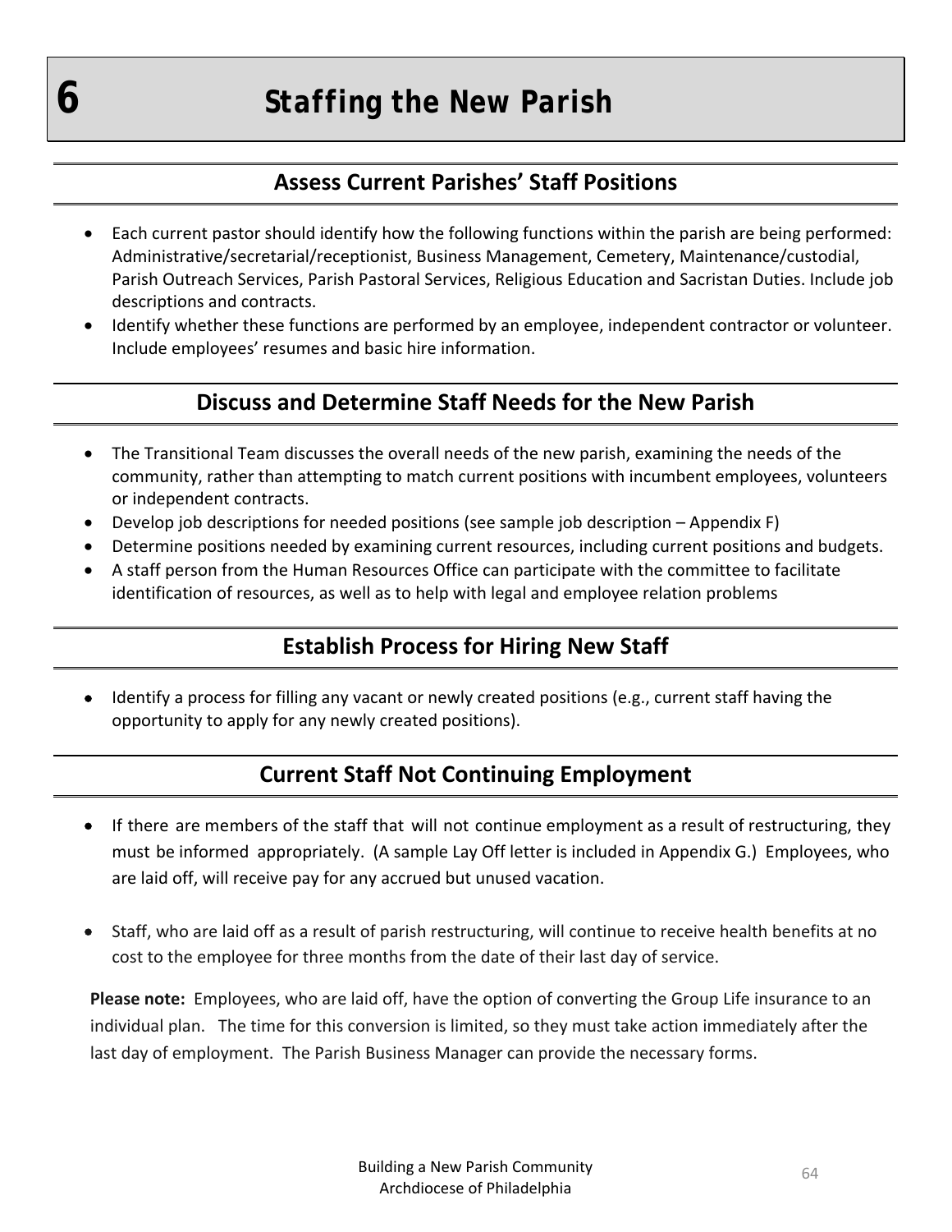# 6 Staffing the New Parish

## Assess Current Parishes' Staff Positions

- Each current pastor should identify how the following functions within the parish are being performed: Administrative/secretarial/receptionist, Business Management, Cemetery, Maintenance/custodial, Parish Outreach Services, Parish Pastoral Services, Religious Education and Sacristan Duties. Include job descriptions and contracts.
- Identify whether these functions are performed by an employee, independent contractor or volunteer. Include employees' resumes and basic hire information.

## Discuss and Determine Staff Needs for the New Parish

- The Transitional Team discusses the overall needs of the new parish, examining the needs of the community, rather than attempting to match current positions with incumbent employees, volunteers or independent contracts.
- Develop job descriptions for needed positions (see sample job description – Appendix F)
- Determine positions needed by examining current resources, including current positions and budgets.
- A staff person from the Human Resources Office can participate with the committee to facilitate identification of resources, as well as to help with legal and employee relation problems

## Establish Process for Hiring New Staff

- Identify a process for filling any vacant or newly created positions (e.g., current staff having the opportunity to apply for any newly created positions).

## Current Staff Not Continuing Employment

- If there are members of the staff that will not continue employment as a result of restructuring, they must be informed appropriately. (A sample Lay Off letter is included in Appendix G.) Employees, who are laid off, will receive pay for any accrued but unused vacation.

- Staff, who are laid off as a result of parish restructuring, will continue to receive health benefits at no cost to the employee for three months from the date of their last day of service.

**Please note:** Employees, who are laid off, have the option of converting the Group Life insurance to an individual plan. The time for this conversion is limited, so they must take action immediately after the last day of employment. The Parish Business Manager can provide the necessary forms.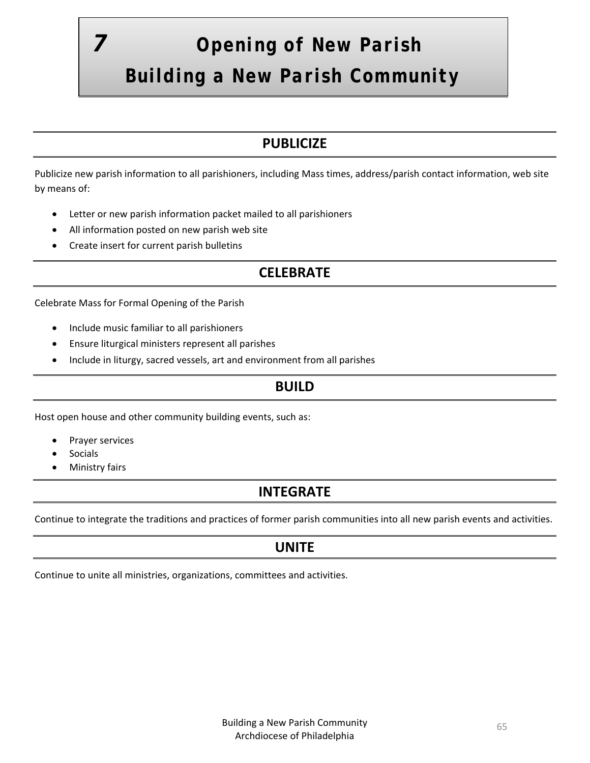# 7 Opening of New Parish
# Building a New Parish Community

## PUBLICIZE

Publicize new parish information to all parishioners, including Mass times, address/parish contact information, web site by means of:

- Letter or new parish information packet mailed to all parishioners
- All information posted on new parish web site
- Create insert for current parish bulletins

## CELEBRATE

Celebrate Mass for Formal Opening of the Parish

- Include music familiar to all parishioners
- Ensure liturgical ministers represent all parishes
- Include in liturgy, sacred vessels, art and environment from all parishes

## BUILD

Host open house and other community building events, such as:

- Prayer services
- Socials
- Ministry fairs

## INTEGRATE

Continue to integrate the traditions and practices of former parish communities into all new parish events and activities.

## UNITE

Continue to unite all ministries, organizations, committees and activities.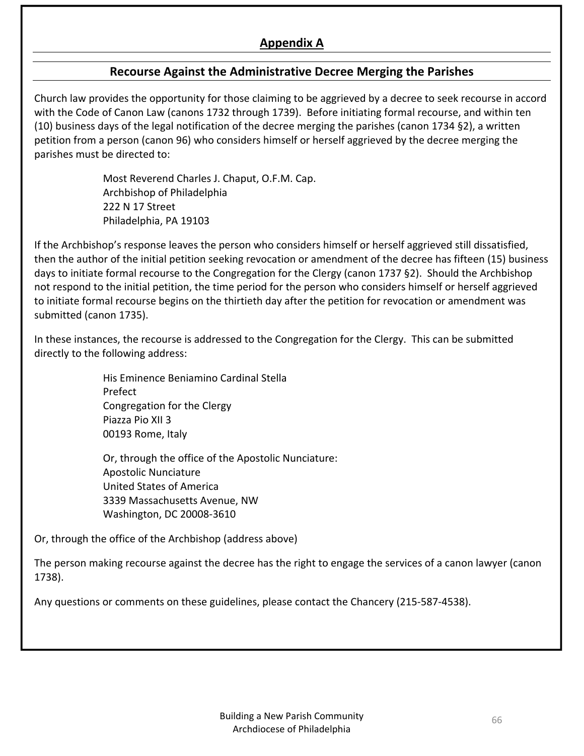## Appendix A

## Recourse Against the Administrative Decree Merging the Parishes

Church law provides the opportunity for those claiming to be aggrieved by a decree to seek recourse in accord with the Code of Canon Law (canons 1732 through 1739). Before initiating formal recourse, and within ten (10) business days of the legal notification of the decree merging the parishes (canon 1734 §2), a written petition from a person (canon 96) who considers himself or herself aggrieved by the decree merging the parishes must be directed to:

> Most Reverend Charles J. Chaput, O.F.M. Cap.
> Archbishop of Philadelphia
> 222 N 17 Street
> Philadelphia, PA 19103

If the Archbishop's response leaves the person who considers himself or herself aggrieved still dissatisfied, then the author of the initial petition seeking revocation or amendment of the decree has fifteen (15) business days to initiate formal recourse to the Congregation for the Clergy (canon 1737 §2). Should the Archbishop not respond to the initial petition, the time period for the person who considers himself or herself aggrieved to initiate formal recourse begins on the thirtieth day after the petition for revocation or amendment was submitted (canon 1735).

In these instances, the recourse is addressed to the Congregation for the Clergy. This can be submitted directly to the following address:

> His Eminence Beniamino Cardinal Stella
> Prefect
> Congregation for the Clergy
> Piazza Pio XII 3
> 00193 Rome, Italy
>
> Or, through the office of the Apostolic Nunciature:
> Apostolic Nunciature
> United States of America
> 3339 Massachusetts Avenue, NW
> Washington, DC 20008-3610

Or, through the office of the Archbishop (address above)

The person making recourse against the decree has the right to engage the services of a canon lawyer (canon 1738).

Any questions or comments on these guidelines, please contact the Chancery (215-587-4538).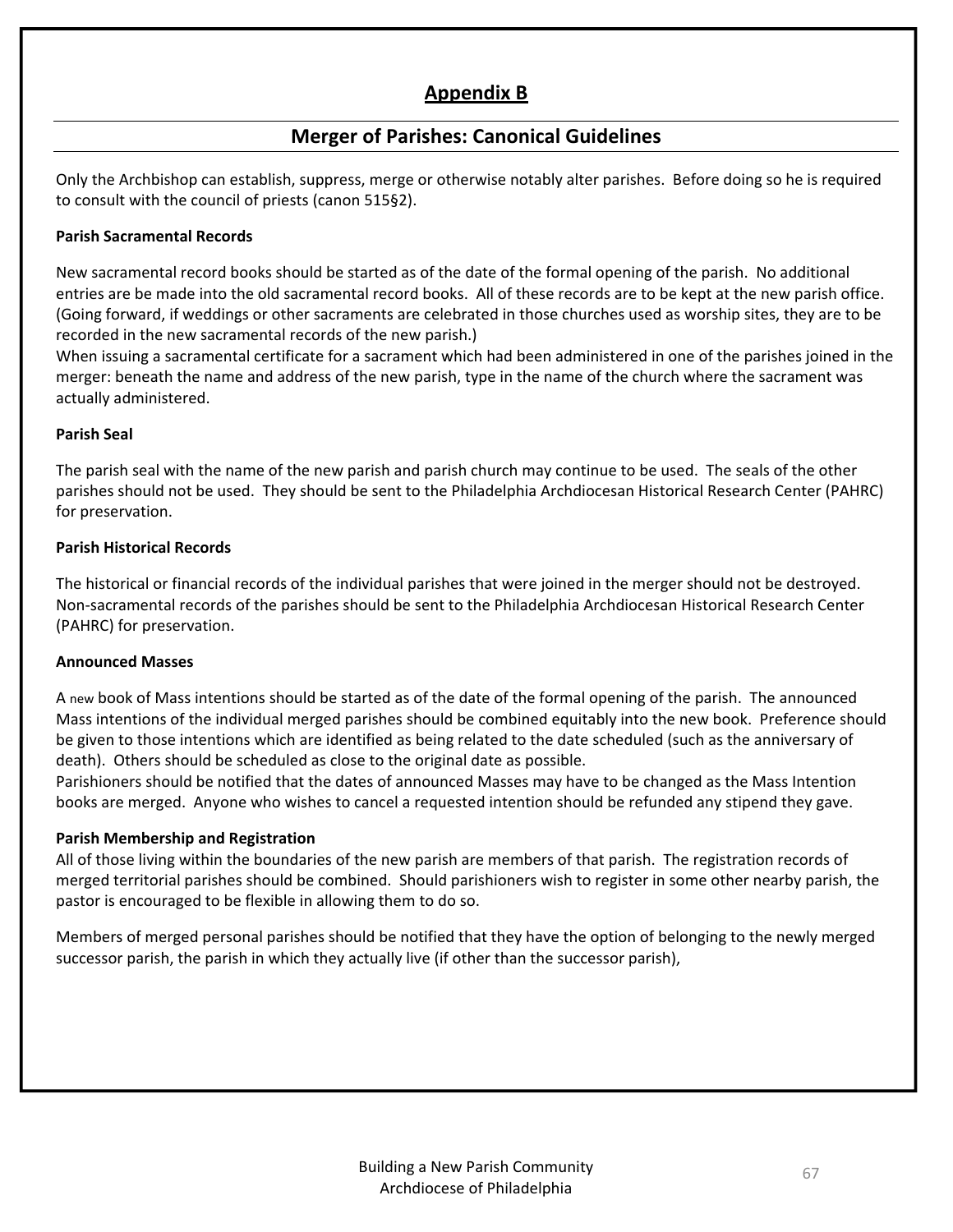# Appendix B

## Merger of Parishes: Canonical Guidelines

Only the Archbishop can establish, suppress, merge or otherwise notably alter parishes. Before doing so he is required to consult with the council of priests (canon 515§2).

**Parish Sacramental Records**

New sacramental record books should be started as of the date of the formal opening of the parish. No additional entries are be made into the old sacramental record books. All of these records are to be kept at the new parish office. (Going forward, if weddings or other sacraments are celebrated in those churches used as worship sites, they are to be recorded in the new sacramental records of the new parish.)
When issuing a sacramental certificate for a sacrament which had been administered in one of the parishes joined in the merger: beneath the name and address of the new parish, type in the name of the church where the sacrament was actually administered.

**Parish Seal**

The parish seal with the name of the new parish and parish church may continue to be used. The seals of the other parishes should not be used. They should be sent to the Philadelphia Archdiocesan Historical Research Center (PAHRC) for preservation.

**Parish Historical Records**

The historical or financial records of the individual parishes that were joined in the merger should not be destroyed. Non-sacramental records of the parishes should be sent to the Philadelphia Archdiocesan Historical Research Center (PAHRC) for preservation.

**Announced Masses**

A new book of Mass intentions should be started as of the date of the formal opening of the parish. The announced Mass intentions of the individual merged parishes should be combined equitably into the new book. Preference should be given to those intentions which are identified as being related to the date scheduled (such as the anniversary of death). Others should be scheduled as close to the original date as possible.
Parishioners should be notified that the dates of announced Masses may have to be changed as the Mass Intention books are merged. Anyone who wishes to cancel a requested intention should be refunded any stipend they gave.

**Parish Membership and Registration**

All of those living within the boundaries of the new parish are members of that parish. The registration records of merged territorial parishes should be combined. Should parishioners wish to register in some other nearby parish, the pastor is encouraged to be flexible in allowing them to do so.

Members of merged personal parishes should be notified that they have the option of belonging to the newly merged successor parish, the parish in which they actually live (if other than the successor parish),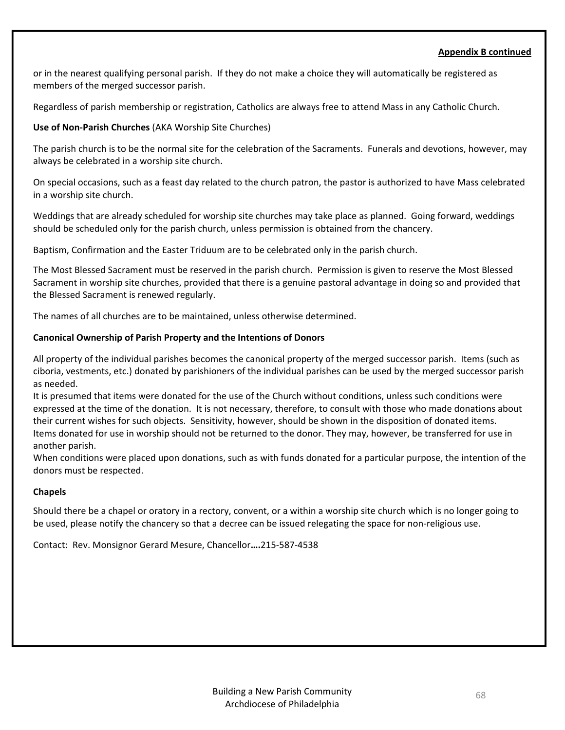**Appendix B continued**

or in the nearest qualifying personal parish. If they do not make a choice they will automatically be registered as members of the merged successor parish.

Regardless of parish membership or registration, Catholics are always free to attend Mass in any Catholic Church.

**Use of Non-Parish Churches** (AKA Worship Site Churches)

The parish church is to be the normal site for the celebration of the Sacraments. Funerals and devotions, however, may always be celebrated in a worship site church.

On special occasions, such as a feast day related to the church patron, the pastor is authorized to have Mass celebrated in a worship site church.

Weddings that are already scheduled for worship site churches may take place as planned. Going forward, weddings should be scheduled only for the parish church, unless permission is obtained from the chancery.

Baptism, Confirmation and the Easter Triduum are to be celebrated only in the parish church.

The Most Blessed Sacrament must be reserved in the parish church. Permission is given to reserve the Most Blessed Sacrament in worship site churches, provided that there is a genuine pastoral advantage in doing so and provided that the Blessed Sacrament is renewed regularly.

The names of all churches are to be maintained, unless otherwise determined.

**Canonical Ownership of Parish Property and the Intentions of Donors**

All property of the individual parishes becomes the canonical property of the merged successor parish. Items (such as ciboria, vestments, etc.) donated by parishioners of the individual parishes can be used by the merged successor parish as needed.
It is presumed that items were donated for the use of the Church without conditions, unless such conditions were expressed at the time of the donation. It is not necessary, therefore, to consult with those who made donations about their current wishes for such objects. Sensitivity, however, should be shown in the disposition of donated items.
Items donated for use in worship should not be returned to the donor. They may, however, be transferred for use in another parish.
When conditions were placed upon donations, such as with funds donated for a particular purpose, the intention of the donors must be respected.

**Chapels**

Should there be a chapel or oratory in a rectory, convent, or a within a worship site church which is no longer going to be used, please notify the chancery so that a decree can be issued relegating the space for non-religious use.

Contact: Rev. Monsignor Gerard Mesure, Chancellor**….**215-587-4538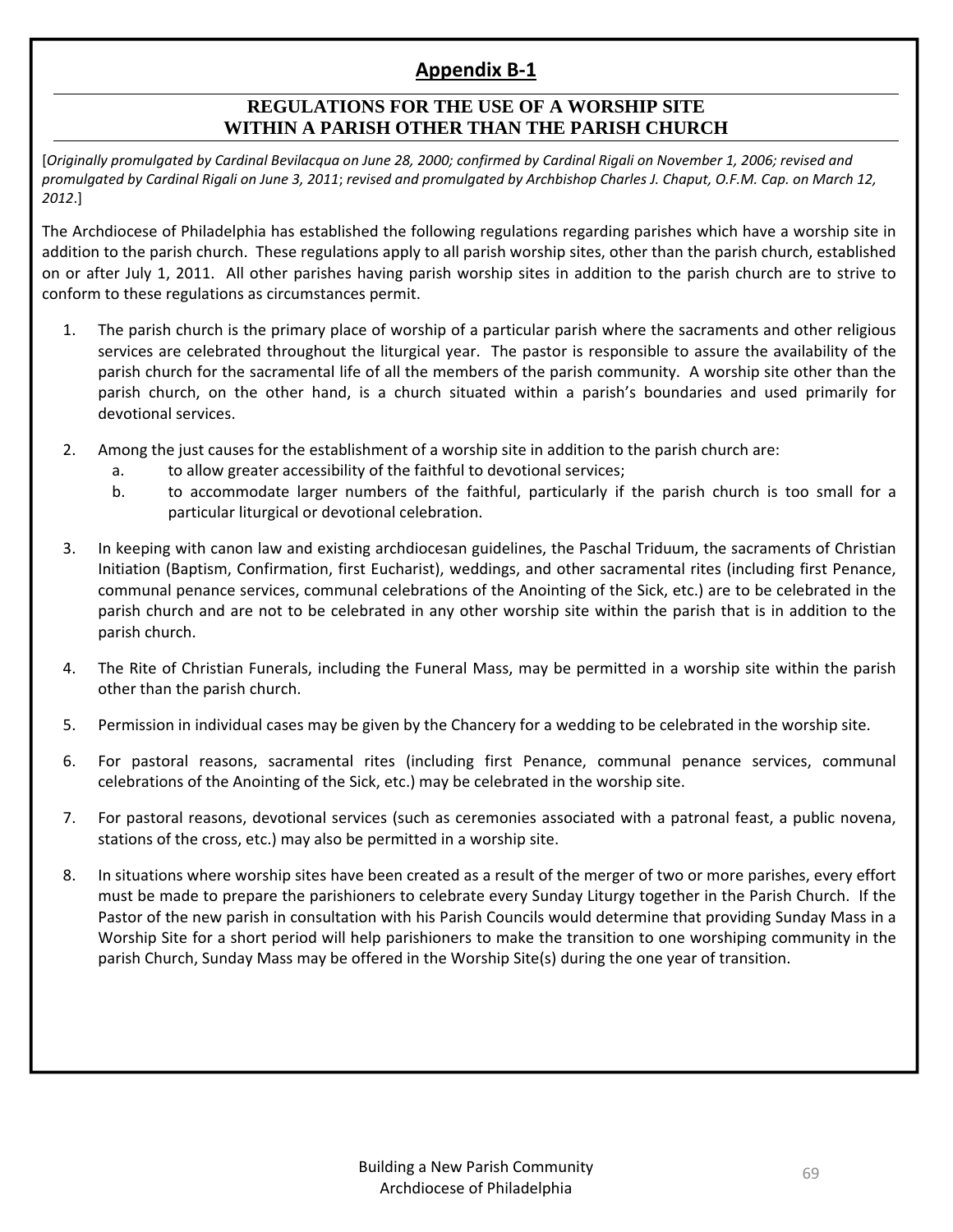# Appendix B-1

## REGULATIONS FOR THE USE OF A WORSHIP SITE WITHIN A PARISH OTHER THAN THE PARISH CHURCH

[*Originally promulgated by Cardinal Bevilacqua on June 28, 2000; confirmed by Cardinal Rigali on November 1, 2006; revised and promulgated by Cardinal Rigali on June 3, 2011*; *revised and promulgated by Archbishop Charles J. Chaput, O.F.M. Cap. on March 12, 2012*.]

The Archdiocese of Philadelphia has established the following regulations regarding parishes which have a worship site in addition to the parish church. These regulations apply to all parish worship sites, other than the parish church, established on or after July 1, 2011. All other parishes having parish worship sites in addition to the parish church are to strive to conform to these regulations as circumstances permit.

1. The parish church is the primary place of worship of a particular parish where the sacraments and other religious services are celebrated throughout the liturgical year. The pastor is responsible to assure the availability of the parish church for the sacramental life of all the members of the parish community. A worship site other than the parish church, on the other hand, is a church situated within a parish's boundaries and used primarily for devotional services.

2. Among the just causes for the establishment of a worship site in addition to the parish church are:
   a. to allow greater accessibility of the faithful to devotional services;
   b. to accommodate larger numbers of the faithful, particularly if the parish church is too small for a particular liturgical or devotional celebration.

3. In keeping with canon law and existing archdiocesan guidelines, the Paschal Triduum, the sacraments of Christian Initiation (Baptism, Confirmation, first Eucharist), weddings, and other sacramental rites (including first Penance, communal penance services, communal celebrations of the Anointing of the Sick, etc.) are to be celebrated in the parish church and are not to be celebrated in any other worship site within the parish that is in addition to the parish church.

4. The Rite of Christian Funerals, including the Funeral Mass, may be permitted in a worship site within the parish other than the parish church.

5. Permission in individual cases may be given by the Chancery for a wedding to be celebrated in the worship site.

6. For pastoral reasons, sacramental rites (including first Penance, communal penance services, communal celebrations of the Anointing of the Sick, etc.) may be celebrated in the worship site.

7. For pastoral reasons, devotional services (such as ceremonies associated with a patronal feast, a public novena, stations of the cross, etc.) may also be permitted in a worship site.

8. In situations where worship sites have been created as a result of the merger of two or more parishes, every effort must be made to prepare the parishioners to celebrate every Sunday Liturgy together in the Parish Church. If the Pastor of the new parish in consultation with his Parish Councils would determine that providing Sunday Mass in a Worship Site for a short period will help parishioners to make the transition to one worshiping community in the parish Church, Sunday Mass may be offered in the Worship Site(s) during the one year of transition.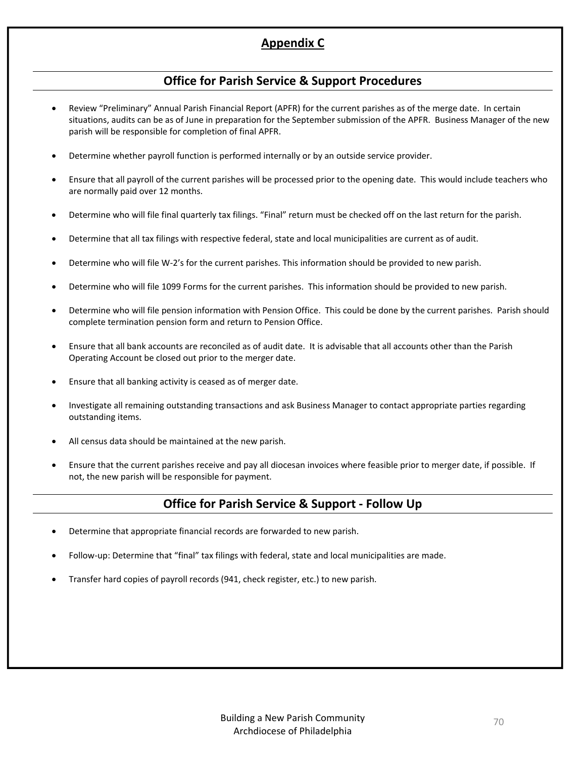# Appendix C

## Office for Parish Service & Support Procedures

- Review "Preliminary" Annual Parish Financial Report (APFR) for the current parishes as of the merge date. In certain situations, audits can be as of June in preparation for the September submission of the APFR. Business Manager of the new parish will be responsible for completion of final APFR.
- Determine whether payroll function is performed internally or by an outside service provider.
- Ensure that all payroll of the current parishes will be processed prior to the opening date. This would include teachers who are normally paid over 12 months.
- Determine who will file final quarterly tax filings. "Final" return must be checked off on the last return for the parish.
- Determine that all tax filings with respective federal, state and local municipalities are current as of audit.
- Determine who will file W-2's for the current parishes. This information should be provided to new parish.
- Determine who will file 1099 Forms for the current parishes. This information should be provided to new parish.
- Determine who will file pension information with Pension Office. This could be done by the current parishes. Parish should complete termination pension form and return to Pension Office.
- Ensure that all bank accounts are reconciled as of audit date. It is advisable that all accounts other than the Parish Operating Account be closed out prior to the merger date.
- Ensure that all banking activity is ceased as of merger date.
- Investigate all remaining outstanding transactions and ask Business Manager to contact appropriate parties regarding outstanding items.
- All census data should be maintained at the new parish.
- Ensure that the current parishes receive and pay all diocesan invoices where feasible prior to merger date, if possible. If not, the new parish will be responsible for payment.

## Office for Parish Service & Support - Follow Up

- Determine that appropriate financial records are forwarded to new parish.
- Follow-up: Determine that "final" tax filings with federal, state and local municipalities are made.
- Transfer hard copies of payroll records (941, check register, etc.) to new parish.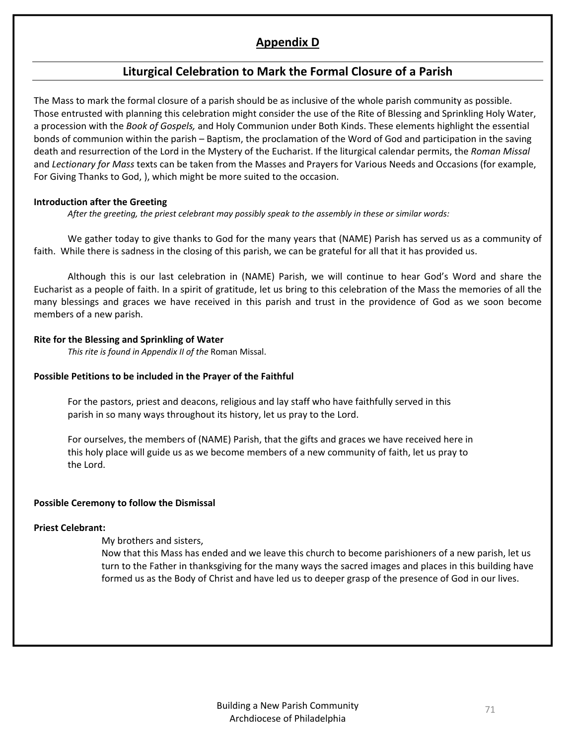## Appendix D

## Liturgical Celebration to Mark the Formal Closure of a Parish

The Mass to mark the formal closure of a parish should be as inclusive of the whole parish community as possible. Those entrusted with planning this celebration might consider the use of the Rite of Blessing and Sprinkling Holy Water, a procession with the *Book of Gospels,* and Holy Communion under Both Kinds. These elements highlight the essential bonds of communion within the parish – Baptism, the proclamation of the Word of God and participation in the saving death and resurrection of the Lord in the Mystery of the Eucharist. If the liturgical calendar permits, the *Roman Missal* and *Lectionary for Mass* texts can be taken from the Masses and Prayers for Various Needs and Occasions (for example, For Giving Thanks to God, ), which might be more suited to the occasion.

**Introduction after the Greeting**

*After the greeting, the priest celebrant may possibly speak to the assembly in these or similar words:*

We gather today to give thanks to God for the many years that (NAME) Parish has served us as a community of faith. While there is sadness in the closing of this parish, we can be grateful for all that it has provided us.

Although this is our last celebration in (NAME) Parish, we will continue to hear God's Word and share the Eucharist as a people of faith. In a spirit of gratitude, let us bring to this celebration of the Mass the memories of all the many blessings and graces we have received in this parish and trust in the providence of God as we soon become members of a new parish.

**Rite for the Blessing and Sprinkling of Water**

*This rite is found in Appendix II of the* Roman Missal.

**Possible Petitions to be included in the Prayer of the Faithful**

For the pastors, priest and deacons, religious and lay staff who have faithfully served in this parish in so many ways throughout its history, let us pray to the Lord.

For ourselves, the members of (NAME) Parish, that the gifts and graces we have received here in this holy place will guide us as we become members of a new community of faith, let us pray to the Lord.

**Possible Ceremony to follow the Dismissal**

**Priest Celebrant:**

My brothers and sisters,
Now that this Mass has ended and we leave this church to become parishioners of a new parish, let us turn to the Father in thanksgiving for the many ways the sacred images and places in this building have formed us as the Body of Christ and have led us to deeper grasp of the presence of God in our lives.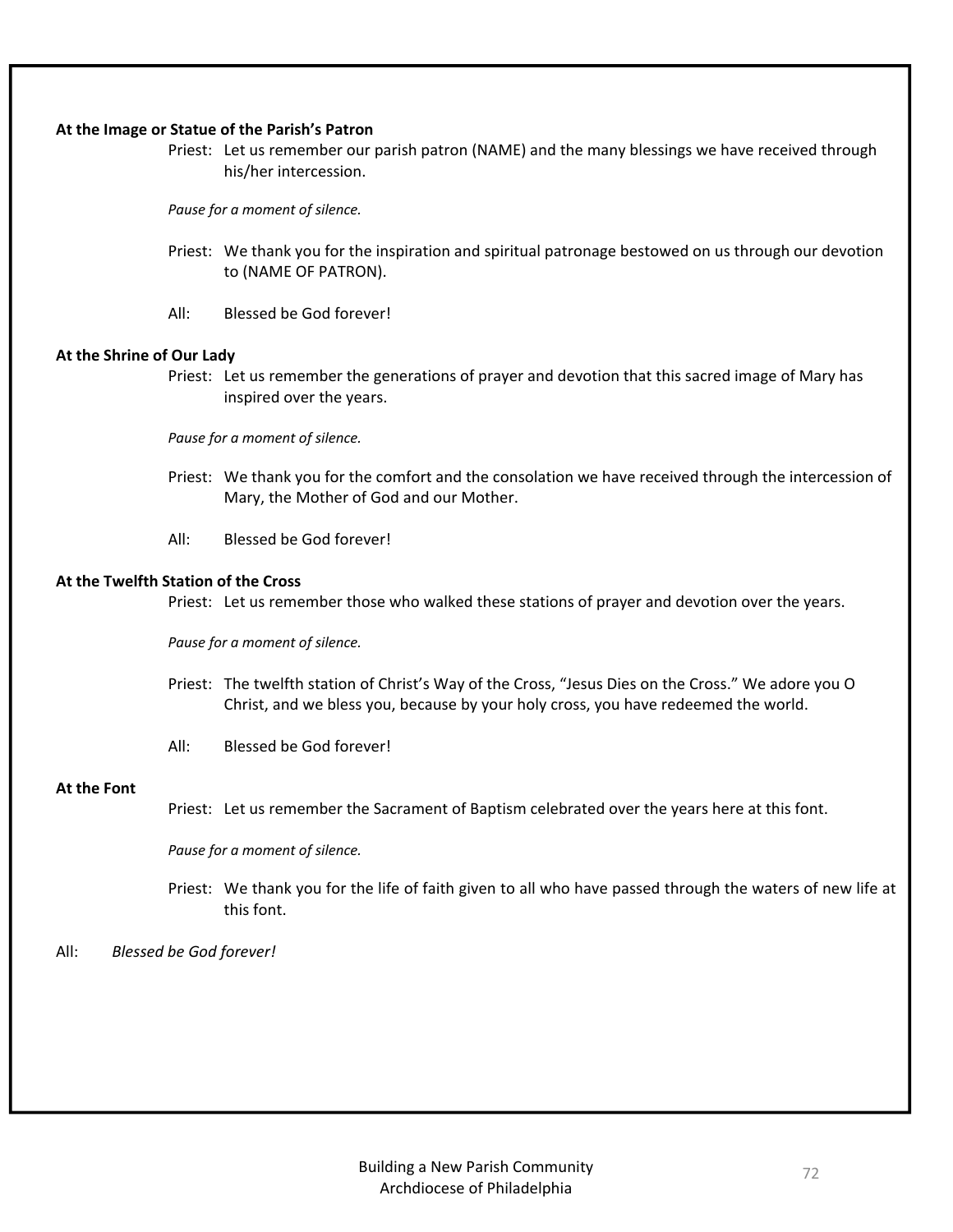**At the Image or Statue of the Parish's Patron**

Priest: Let us remember our parish patron (NAME) and the many blessings we have received through his/her intercession.

*Pause for a moment of silence.*

Priest: We thank you for the inspiration and spiritual patronage bestowed on us through our devotion to (NAME OF PATRON).

All: Blessed be God forever!

**At the Shrine of Our Lady**

Priest: Let us remember the generations of prayer and devotion that this sacred image of Mary has inspired over the years.

*Pause for a moment of silence.*

Priest: We thank you for the comfort and the consolation we have received through the intercession of Mary, the Mother of God and our Mother.

All: Blessed be God forever!

**At the Twelfth Station of the Cross**

Priest: Let us remember those who walked these stations of prayer and devotion over the years.

*Pause for a moment of silence.*

Priest: The twelfth station of Christ's Way of the Cross, "Jesus Dies on the Cross." We adore you O Christ, and we bless you, because by your holy cross, you have redeemed the world.

All: Blessed be God forever!

**At the Font**

Priest: Let us remember the Sacrament of Baptism celebrated over the years here at this font.

*Pause for a moment of silence.*

Priest: We thank you for the life of faith given to all who have passed through the waters of new life at this font.

All: *Blessed be God forever!*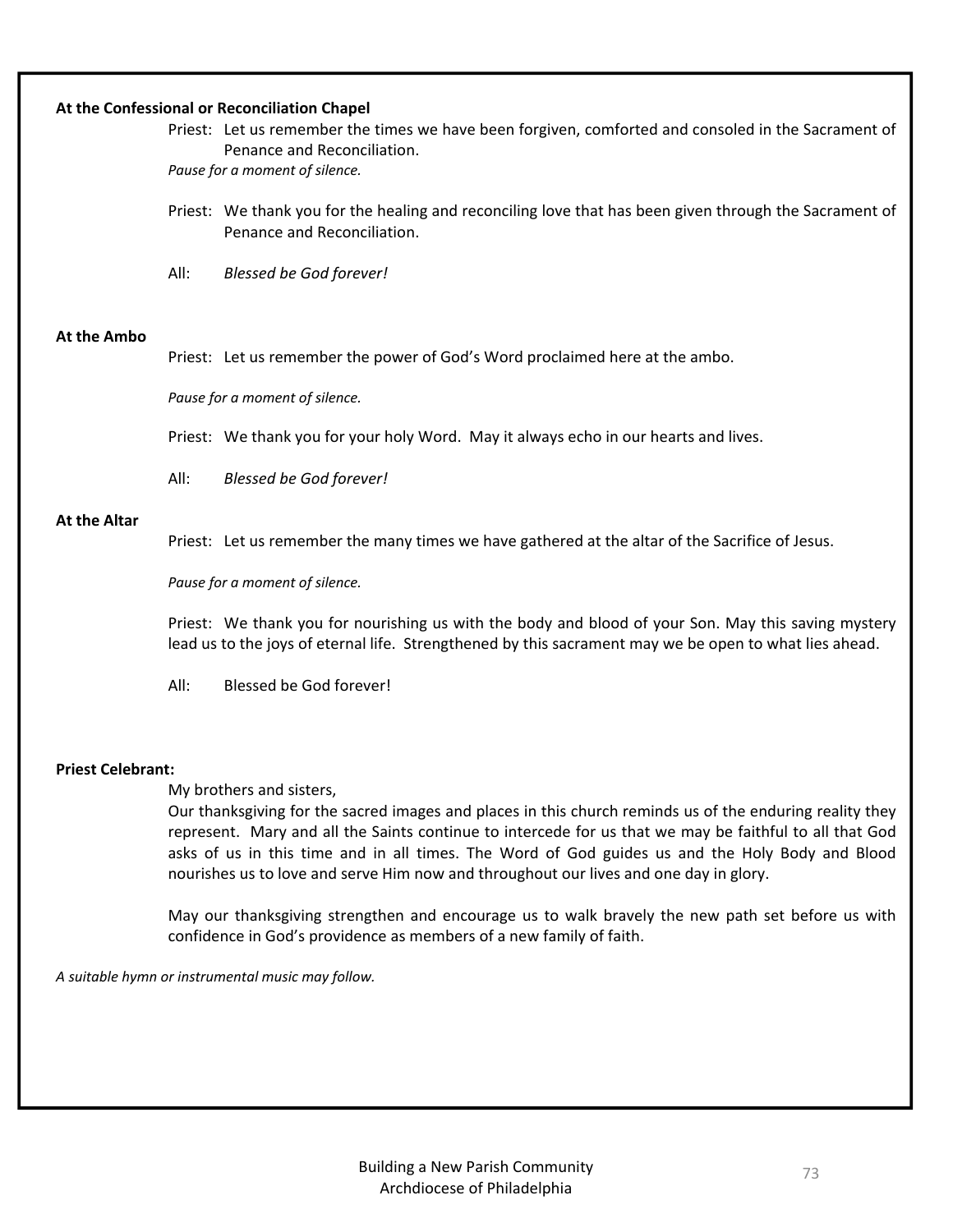**At the Confessional or Reconciliation Chapel**

Priest: Let us remember the times we have been forgiven, comforted and consoled in the Sacrament of Penance and Reconciliation.

*Pause for a moment of silence.*

Priest: We thank you for the healing and reconciling love that has been given through the Sacrament of Penance and Reconciliation.

All: *Blessed be God forever!*

**At the Ambo**

Priest: Let us remember the power of God's Word proclaimed here at the ambo.

*Pause for a moment of silence.*

Priest: We thank you for your holy Word. May it always echo in our hearts and lives.

All: *Blessed be God forever!*

**At the Altar**

Priest: Let us remember the many times we have gathered at the altar of the Sacrifice of Jesus.

*Pause for a moment of silence.*

Priest: We thank you for nourishing us with the body and blood of your Son. May this saving mystery lead us to the joys of eternal life. Strengthened by this sacrament may we be open to what lies ahead.

All: Blessed be God forever!

**Priest Celebrant:**

My brothers and sisters,

Our thanksgiving for the sacred images and places in this church reminds us of the enduring reality they represent. Mary and all the Saints continue to intercede for us that we may be faithful to all that God asks of us in this time and in all times. The Word of God guides us and the Holy Body and Blood nourishes us to love and serve Him now and throughout our lives and one day in glory.

May our thanksgiving strengthen and encourage us to walk bravely the new path set before us with confidence in God's providence as members of a new family of faith.

*A suitable hymn or instrumental music may follow.*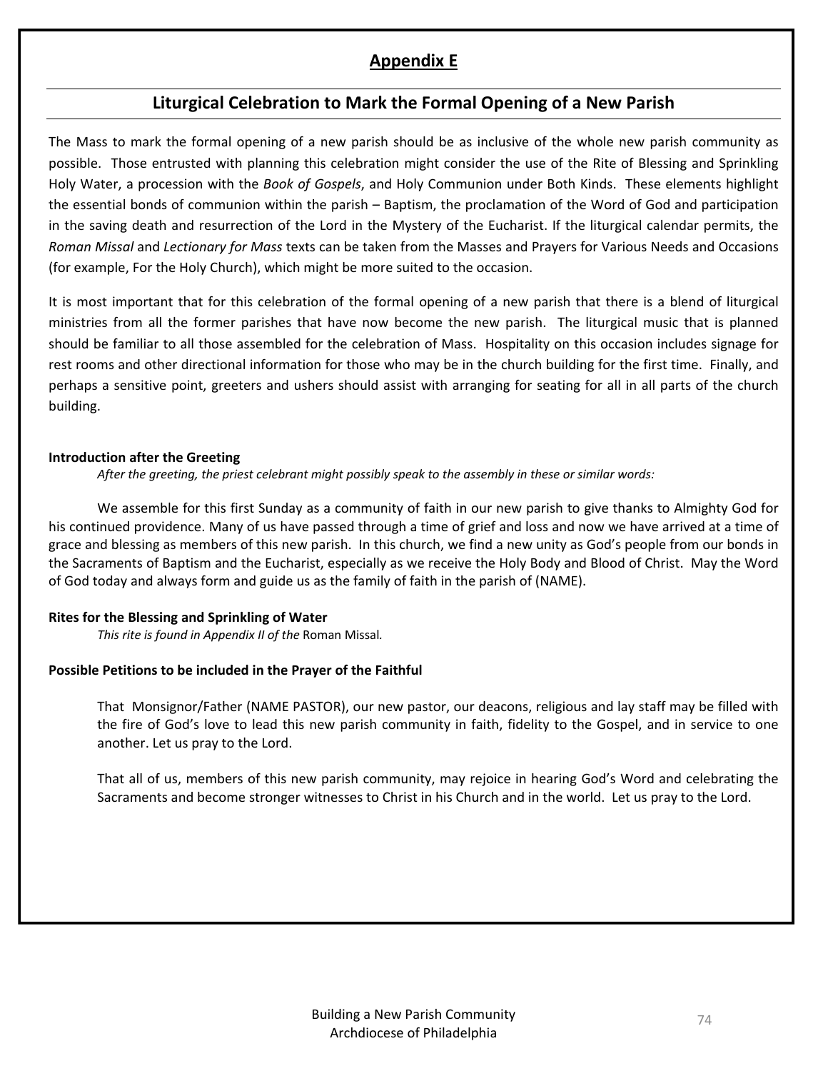## Appendix E

## Liturgical Celebration to Mark the Formal Opening of a New Parish

The Mass to mark the formal opening of a new parish should be as inclusive of the whole new parish community as possible. Those entrusted with planning this celebration might consider the use of the Rite of Blessing and Sprinkling Holy Water, a procession with the *Book of Gospels*, and Holy Communion under Both Kinds. These elements highlight the essential bonds of communion within the parish – Baptism, the proclamation of the Word of God and participation in the saving death and resurrection of the Lord in the Mystery of the Eucharist. If the liturgical calendar permits, the *Roman Missal* and *Lectionary for Mass* texts can be taken from the Masses and Prayers for Various Needs and Occasions (for example, For the Holy Church), which might be more suited to the occasion.

It is most important that for this celebration of the formal opening of a new parish that there is a blend of liturgical ministries from all the former parishes that have now become the new parish. The liturgical music that is planned should be familiar to all those assembled for the celebration of Mass. Hospitality on this occasion includes signage for rest rooms and other directional information for those who may be in the church building for the first time. Finally, and perhaps a sensitive point, greeters and ushers should assist with arranging for seating for all in all parts of the church building.

**Introduction after the Greeting**

*After the greeting, the priest celebrant might possibly speak to the assembly in these or similar words:*

We assemble for this first Sunday as a community of faith in our new parish to give thanks to Almighty God for his continued providence. Many of us have passed through a time of grief and loss and now we have arrived at a time of grace and blessing as members of this new parish. In this church, we find a new unity as God's people from our bonds in the Sacraments of Baptism and the Eucharist, especially as we receive the Holy Body and Blood of Christ. May the Word of God today and always form and guide us as the family of faith in the parish of (NAME).

**Rites for the Blessing and Sprinkling of Water**

*This rite is found in Appendix II of the* Roman Missal*.*

**Possible Petitions to be included in the Prayer of the Faithful**

That Monsignor/Father (NAME PASTOR), our new pastor, our deacons, religious and lay staff may be filled with the fire of God's love to lead this new parish community in faith, fidelity to the Gospel, and in service to one another. Let us pray to the Lord.

That all of us, members of this new parish community, may rejoice in hearing God's Word and celebrating the Sacraments and become stronger witnesses to Christ in his Church and in the world. Let us pray to the Lord.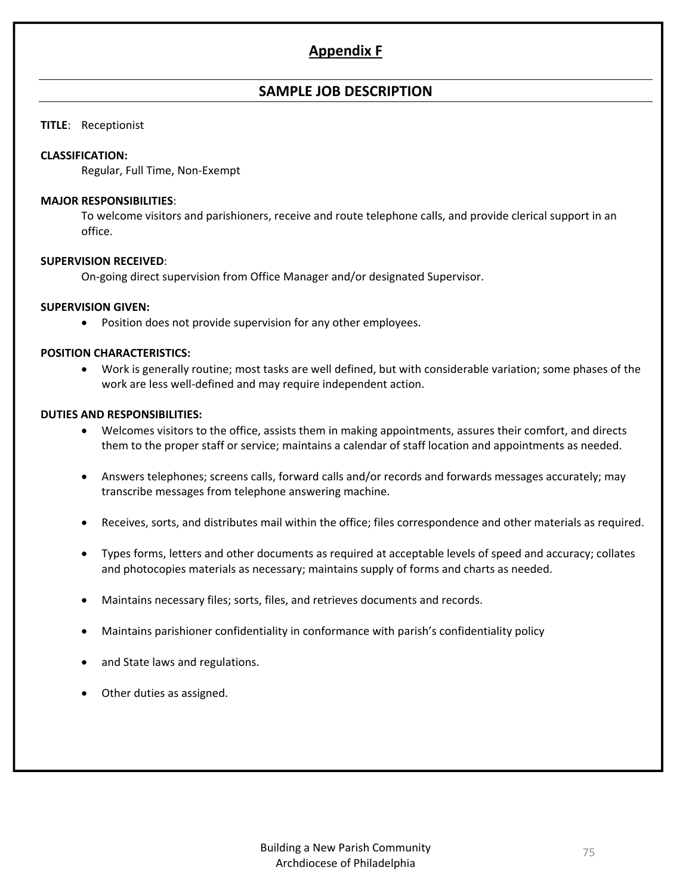# Appendix F

## SAMPLE JOB DESCRIPTION

**TITLE**: Receptionist

**CLASSIFICATION:**

Regular, Full Time, Non-Exempt

**MAJOR RESPONSIBILITIES**:

To welcome visitors and parishioners, receive and route telephone calls, and provide clerical support in an office.

**SUPERVISION RECEIVED**:

On-going direct supervision from Office Manager and/or designated Supervisor.

**SUPERVISION GIVEN:**

- Position does not provide supervision for any other employees.

**POSITION CHARACTERISTICS:**

- Work is generally routine; most tasks are well defined, but with considerable variation; some phases of the work are less well-defined and may require independent action.

**DUTIES AND RESPONSIBILITIES:**

- Welcomes visitors to the office, assists them in making appointments, assures their comfort, and directs them to the proper staff or service; maintains a calendar of staff location and appointments as needed.

- Answers telephones; screens calls, forward calls and/or records and forwards messages accurately; may transcribe messages from telephone answering machine.

- Receives, sorts, and distributes mail within the office; files correspondence and other materials as required.

- Types forms, letters and other documents as required at acceptable levels of speed and accuracy; collates and photocopies materials as necessary; maintains supply of forms and charts as needed.

- Maintains necessary files; sorts, files, and retrieves documents and records.

- Maintains parishioner confidentiality in conformance with parish's confidentiality policy

- and State laws and regulations.

- Other duties as assigned.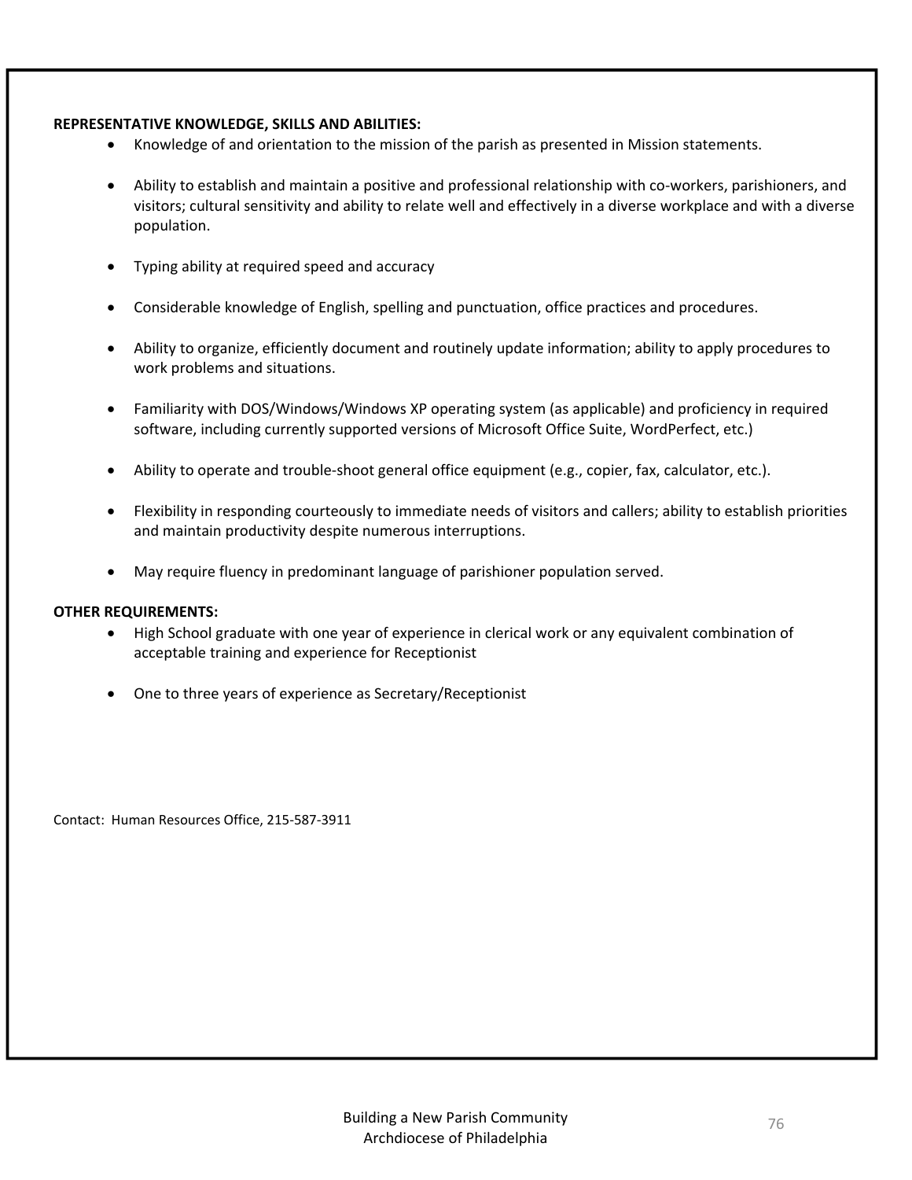**REPRESENTATIVE KNOWLEDGE, SKILLS AND ABILITIES:**

- Knowledge of and orientation to the mission of the parish as presented in Mission statements.
- Ability to establish and maintain a positive and professional relationship with co-workers, parishioners, and visitors; cultural sensitivity and ability to relate well and effectively in a diverse workplace and with a diverse population.
- Typing ability at required speed and accuracy
- Considerable knowledge of English, spelling and punctuation, office practices and procedures.
- Ability to organize, efficiently document and routinely update information; ability to apply procedures to work problems and situations.
- Familiarity with DOS/Windows/Windows XP operating system (as applicable) and proficiency in required software, including currently supported versions of Microsoft Office Suite, WordPerfect, etc.)
- Ability to operate and trouble-shoot general office equipment (e.g., copier, fax, calculator, etc.).
- Flexibility in responding courteously to immediate needs of visitors and callers; ability to establish priorities and maintain productivity despite numerous interruptions.
- May require fluency in predominant language of parishioner population served.

**OTHER REQUIREMENTS:**

- High School graduate with one year of experience in clerical work or any equivalent combination of acceptable training and experience for Receptionist
- One to three years of experience as Secretary/Receptionist

Contact: Human Resources Office, 215-587-3911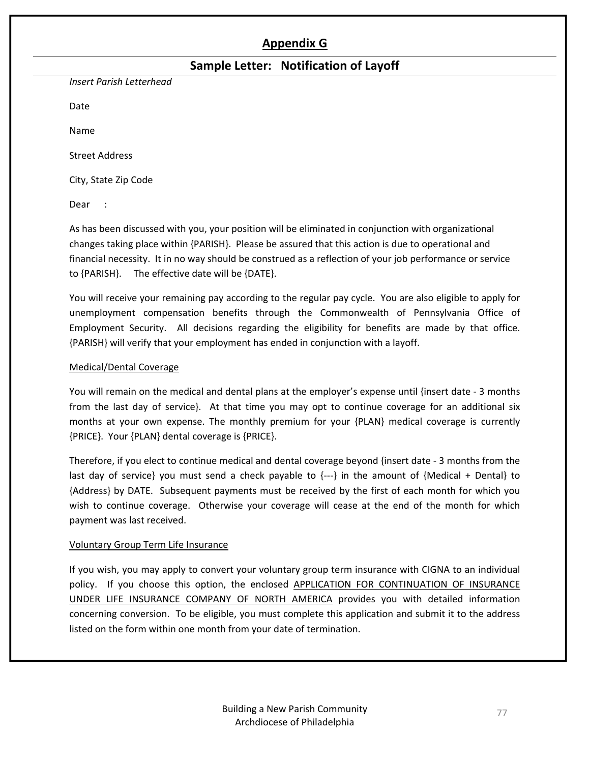## Appendix G

## Sample Letter: Notification of Layoff

*Insert Parish Letterhead*

Date

Name

Street Address

City, State Zip Code

Dear :

As has been discussed with you, your position will be eliminated in conjunction with organizational changes taking place within {PARISH}. Please be assured that this action is due to operational and financial necessity. It in no way should be construed as a reflection of your job performance or service to {PARISH}. The effective date will be {DATE}.

You will receive your remaining pay according to the regular pay cycle. You are also eligible to apply for unemployment compensation benefits through the Commonwealth of Pennsylvania Office of Employment Security. All decisions regarding the eligibility for benefits are made by that office. {PARISH} will verify that your employment has ended in conjunction with a layoff.

Medical/Dental Coverage

You will remain on the medical and dental plans at the employer's expense until {insert date - 3 months from the last day of service}. At that time you may opt to continue coverage for an additional six months at your own expense. The monthly premium for your {PLAN} medical coverage is currently {PRICE}. Your {PLAN} dental coverage is {PRICE}.

Therefore, if you elect to continue medical and dental coverage beyond {insert date - 3 months from the last day of service} you must send a check payable to {---} in the amount of {Medical + Dental} to {Address} by DATE. Subsequent payments must be received by the first of each month for which you wish to continue coverage. Otherwise your coverage will cease at the end of the month for which payment was last received.

Voluntary Group Term Life Insurance

If you wish, you may apply to convert your voluntary group term insurance with CIGNA to an individual policy. If you choose this option, the enclosed APPLICATION FOR CONTINUATION OF INSURANCE UNDER LIFE INSURANCE COMPANY OF NORTH AMERICA provides you with detailed information concerning conversion. To be eligible, you must complete this application and submit it to the address listed on the form within one month from your date of termination.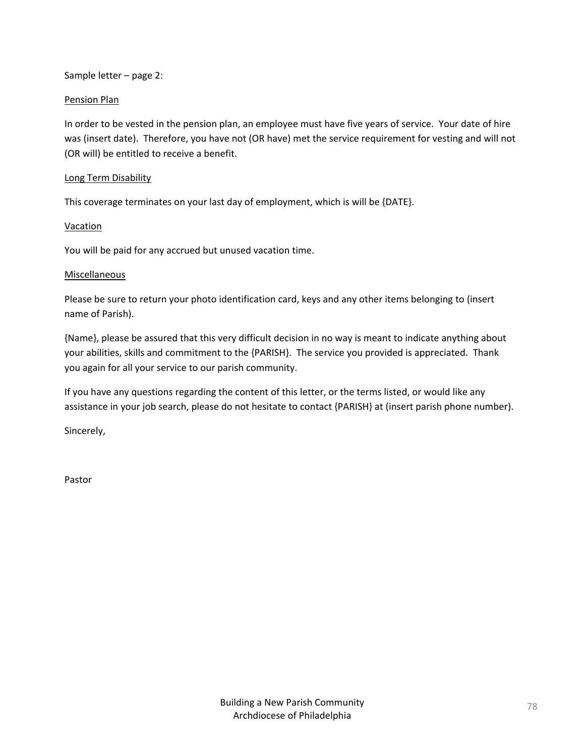Sample letter – page 2:

<u>Pension Plan</u>

In order to be vested in the pension plan, an employee must have five years of service. Your date of hire was (insert date). Therefore, you have not (OR have) met the service requirement for vesting and will not (OR will) be entitled to receive a benefit.

<u>Long Term Disability</u>

This coverage terminates on your last day of employment, which is will be {DATE}.

<u>Vacation</u>

You will be paid for any accrued but unused vacation time.

<u>Miscellaneous</u>

Please be sure to return your photo identification card, keys and any other items belonging to (insert name of Parish).

{Name}, please be assured that this very difficult decision in no way is meant to indicate anything about your abilities, skills and commitment to the {PARISH}. The service you provided is appreciated. Thank you again for all your service to our parish community.

If you have any questions regarding the content of this letter, or the terms listed, or would like any assistance in your job search, please do not hesitate to contact {PARISH} at (insert parish phone number).

Sincerely,

Pastor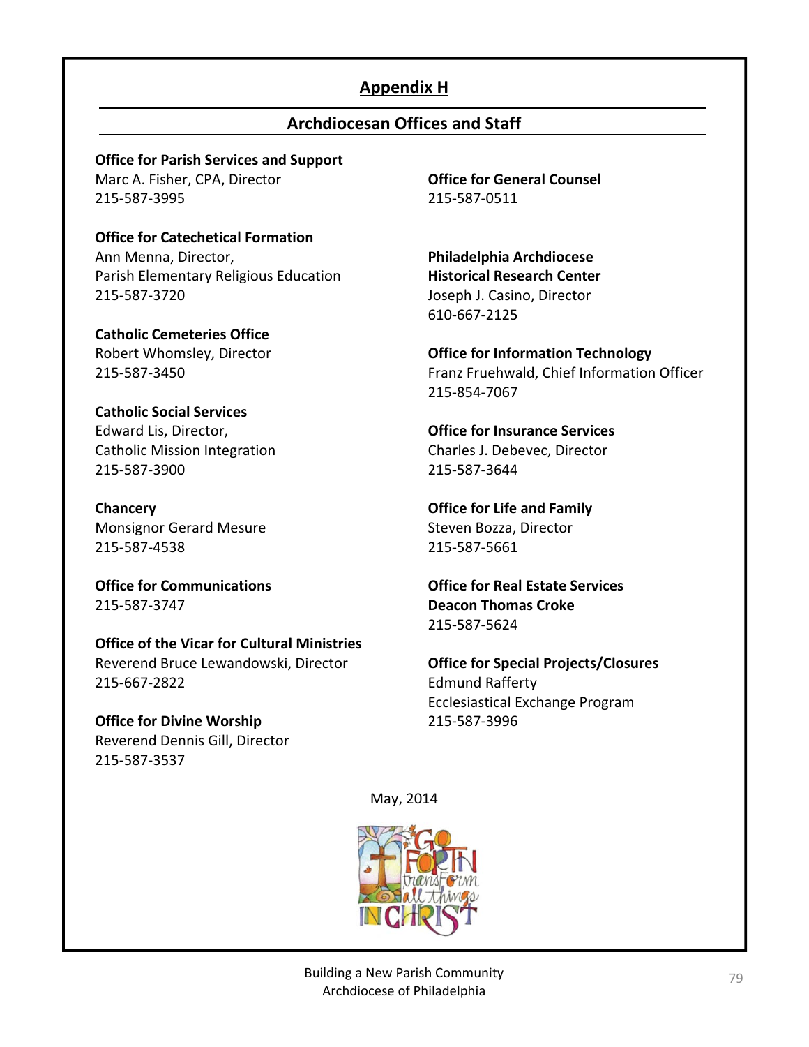## Appendix H

### Archdiocesan Offices and Staff

**Office for Parish Services and Support**
Marc A. Fisher, CPA, Director
215-587-3995

**Office for Catechetical Formation**
Ann Menna, Director,
Parish Elementary Religious Education
215-587-3720

**Catholic Cemeteries Office**
Robert Whomsley, Director
215-587-3450

**Catholic Social Services**
Edward Lis, Director,
Catholic Mission Integration
215-587-3900

**Chancery**
Monsignor Gerard Mesure
215-587-4538

**Office for Communications**
215-587-3747

**Office of the Vicar for Cultural Ministries**
Reverend Bruce Lewandowski, Director
215-667-2822

**Office for Divine Worship**
Reverend Dennis Gill, Director
215-587-3537

**Office for General Counsel**
215-587-0511

**Philadelphia Archdiocese Historical Research Center**
Joseph J. Casino, Director
610-667-2125

**Office for Information Technology**
Franz Fruehwald, Chief Information Officer
215-854-7067

**Office for Insurance Services**
Charles J. Debevec, Director
215-587-3644

**Office for Life and Family**
Steven Bozza, Director
215-587-5661

**Office for Real Estate Services**
**Deacon Thomas Croke**
215-587-5624

**Office for Special Projects/Closures**
Edmund Rafferty
Ecclesiastical Exchange Program
215-587-3996

May, 2014

GO FORTH transform all things IN CHRIST

Building a New Parish Community
Archdiocese of Philadelphia